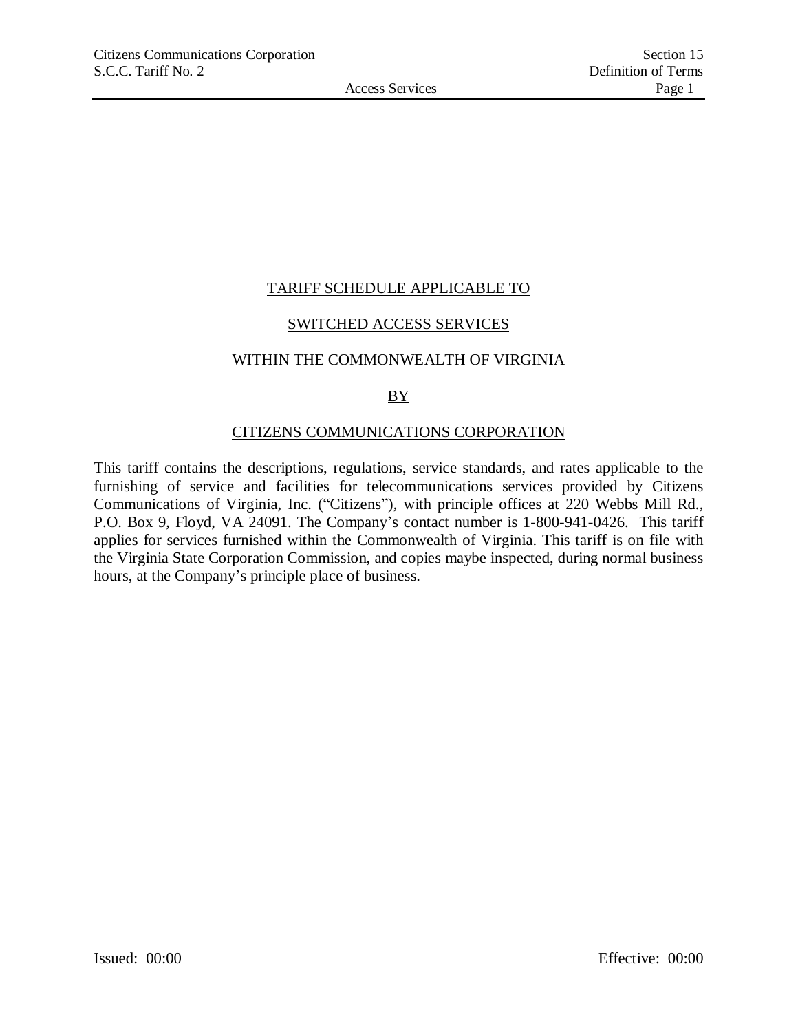TARIFF SCHEDULE APPLICABLE TO

SWITCHED ACCESS SERVICES

WITHIN THE COMMONWEALTH OF VIRGINIA

BY

CITIZENS COMMUNICATIONS CORPORATION

This tariff contains the descriptions, regulations, service standards, and rates applicable to the furnishing of service and facilities for telecommunications services provided by Citizens Communications of Virginia, Inc. ("Citizens"), with principle offices at 220 Webbs Mill Rd., P.O. Box 9, Floyd, VA 24091. The Company's contact number is 1-800-941-0426. This tariff applies for services furnished within the Commonwealth of Virginia. This tariff is on file with the Virginia State Corporation Commission, and copies maybe inspected, during normal business hours, at the Company's principle place of business.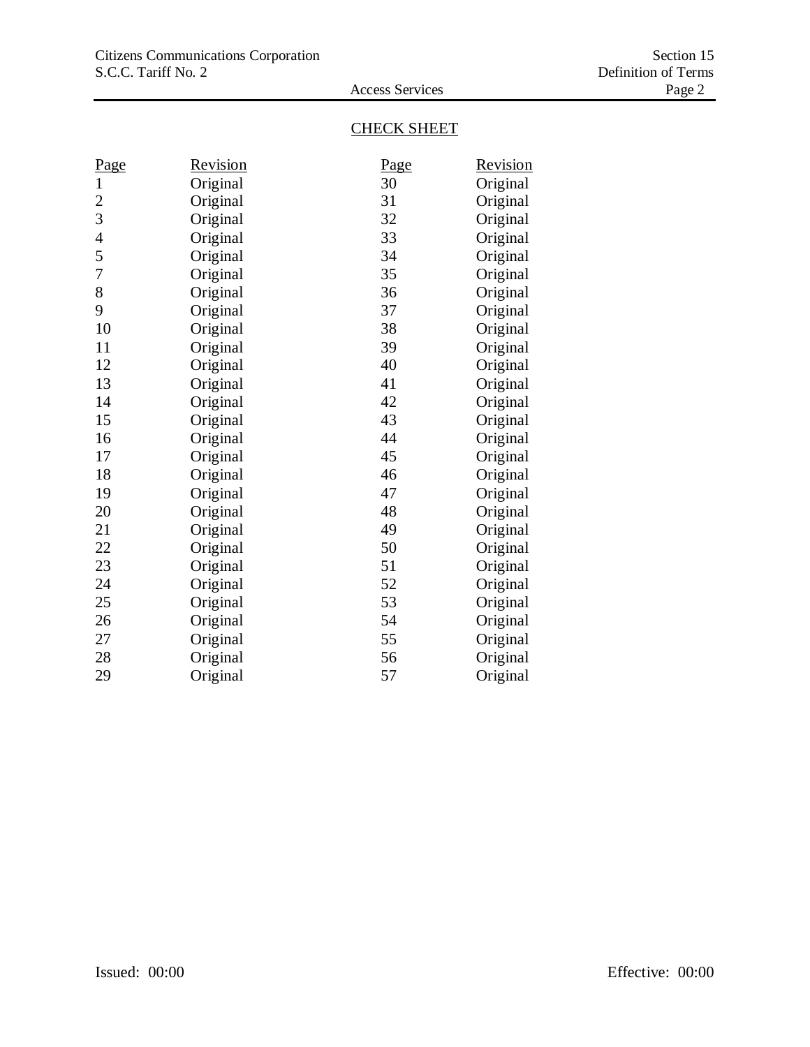## CHECK SHEET

| Page | Revision | Page | Revision |
|---|---|---|---|
| 1 | Original | 30 | Original |
| 2 | Original | 31 | Original |
| 3 | Original | 32 | Original |
| 4 | Original | 33 | Original |
| 5 | Original | 34 | Original |
| 7 | Original | 35 | Original |
| 8 | Original | 36 | Original |
| 9 | Original | 37 | Original |
| 10 | Original | 38 | Original |
| 11 | Original | 39 | Original |
| 12 | Original | 40 | Original |
| 13 | Original | 41 | Original |
| 14 | Original | 42 | Original |
| 15 | Original | 43 | Original |
| 16 | Original | 44 | Original |
| 17 | Original | 45 | Original |
| 18 | Original | 46 | Original |
| 19 | Original | 47 | Original |
| 20 | Original | 48 | Original |
| 21 | Original | 49 | Original |
| 22 | Original | 50 | Original |
| 23 | Original | 51 | Original |
| 24 | Original | 52 | Original |
| 25 | Original | 53 | Original |
| 26 | Original | 54 | Original |
| 27 | Original | 55 | Original |
| 28 | Original | 56 | Original |
| 29 | Original | 57 | Original |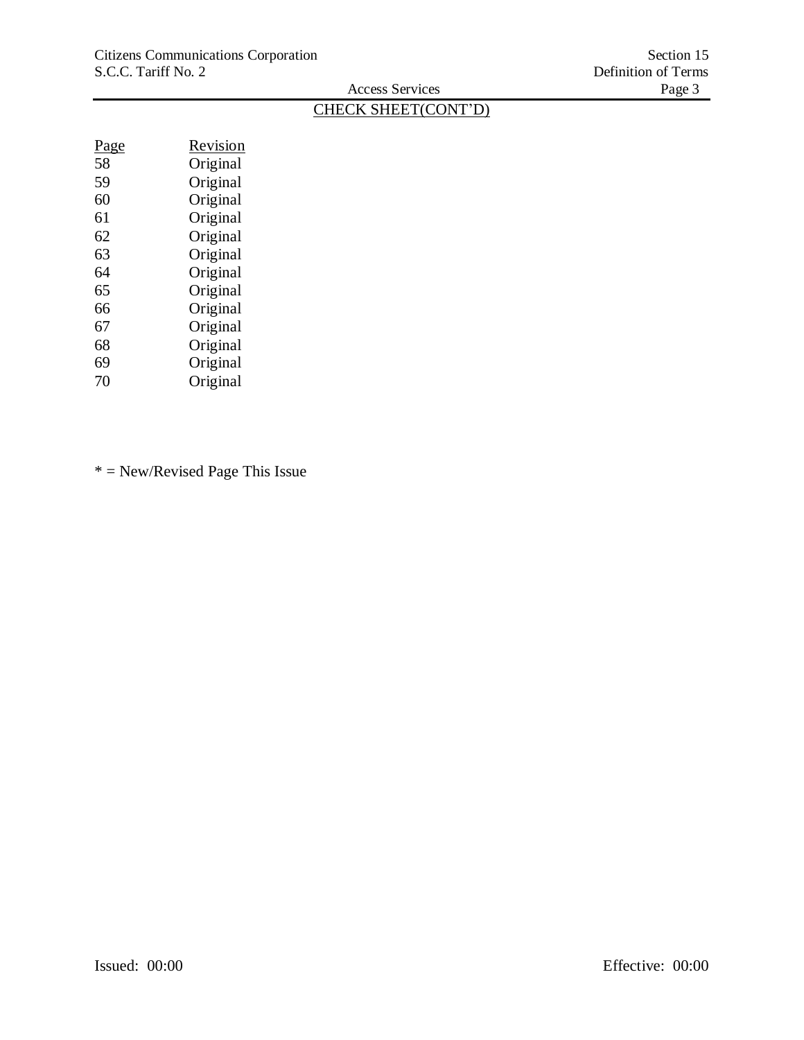## CHECK SHEET(CONT'D)

| Page | Revision |
|---|---|
| 58 | Original |
| 59 | Original |
| 60 | Original |
| 61 | Original |
| 62 | Original |
| 63 | Original |
| 64 | Original |
| 65 | Original |
| 66 | Original |
| 67 | Original |
| 68 | Original |
| 69 | Original |
| 70 | Original |

* = New/Revised Page This Issue

Issued: 00:00 Effective: 00:00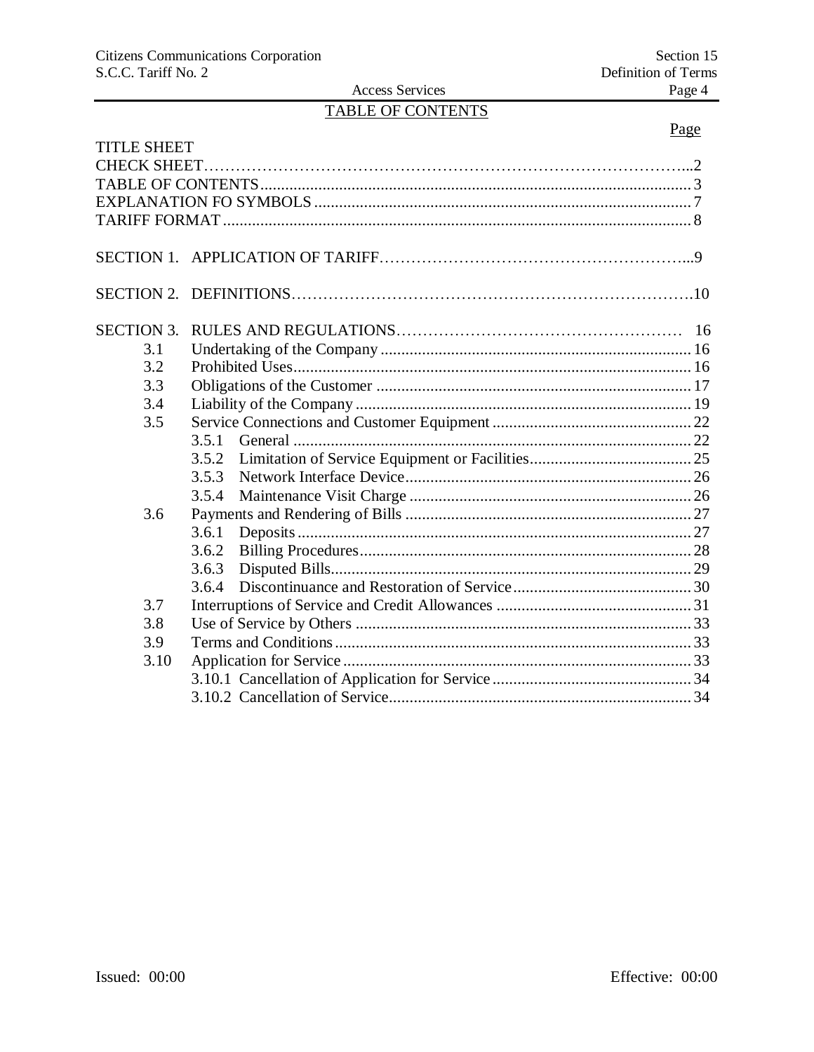## TABLE OF CONTENTS

| | | Page |
|---|---|---|
| TITLE SHEET | | |
| CHECK SHEET | | 2 |
| TABLE OF CONTENTS | | 3 |
| EXPLANATION FO SYMBOLS | | 7 |
| TARIFF FORMAT | | 8 |
| SECTION 1. | APPLICATION OF TARIFF | 9 |
| SECTION 2. | DEFINITIONS | 10 |
| SECTION 3. | RULES AND REGULATIONS | 16 |
| 3.1 | Undertaking of the Company | 16 |
| 3.2 | Prohibited Uses | 16 |
| 3.3 | Obligations of the Customer | 17 |
| 3.4 | Liability of the Company | 19 |
| 3.5 | Service Connections and Customer Equipment | 22 |
| | 3.5.1 General | 22 |
| | 3.5.2 Limitation of Service Equipment or Facilities | 25 |
| | 3.5.3 Network Interface Device | 26 |
| | 3.5.4 Maintenance Visit Charge | 26 |
| 3.6 | Payments and Rendering of Bills | 27 |
| | 3.6.1 Deposits | 27 |
| | 3.6.2 Billing Procedures | 28 |
| | 3.6.3 Disputed Bills | 29 |
| | 3.6.4 Discontinuance and Restoration of Service | 30 |
| 3.7 | Interruptions of Service and Credit Allowances | 31 |
| 3.8 | Use of Service by Others | 33 |
| 3.9 | Terms and Conditions | 33 |
| 3.10 | Application for Service | 33 |
| | 3.10.1 Cancellation of Application for Service | 34 |
| | 3.10.2 Cancellation of Service | 34 |

Issued: 00:00 Effective: 00:00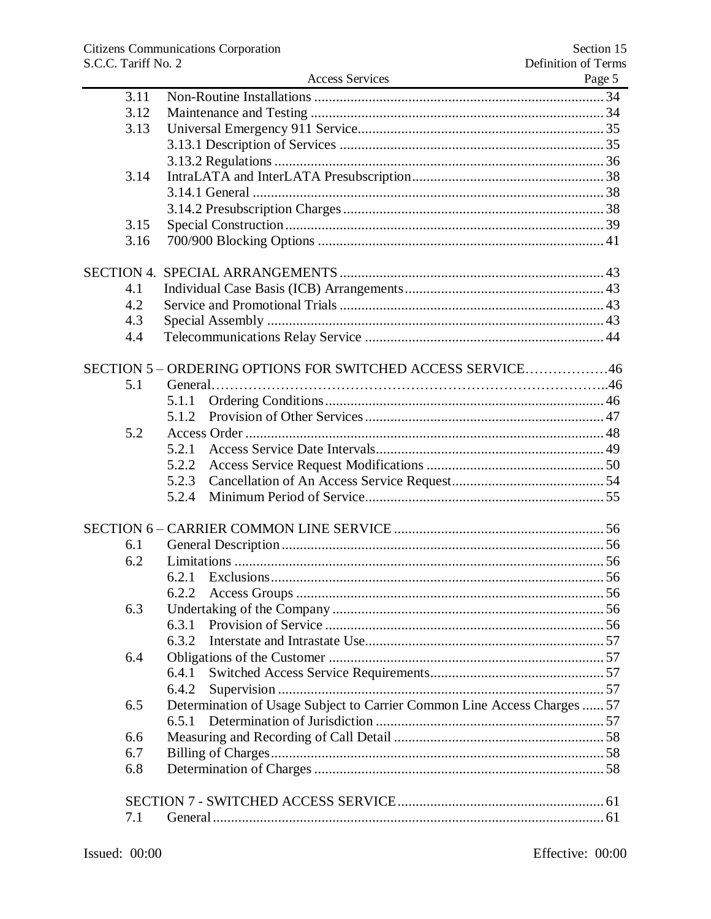| | | |
|---|---|---|
| 3.11 | Non-Routine Installations | 34 |
| 3.12 | Maintenance and Testing | 34 |
| 3.13 | Universal Emergency 911 Service | 35 |
| | 3.13.1 Description of Services | 35 |
| | 3.13.2 Regulations | 36 |
| 3.14 | IntraLATA and InterLATA Presubscription | 38 |
| | 3.14.1 General | 38 |
| | 3.14.2 Presubscription Charges | 38 |
| 3.15 | Special Construction | 39 |
| 3.16 | 700/900 Blocking Options | 41 |
| SECTION 4. | SPECIAL ARRANGEMENTS | 43 |
| 4.1 | Individual Case Basis (ICB) Arrangements | 43 |
| 4.2 | Service and Promotional Trials | 43 |
| 4.3 | Special Assembly | 43 |
| 4.4 | Telecommunications Relay Service | 44 |
| SECTION 5 – | ORDERING OPTIONS FOR SWITCHED ACCESS SERVICE | 46 |
| 5.1 | General | 46 |
| | 5.1.1 Ordering Conditions | 46 |
| | 5.1.2 Provision of Other Services | 47 |
| 5.2 | Access Order | 48 |
| | 5.2.1 Access Service Date Intervals | 49 |
| | 5.2.2 Access Service Request Modifications | 50 |
| | 5.2.3 Cancellation of An Access Service Request | 54 |
| | 5.2.4 Minimum Period of Service | 55 |
| SECTION 6 – | CARRIER COMMON LINE SERVICE | 56 |
| 6.1 | General Description | 56 |
| 6.2 | Limitations | 56 |
| | 6.2.1 Exclusions | 56 |
| | 6.2.2 Access Groups | 56 |
| 6.3 | Undertaking of the Company | 56 |
| | 6.3.1 Provision of Service | 56 |
| | 6.3.2 Interstate and Intrastate Use | 57 |
| 6.4 | Obligations of the Customer | 57 |
| | 6.4.1 Switched Access Service Requirements | 57 |
| | 6.4.2 Supervision | 57 |
| 6.5 | Determination of Usage Subject to Carrier Common Line Access Charges | 57 |
| | 6.5.1 Determination of Jurisdiction | 57 |
| 6.6 | Measuring and Recording of Call Detail | 58 |
| 6.7 | Billing of Charges | 58 |
| 6.8 | Determination of Charges | 58 |
| | SECTION 7 - SWITCHED ACCESS SERVICE | 61 |
| 7.1 | General | 61 |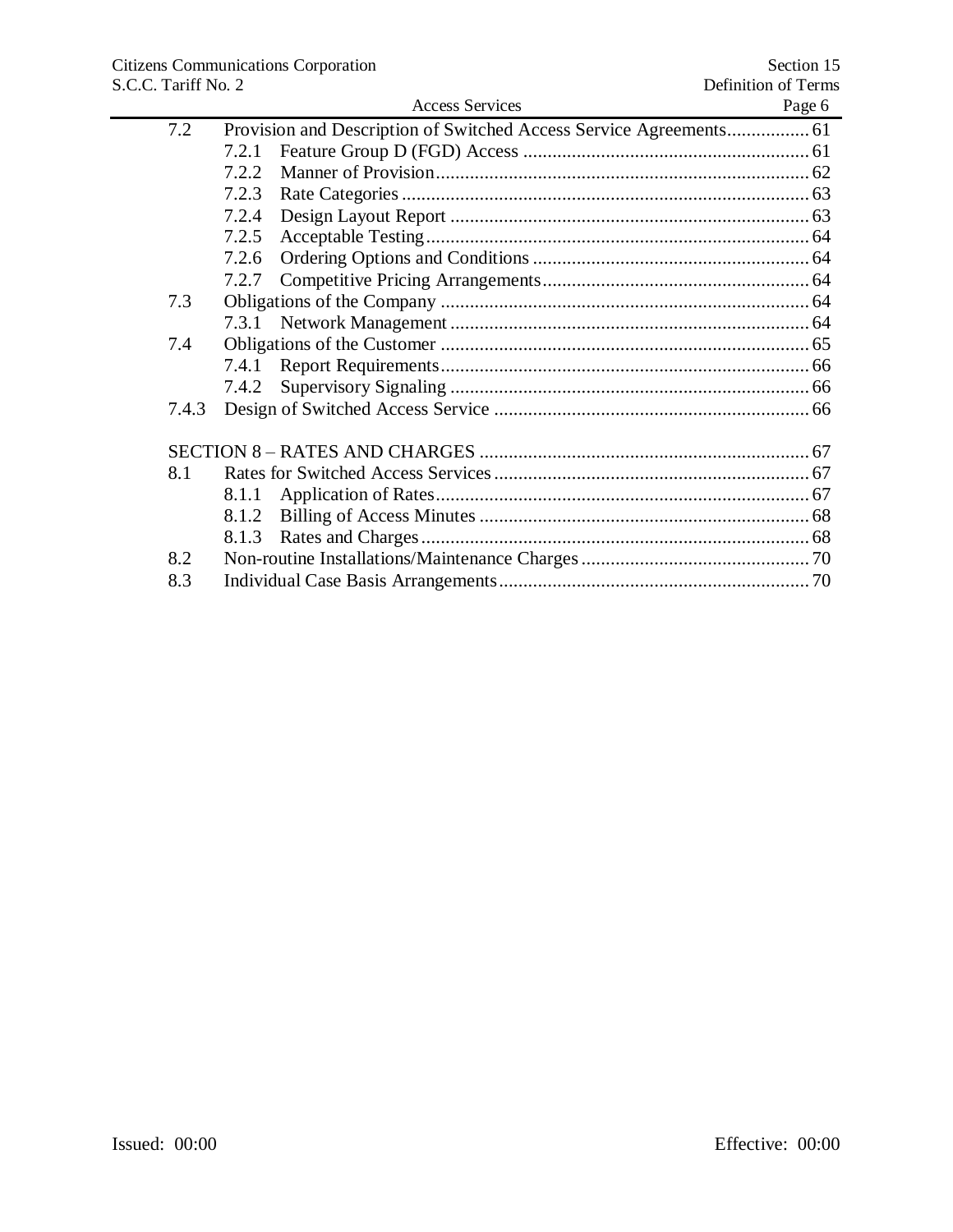| | | |
|---|---|---|
| 7.2 | Provision and Description of Switched Access Service Agreements | 61 |
| | 7.2.1 Feature Group D (FGD) Access | 61 |
| | 7.2.2 Manner of Provision | 62 |
| | 7.2.3 Rate Categories | 63 |
| | 7.2.4 Design Layout Report | 63 |
| | 7.2.5 Acceptable Testing | 64 |
| | 7.2.6 Ordering Options and Conditions | 64 |
| | 7.2.7 Competitive Pricing Arrangements | 64 |
| 7.3 | Obligations of the Company | 64 |
| | 7.3.1 Network Management | 64 |
| 7.4 | Obligations of the Customer | 65 |
| | 7.4.1 Report Requirements | 66 |
| | 7.4.2 Supervisory Signaling | 66 |
| 7.4.3 | Design of Switched Access Service | 66 |
| | | |
| SECTION 8 – RATES AND CHARGES | | 67 |
| 8.1 | Rates for Switched Access Services | 67 |
| | 8.1.1 Application of Rates | 67 |
| | 8.1.2 Billing of Access Minutes | 68 |
| | 8.1.3 Rates and Charges | 68 |
| 8.2 | Non-routine Installations/Maintenance Charges | 70 |
| 8.3 | Individual Case Basis Arrangements | 70 |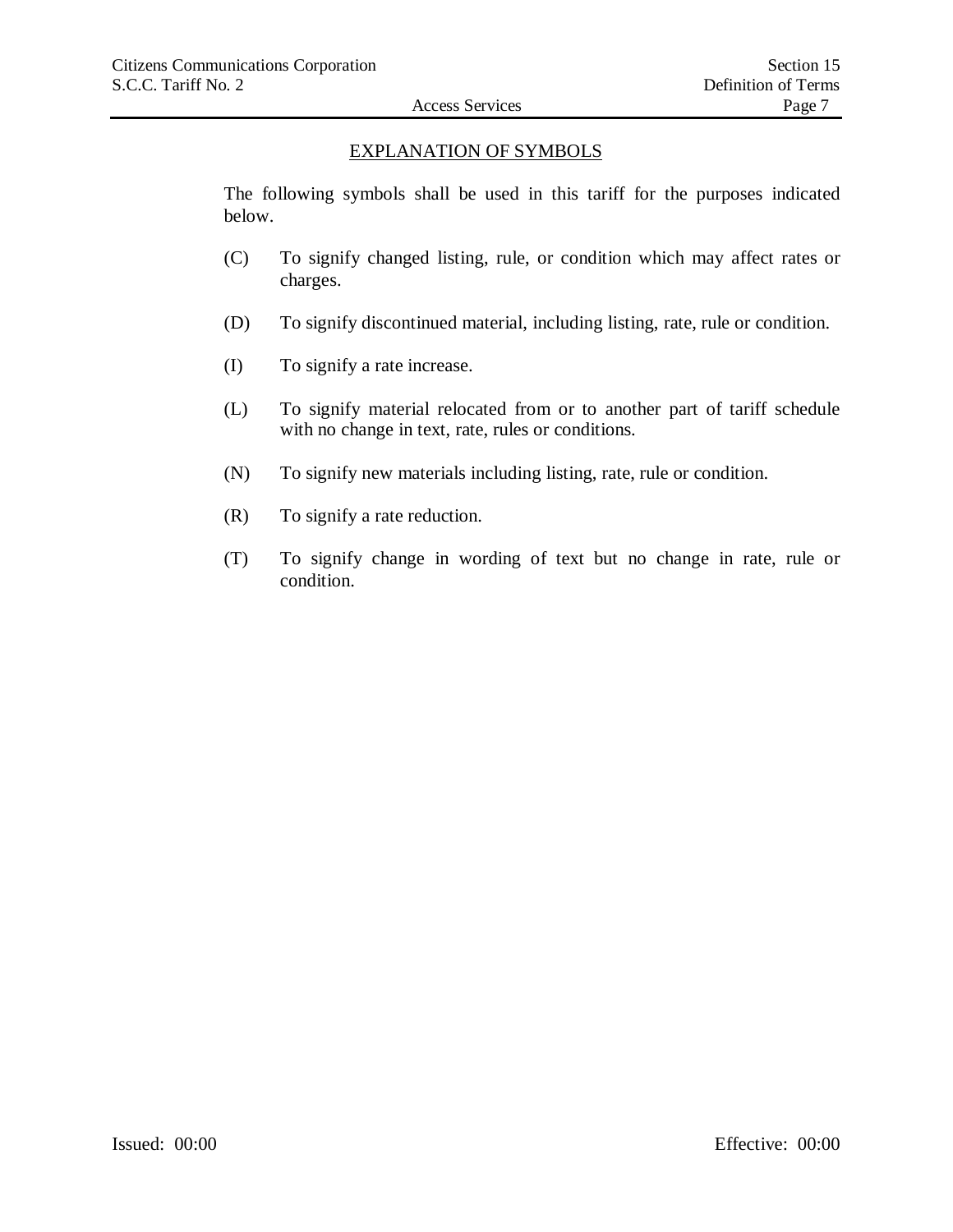## EXPLANATION OF SYMBOLS

The following symbols shall be used in this tariff for the purposes indicated below.

(C) To signify changed listing, rule, or condition which may affect rates or charges.

(D) To signify discontinued material, including listing, rate, rule or condition.

(I) To signify a rate increase.

(L) To signify material relocated from or to another part of tariff schedule with no change in text, rate, rules or conditions.

(N) To signify new materials including listing, rate, rule or condition.

(R) To signify a rate reduction.

(T) To signify change in wording of text but no change in rate, rule or condition.

Issued: 00:00 Effective: 00:00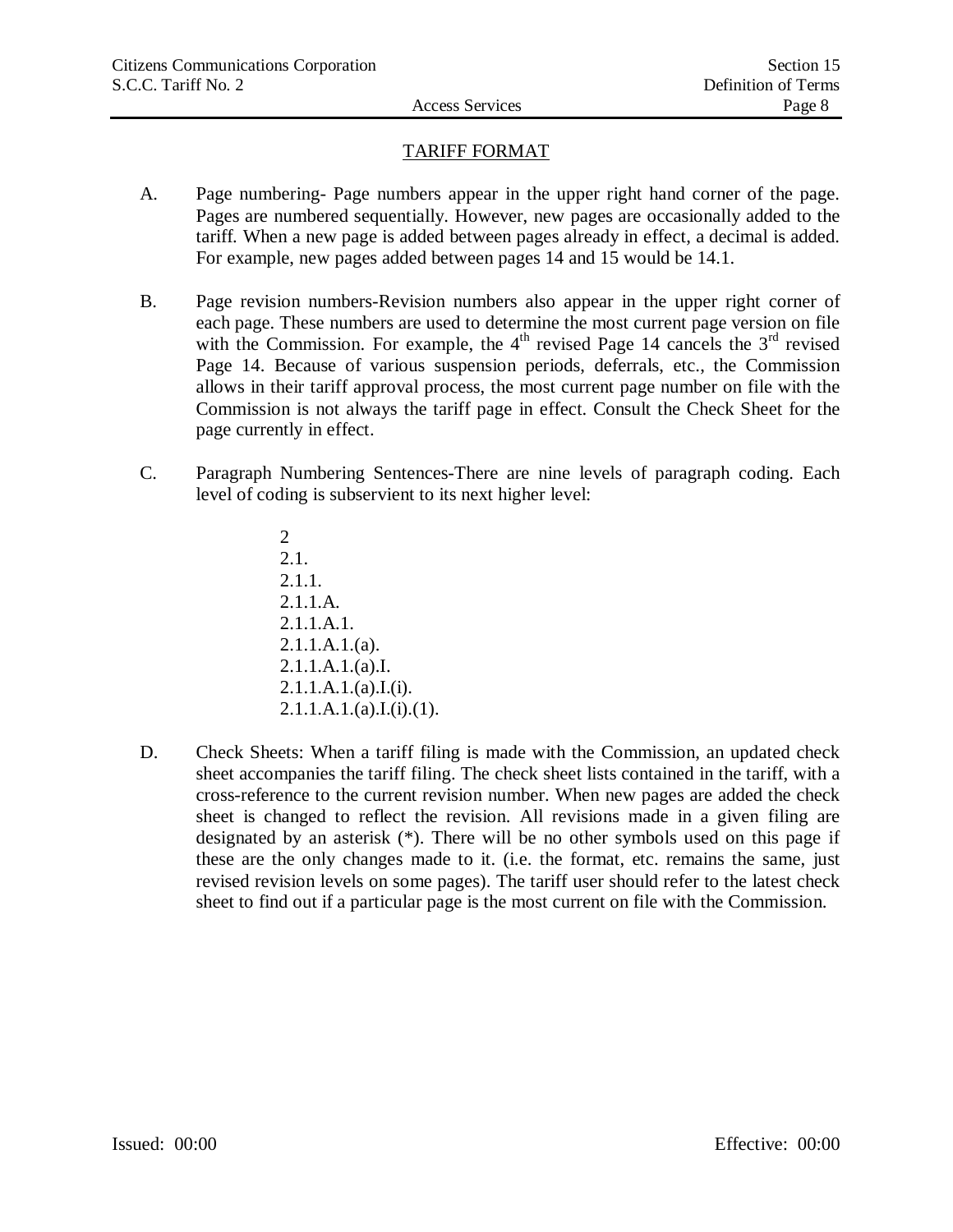## TARIFF FORMAT

A. Page numbering- Page numbers appear in the upper right hand corner of the page. Pages are numbered sequentially. However, new pages are occasionally added to the tariff. When a new page is added between pages already in effect, a decimal is added. For example, new pages added between pages 14 and 15 would be 14.1.

B. Page revision numbers-Revision numbers also appear in the upper right corner of each page. These numbers are used to determine the most current page version on file with the Commission. For example, the 4th revised Page 14 cancels the 3rd revised Page 14. Because of various suspension periods, deferrals, etc., the Commission allows in their tariff approval process, the most current page number on file with the Commission is not always the tariff page in effect. Consult the Check Sheet for the page currently in effect.

C. Paragraph Numbering Sentences-There are nine levels of paragraph coding. Each level of coding is subservient to its next higher level:

   2
   2.1.
   2.1.1.
   2.1.1.A.
   2.1.1.A.1.
   2.1.1.A.1.(a).
   2.1.1.A.1.(a).I.
   2.1.1.A.1.(a).I.(i).
   2.1.1.A.1.(a).I.(i).(1).

D. Check Sheets: When a tariff filing is made with the Commission, an updated check sheet accompanies the tariff filing. The check sheet lists contained in the tariff, with a cross-reference to the current revision number. When new pages are added the check sheet is changed to reflect the revision. All revisions made in a given filing are designated by an asterisk (*). There will be no other symbols used on this page if these are the only changes made to it. (i.e. the format, etc. remains the same, just revised revision levels on some pages). The tariff user should refer to the latest check sheet to find out if a particular page is the most current on file with the Commission.

Issued: 00:00 Effective: 00:00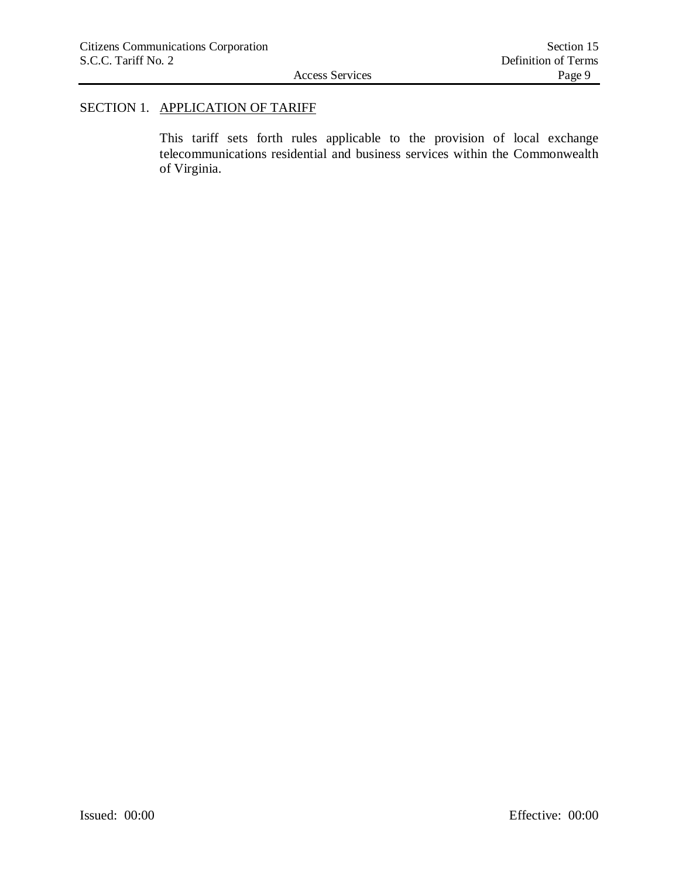## SECTION 1. APPLICATION OF TARIFF

This tariff sets forth rules applicable to the provision of local exchange telecommunications residential and business services within the Commonwealth of Virginia.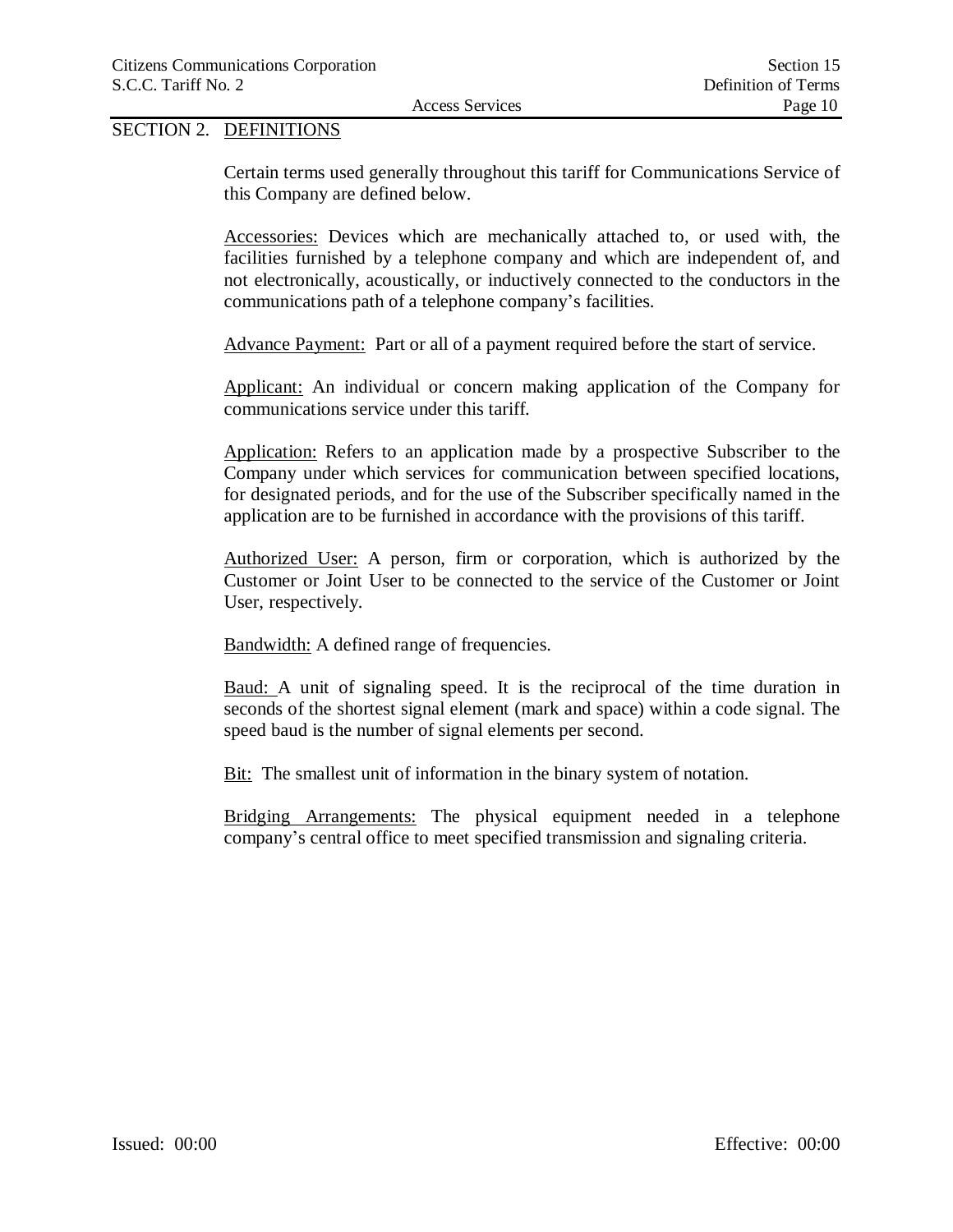## SECTION 2. DEFINITIONS

Certain terms used generally throughout this tariff for Communications Service of this Company are defined below.

Accessories: Devices which are mechanically attached to, or used with, the facilities furnished by a telephone company and which are independent of, and not electronically, acoustically, or inductively connected to the conductors in the communications path of a telephone company's facilities.

Advance Payment: Part or all of a payment required before the start of service.

Applicant: An individual or concern making application of the Company for communications service under this tariff.

Application: Refers to an application made by a prospective Subscriber to the Company under which services for communication between specified locations, for designated periods, and for the use of the Subscriber specifically named in the application are to be furnished in accordance with the provisions of this tariff.

Authorized User: A person, firm or corporation, which is authorized by the Customer or Joint User to be connected to the service of the Customer or Joint User, respectively.

Bandwidth: A defined range of frequencies.

Baud: A unit of signaling speed. It is the reciprocal of the time duration in seconds of the shortest signal element (mark and space) within a code signal. The speed baud is the number of signal elements per second.

Bit: The smallest unit of information in the binary system of notation.

Bridging Arrangements: The physical equipment needed in a telephone company's central office to meet specified transmission and signaling criteria.

Issued: 00:00 Effective: 00:00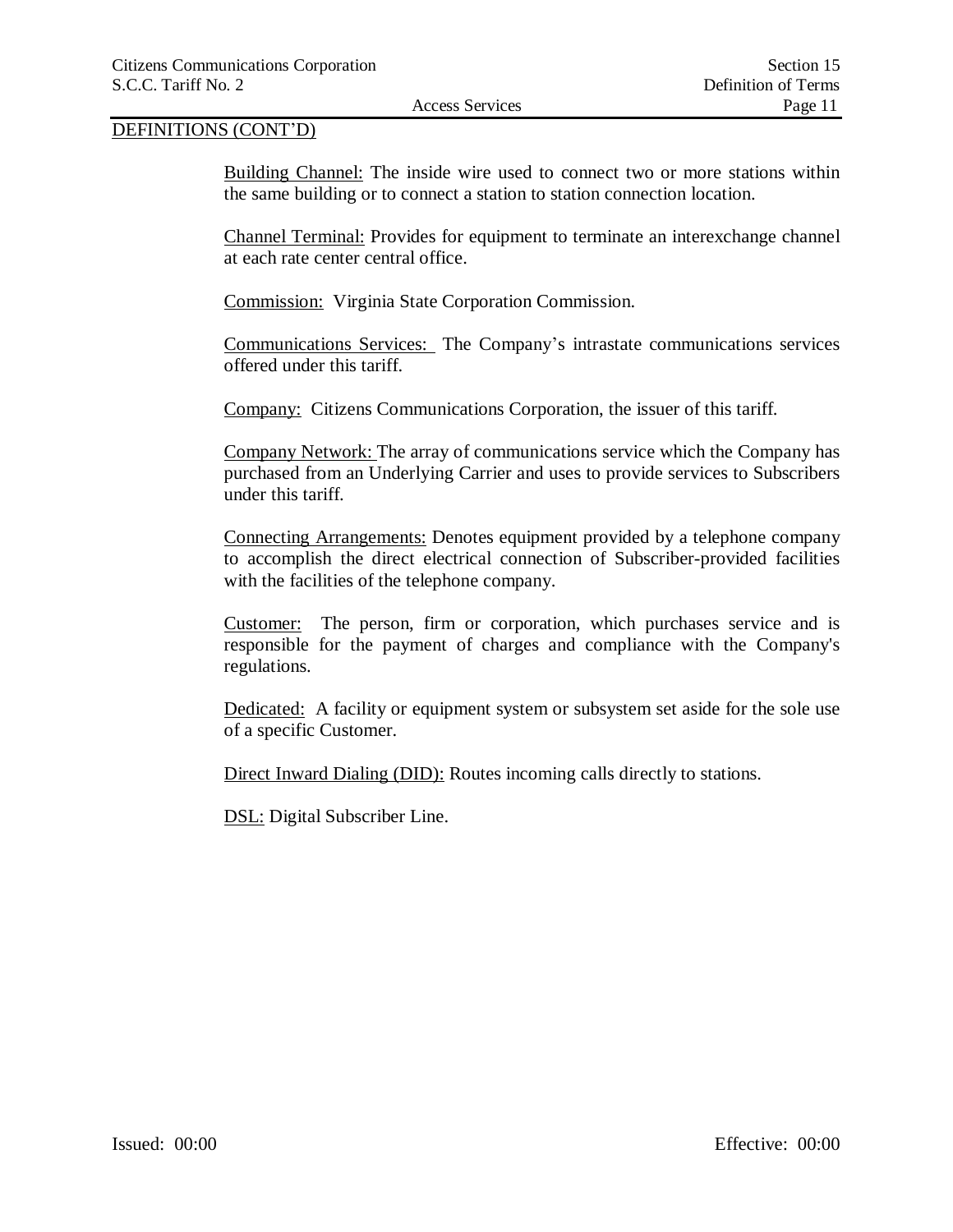DEFINITIONS (CONT'D)

Building Channel: The inside wire used to connect two or more stations within the same building or to connect a station to station connection location.

Channel Terminal: Provides for equipment to terminate an interexchange channel at each rate center central office.

Commission: Virginia State Corporation Commission.

Communications Services: The Company's intrastate communications services offered under this tariff.

Company: Citizens Communications Corporation, the issuer of this tariff.

Company Network: The array of communications service which the Company has purchased from an Underlying Carrier and uses to provide services to Subscribers under this tariff.

Connecting Arrangements: Denotes equipment provided by a telephone company to accomplish the direct electrical connection of Subscriber-provided facilities with the facilities of the telephone company.

Customer: The person, firm or corporation, which purchases service and is responsible for the payment of charges and compliance with the Company's regulations.

Dedicated: A facility or equipment system or subsystem set aside for the sole use of a specific Customer.

Direct Inward Dialing (DID): Routes incoming calls directly to stations.

DSL: Digital Subscriber Line.

Issued: 00:00 Effective: 00:00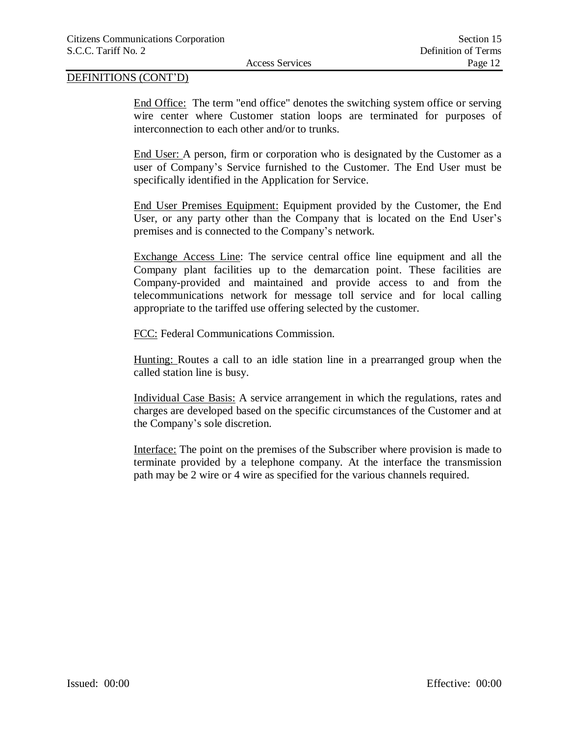DEFINITIONS (CONT'D)

End Office: The term "end office" denotes the switching system office or serving wire center where Customer station loops are terminated for purposes of interconnection to each other and/or to trunks.

End User: A person, firm or corporation who is designated by the Customer as a user of Company's Service furnished to the Customer. The End User must be specifically identified in the Application for Service.

End User Premises Equipment: Equipment provided by the Customer, the End User, or any party other than the Company that is located on the End User's premises and is connected to the Company's network.

Exchange Access Line: The service central office line equipment and all the Company plant facilities up to the demarcation point. These facilities are Company-provided and maintained and provide access to and from the telecommunications network for message toll service and for local calling appropriate to the tariffed use offering selected by the customer.

FCC: Federal Communications Commission.

Hunting: Routes a call to an idle station line in a prearranged group when the called station line is busy.

Individual Case Basis: A service arrangement in which the regulations, rates and charges are developed based on the specific circumstances of the Customer and at the Company's sole discretion.

Interface: The point on the premises of the Subscriber where provision is made to terminate provided by a telephone company. At the interface the transmission path may be 2 wire or 4 wire as specified for the various channels required.

Issued: 00:00 Effective: 00:00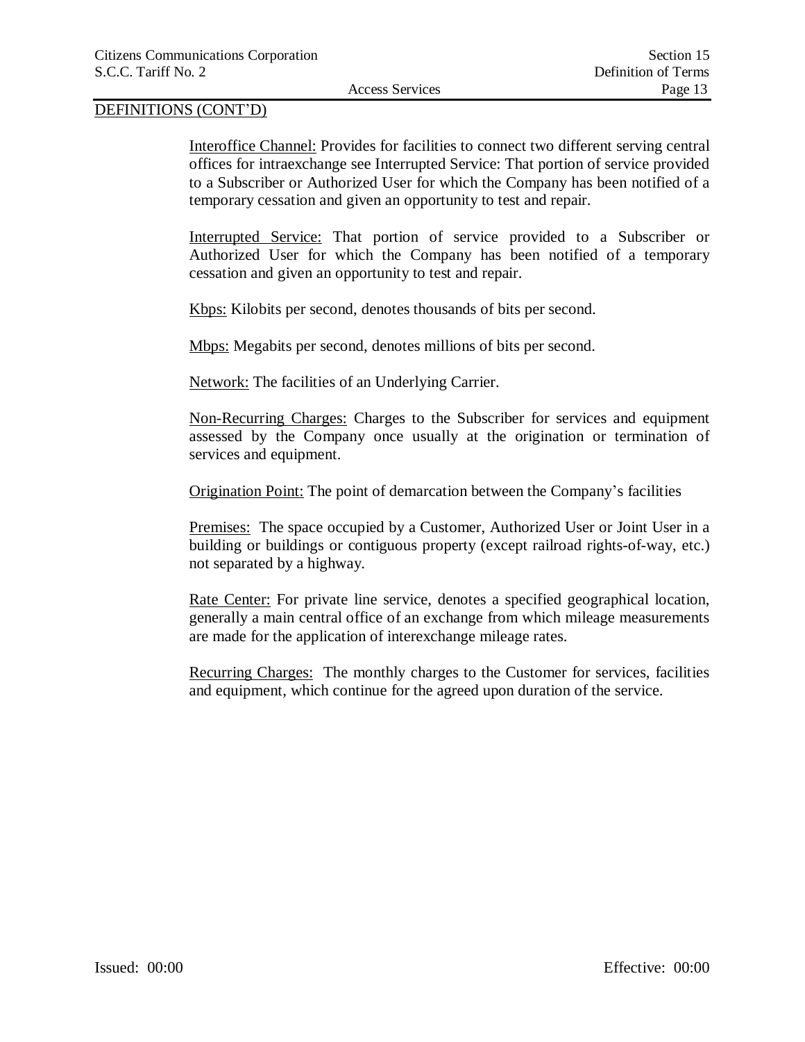DEFINITIONS (CONT'D)

Interoffice Channel: Provides for facilities to connect two different serving central offices for intraexchange see Interrupted Service: That portion of service provided to a Subscriber or Authorized User for which the Company has been notified of a temporary cessation and given an opportunity to test and repair.

Interrupted Service: That portion of service provided to a Subscriber or Authorized User for which the Company has been notified of a temporary cessation and given an opportunity to test and repair.

Kbps: Kilobits per second, denotes thousands of bits per second.

Mbps: Megabits per second, denotes millions of bits per second.

Network: The facilities of an Underlying Carrier.

Non-Recurring Charges: Charges to the Subscriber for services and equipment assessed by the Company once usually at the origination or termination of services and equipment.

Origination Point: The point of demarcation between the Company's facilities

Premises: The space occupied by a Customer, Authorized User or Joint User in a building or buildings or contiguous property (except railroad rights-of-way, etc.) not separated by a highway.

Rate Center: For private line service, denotes a specified geographical location, generally a main central office of an exchange from which mileage measurements are made for the application of interexchange mileage rates.

Recurring Charges: The monthly charges to the Customer for services, facilities and equipment, which continue for the agreed upon duration of the service.

Issued: 00:00 Effective: 00:00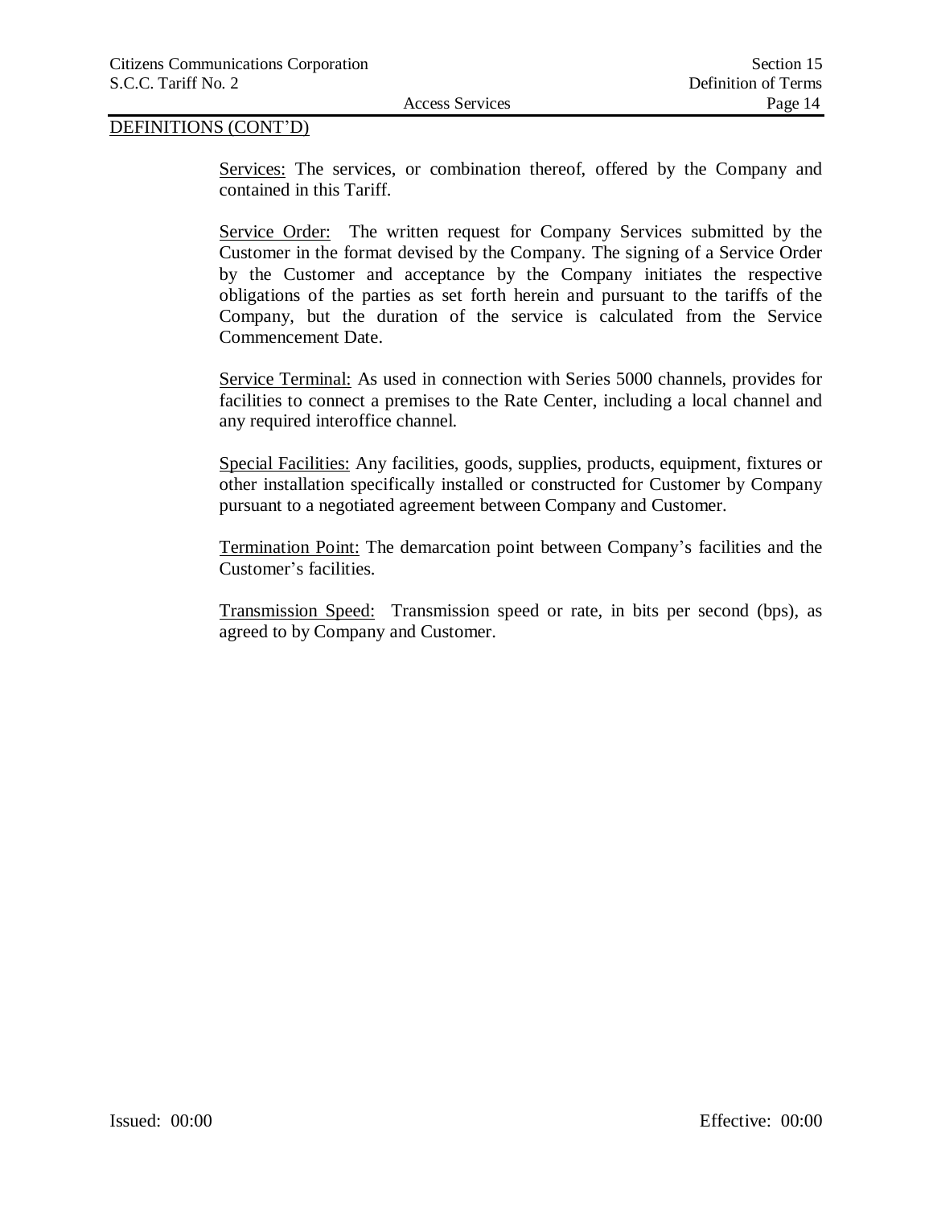DEFINITIONS (CONT'D)

Services: The services, or combination thereof, offered by the Company and contained in this Tariff.

Service Order: The written request for Company Services submitted by the Customer in the format devised by the Company. The signing of a Service Order by the Customer and acceptance by the Company initiates the respective obligations of the parties as set forth herein and pursuant to the tariffs of the Company, but the duration of the service is calculated from the Service Commencement Date.

Service Terminal: As used in connection with Series 5000 channels, provides for facilities to connect a premises to the Rate Center, including a local channel and any required interoffice channel.

Special Facilities: Any facilities, goods, supplies, products, equipment, fixtures or other installation specifically installed or constructed for Customer by Company pursuant to a negotiated agreement between Company and Customer.

Termination Point: The demarcation point between Company's facilities and the Customer's facilities.

Transmission Speed: Transmission speed or rate, in bits per second (bps), as agreed to by Company and Customer.

Issued: 00:00 Effective: 00:00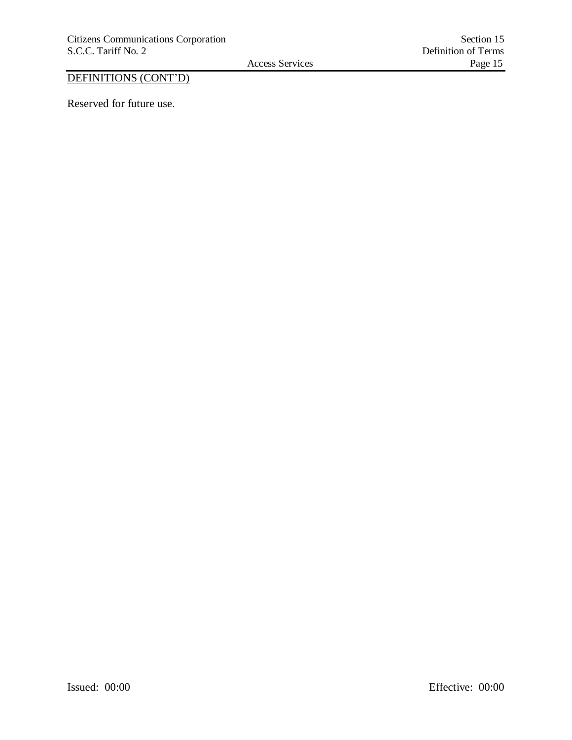DEFINITIONS (CONT'D)

Reserved for future use.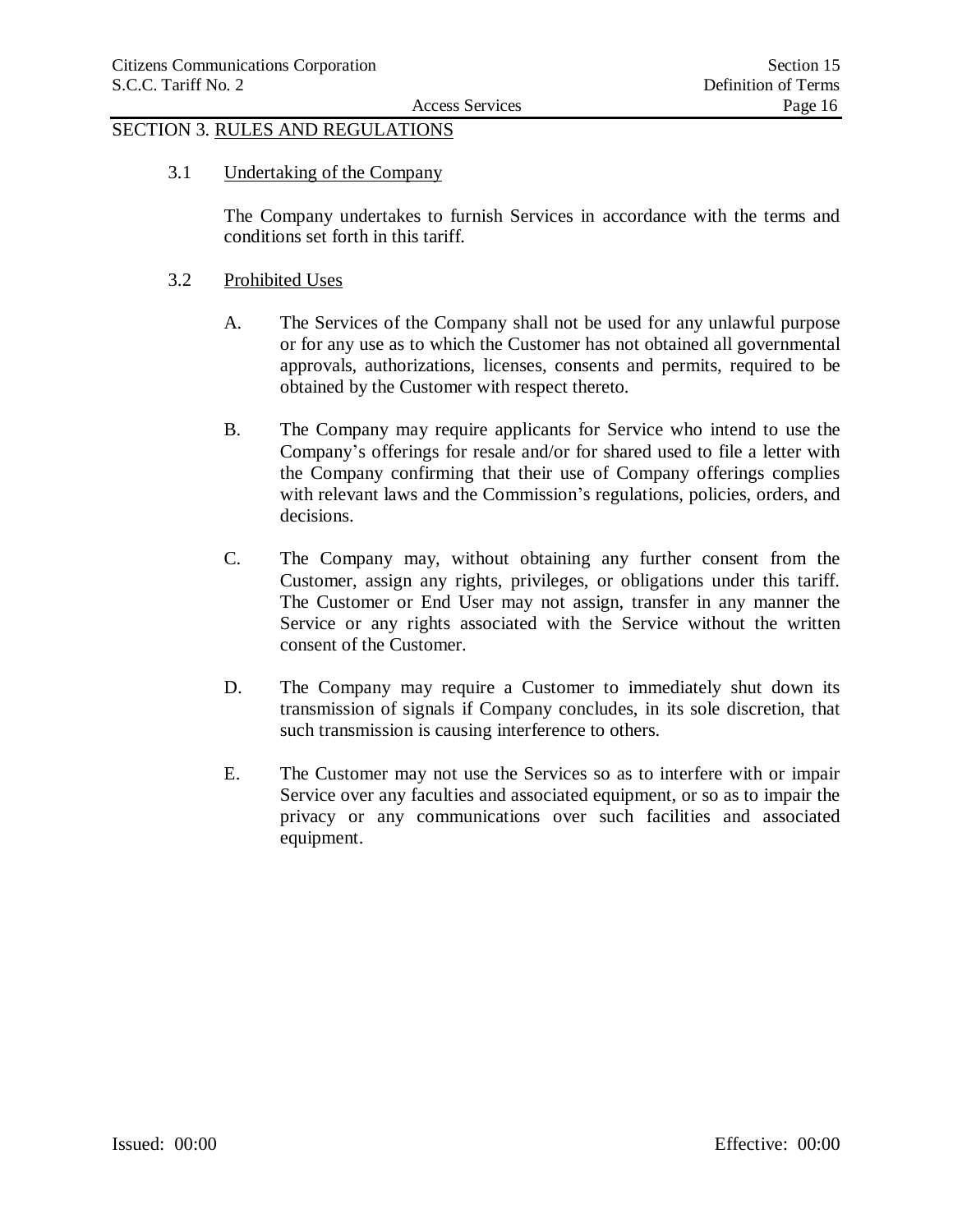# SECTION 3. RULES AND REGULATIONS

## 3.1 Undertaking of the Company

The Company undertakes to furnish Services in accordance with the terms and conditions set forth in this tariff.

## 3.2 Prohibited Uses

A. The Services of the Company shall not be used for any unlawful purpose or for any use as to which the Customer has not obtained all governmental approvals, authorizations, licenses, consents and permits, required to be obtained by the Customer with respect thereto.

B. The Company may require applicants for Service who intend to use the Company's offerings for resale and/or for shared used to file a letter with the Company confirming that their use of Company offerings complies with relevant laws and the Commission's regulations, policies, orders, and decisions.

C. The Company may, without obtaining any further consent from the Customer, assign any rights, privileges, or obligations under this tariff. The Customer or End User may not assign, transfer in any manner the Service or any rights associated with the Service without the written consent of the Customer.

D. The Company may require a Customer to immediately shut down its transmission of signals if Company concludes, in its sole discretion, that such transmission is causing interference to others.

E. The Customer may not use the Services so as to interfere with or impair Service over any faculties and associated equipment, or so as to impair the privacy or any communications over such facilities and associated equipment.

Issued: 00:00 Effective: 00:00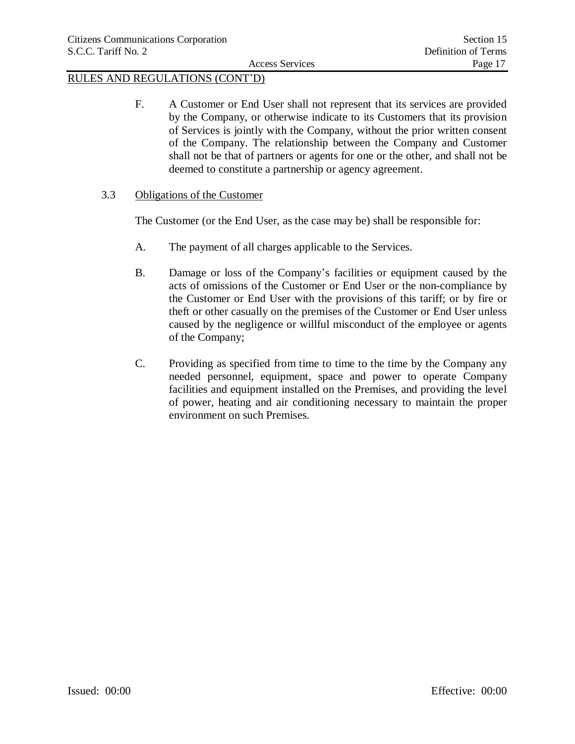RULES AND REGULATIONS (CONT'D)

F. A Customer or End User shall not represent that its services are provided by the Company, or otherwise indicate to its Customers that its provision of Services is jointly with the Company, without the prior written consent of the Company. The relationship between the Company and Customer shall not be that of partners or agents for one or the other, and shall not be deemed to constitute a partnership or agency agreement.

3.3 Obligations of the Customer

The Customer (or the End User, as the case may be) shall be responsible for:

A. The payment of all charges applicable to the Services.

B. Damage or loss of the Company's facilities or equipment caused by the acts of omissions of the Customer or End User or the non-compliance by the Customer or End User with the provisions of this tariff; or by fire or theft or other casually on the premises of the Customer or End User unless caused by the negligence or willful misconduct of the employee or agents of the Company;

C. Providing as specified from time to time to the time by the Company any needed personnel, equipment, space and power to operate Company facilities and equipment installed on the Premises, and providing the level of power, heating and air conditioning necessary to maintain the proper environment on such Premises.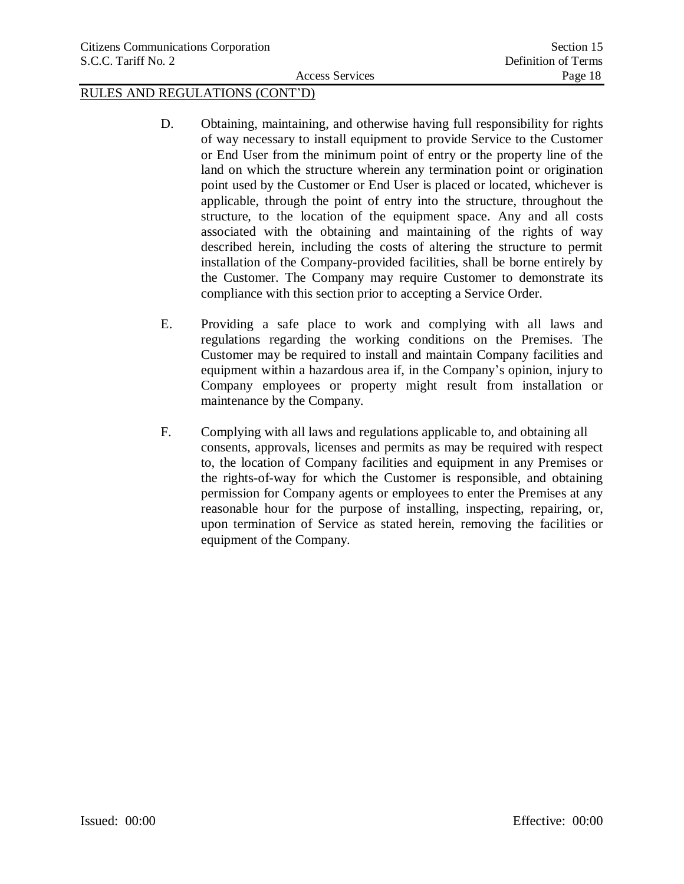RULES AND REGULATIONS (CONT'D)

D. Obtaining, maintaining, and otherwise having full responsibility for rights of way necessary to install equipment to provide Service to the Customer or End User from the minimum point of entry or the property line of the land on which the structure wherein any termination point or origination point used by the Customer or End User is placed or located, whichever is applicable, through the point of entry into the structure, throughout the structure, to the location of the equipment space. Any and all costs associated with the obtaining and maintaining of the rights of way described herein, including the costs of altering the structure to permit installation of the Company-provided facilities, shall be borne entirely by the Customer. The Company may require Customer to demonstrate its compliance with this section prior to accepting a Service Order.

E. Providing a safe place to work and complying with all laws and regulations regarding the working conditions on the Premises. The Customer may be required to install and maintain Company facilities and equipment within a hazardous area if, in the Company's opinion, injury to Company employees or property might result from installation or maintenance by the Company.

F. Complying with all laws and regulations applicable to, and obtaining all consents, approvals, licenses and permits as may be required with respect to, the location of Company facilities and equipment in any Premises or the rights-of-way for which the Customer is responsible, and obtaining permission for Company agents or employees to enter the Premises at any reasonable hour for the purpose of installing, inspecting, repairing, or, upon termination of Service as stated herein, removing the facilities or equipment of the Company.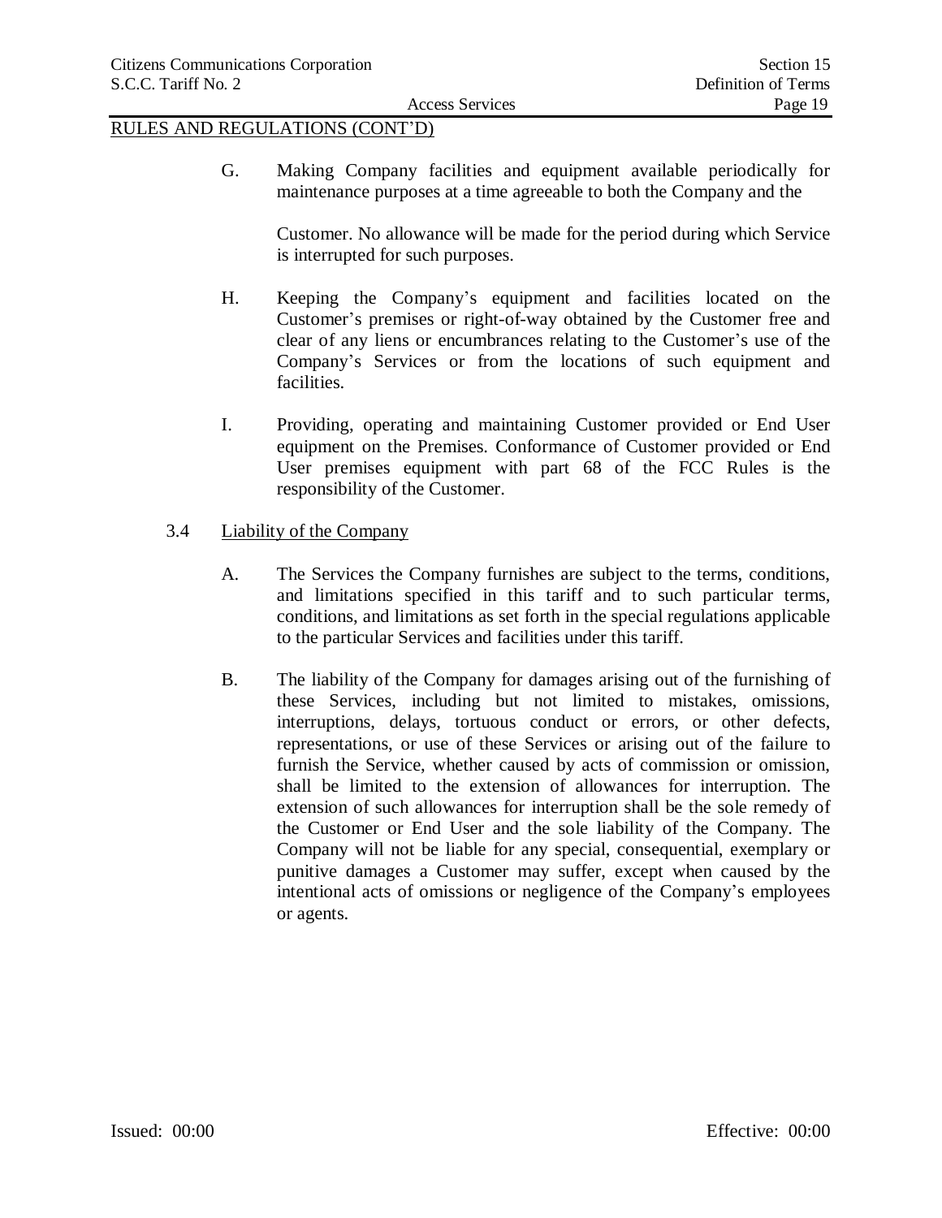RULES AND REGULATIONS (CONT'D)

G. Making Company facilities and equipment available periodically for maintenance purposes at a time agreeable to both the Company and the

Customer. No allowance will be made for the period during which Service is interrupted for such purposes.

H. Keeping the Company's equipment and facilities located on the Customer's premises or right-of-way obtained by the Customer free and clear of any liens or encumbrances relating to the Customer's use of the Company's Services or from the locations of such equipment and facilities.

I. Providing, operating and maintaining Customer provided or End User equipment on the Premises. Conformance of Customer provided or End User premises equipment with part 68 of the FCC Rules is the responsibility of the Customer.

3.4 Liability of the Company

A. The Services the Company furnishes are subject to the terms, conditions, and limitations specified in this tariff and to such particular terms, conditions, and limitations as set forth in the special regulations applicable to the particular Services and facilities under this tariff.

B. The liability of the Company for damages arising out of the furnishing of these Services, including but not limited to mistakes, omissions, interruptions, delays, tortuous conduct or errors, or other defects, representations, or use of these Services or arising out of the failure to furnish the Service, whether caused by acts of commission or omission, shall be limited to the extension of allowances for interruption. The extension of such allowances for interruption shall be the sole remedy of the Customer or End User and the sole liability of the Company. The Company will not be liable for any special, consequential, exemplary or punitive damages a Customer may suffer, except when caused by the intentional acts of omissions or negligence of the Company's employees or agents.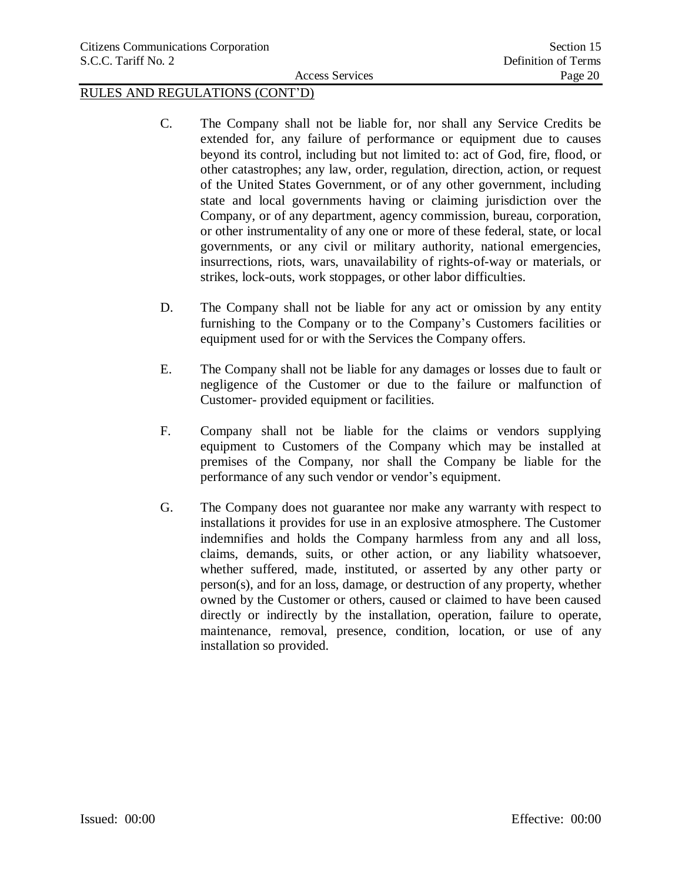RULES AND REGULATIONS (CONT'D)

C. The Company shall not be liable for, nor shall any Service Credits be extended for, any failure of performance or equipment due to causes beyond its control, including but not limited to: act of God, fire, flood, or other catastrophes; any law, order, regulation, direction, action, or request of the United States Government, or of any other government, including state and local governments having or claiming jurisdiction over the Company, or of any department, agency commission, bureau, corporation, or other instrumentality of any one or more of these federal, state, or local governments, or any civil or military authority, national emergencies, insurrections, riots, wars, unavailability of rights-of-way or materials, or strikes, lock-outs, work stoppages, or other labor difficulties.

D. The Company shall not be liable for any act or omission by any entity furnishing to the Company or to the Company's Customers facilities or equipment used for or with the Services the Company offers.

E. The Company shall not be liable for any damages or losses due to fault or negligence of the Customer or due to the failure or malfunction of Customer- provided equipment or facilities.

F. Company shall not be liable for the claims or vendors supplying equipment to Customers of the Company which may be installed at premises of the Company, nor shall the Company be liable for the performance of any such vendor or vendor's equipment.

G. The Company does not guarantee nor make any warranty with respect to installations it provides for use in an explosive atmosphere. The Customer indemnifies and holds the Company harmless from any and all loss, claims, demands, suits, or other action, or any liability whatsoever, whether suffered, made, instituted, or asserted by any other party or person(s), and for an loss, damage, or destruction of any property, whether owned by the Customer or others, caused or claimed to have been caused directly or indirectly by the installation, operation, failure to operate, maintenance, removal, presence, condition, location, or use of any installation so provided.

Issued: 00:00 Effective: 00:00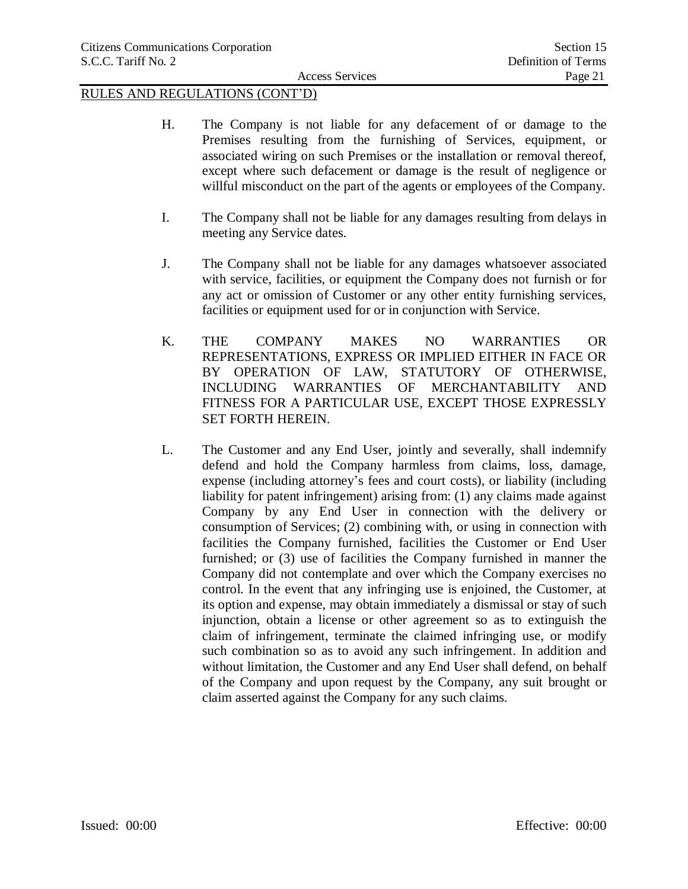RULES AND REGULATIONS (CONT'D)

H. The Company is not liable for any defacement of or damage to the Premises resulting from the furnishing of Services, equipment, or associated wiring on such Premises or the installation or removal thereof, except where such defacement or damage is the result of negligence or willful misconduct on the part of the agents or employees of the Company.

I. The Company shall not be liable for any damages resulting from delays in meeting any Service dates.

J. The Company shall not be liable for any damages whatsoever associated with service, facilities, or equipment the Company does not furnish or for any act or omission of Customer or any other entity furnishing services, facilities or equipment used for or in conjunction with Service.

K. THE COMPANY MAKES NO WARRANTIES OR REPRESENTATIONS, EXPRESS OR IMPLIED EITHER IN FACE OR BY OPERATION OF LAW, STATUTORY OF OTHERWISE, INCLUDING WARRANTIES OF MERCHANTABILITY AND FITNESS FOR A PARTICULAR USE, EXCEPT THOSE EXPRESSLY SET FORTH HEREIN.

L. The Customer and any End User, jointly and severally, shall indemnify defend and hold the Company harmless from claims, loss, damage, expense (including attorney's fees and court costs), or liability (including liability for patent infringement) arising from: (1) any claims made against Company by any End User in connection with the delivery or consumption of Services; (2) combining with, or using in connection with facilities the Company furnished, facilities the Customer or End User furnished; or (3) use of facilities the Company furnished in manner the Company did not contemplate and over which the Company exercises no control. In the event that any infringing use is enjoined, the Customer, at its option and expense, may obtain immediately a dismissal or stay of such injunction, obtain a license or other agreement so as to extinguish the claim of infringement, terminate the claimed infringing use, or modify such combination so as to avoid any such infringement. In addition and without limitation, the Customer and any End User shall defend, on behalf of the Company and upon request by the Company, any suit brought or claim asserted against the Company for any such claims.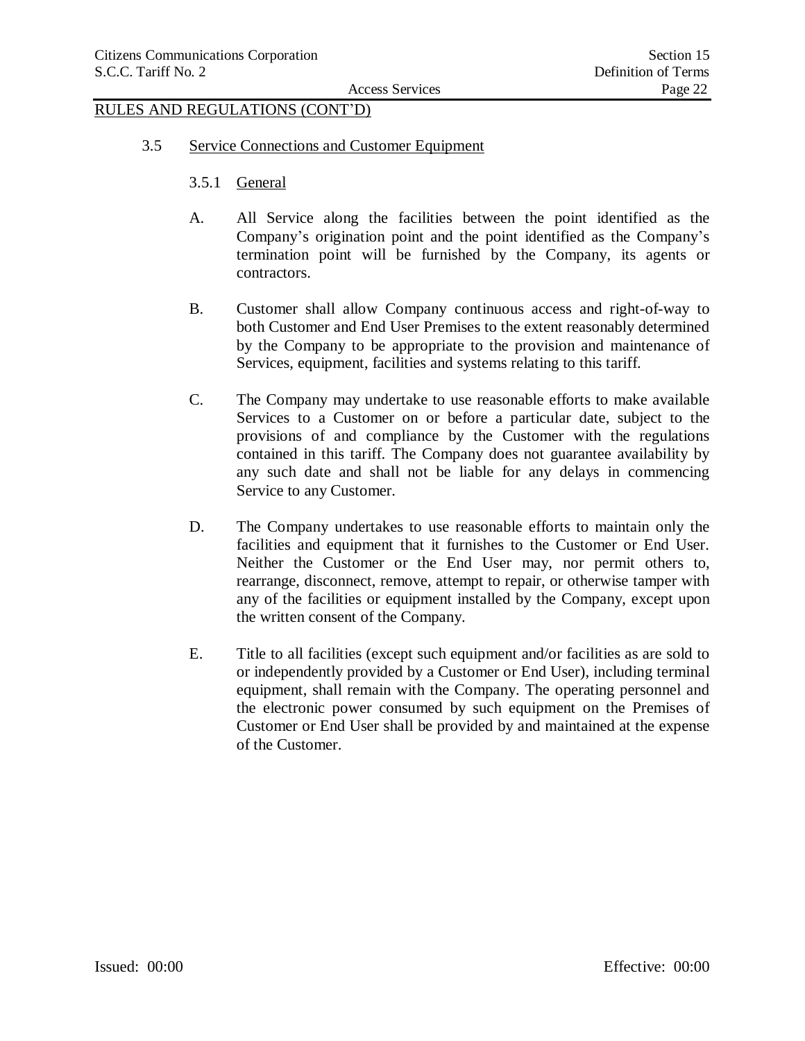RULES AND REGULATIONS (CONT'D)

## 3.5 Service Connections and Customer Equipment

### 3.5.1 General

A. All Service along the facilities between the point identified as the Company's origination point and the point identified as the Company's termination point will be furnished by the Company, its agents or contractors.

B. Customer shall allow Company continuous access and right-of-way to both Customer and End User Premises to the extent reasonably determined by the Company to be appropriate to the provision and maintenance of Services, equipment, facilities and systems relating to this tariff.

C. The Company may undertake to use reasonable efforts to make available Services to a Customer on or before a particular date, subject to the provisions of and compliance by the Customer with the regulations contained in this tariff. The Company does not guarantee availability by any such date and shall not be liable for any delays in commencing Service to any Customer.

D. The Company undertakes to use reasonable efforts to maintain only the facilities and equipment that it furnishes to the Customer or End User. Neither the Customer or the End User may, nor permit others to, rearrange, disconnect, remove, attempt to repair, or otherwise tamper with any of the facilities or equipment installed by the Company, except upon the written consent of the Company.

E. Title to all facilities (except such equipment and/or facilities as are sold to or independently provided by a Customer or End User), including terminal equipment, shall remain with the Company. The operating personnel and the electronic power consumed by such equipment on the Premises of Customer or End User shall be provided by and maintained at the expense of the Customer.

Issued: 00:00 Effective: 00:00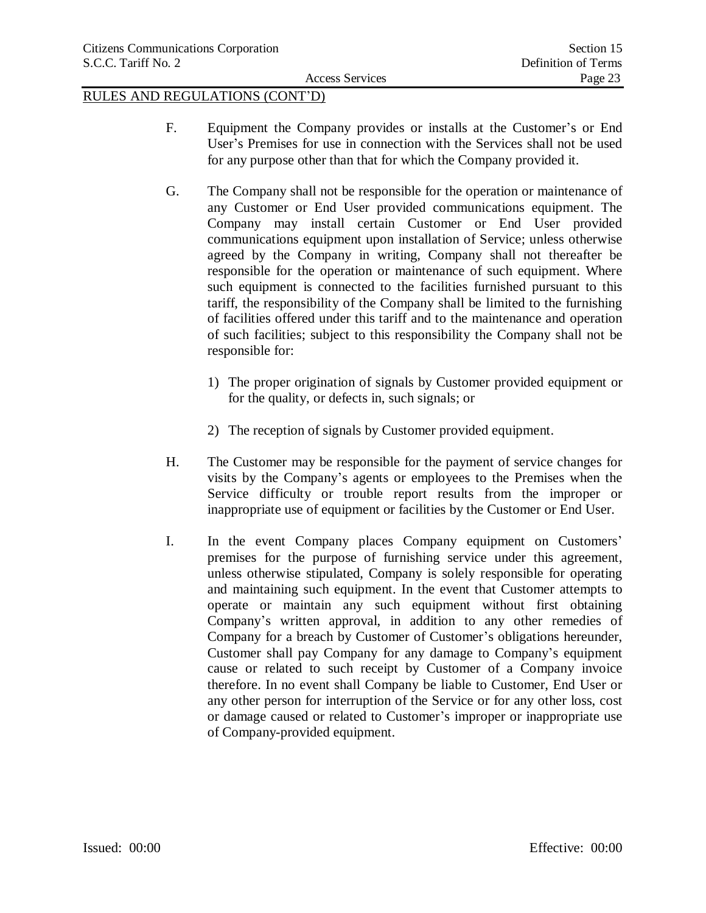RULES AND REGULATIONS (CONT'D)

F. Equipment the Company provides or installs at the Customer's or End User's Premises for use in connection with the Services shall not be used for any purpose other than that for which the Company provided it.

G. The Company shall not be responsible for the operation or maintenance of any Customer or End User provided communications equipment. The Company may install certain Customer or End User provided communications equipment upon installation of Service; unless otherwise agreed by the Company in writing, Company shall not thereafter be responsible for the operation or maintenance of such equipment. Where such equipment is connected to the facilities furnished pursuant to this tariff, the responsibility of the Company shall be limited to the furnishing of facilities offered under this tariff and to the maintenance and operation of such facilities; subject to this responsibility the Company shall not be responsible for:

1) The proper origination of signals by Customer provided equipment or for the quality, or defects in, such signals; or

2) The reception of signals by Customer provided equipment.

H. The Customer may be responsible for the payment of service changes for visits by the Company's agents or employees to the Premises when the Service difficulty or trouble report results from the improper or inappropriate use of equipment or facilities by the Customer or End User.

I. In the event Company places Company equipment on Customers' premises for the purpose of furnishing service under this agreement, unless otherwise stipulated, Company is solely responsible for operating and maintaining such equipment. In the event that Customer attempts to operate or maintain any such equipment without first obtaining Company's written approval, in addition to any other remedies of Company for a breach by Customer of Customer's obligations hereunder, Customer shall pay Company for any damage to Company's equipment cause or related to such receipt by Customer of a Company invoice therefore. In no event shall Company be liable to Customer, End User or any other person for interruption of the Service or for any other loss, cost or damage caused or related to Customer's improper or inappropriate use of Company-provided equipment.

Issued: 00:00 Effective: 00:00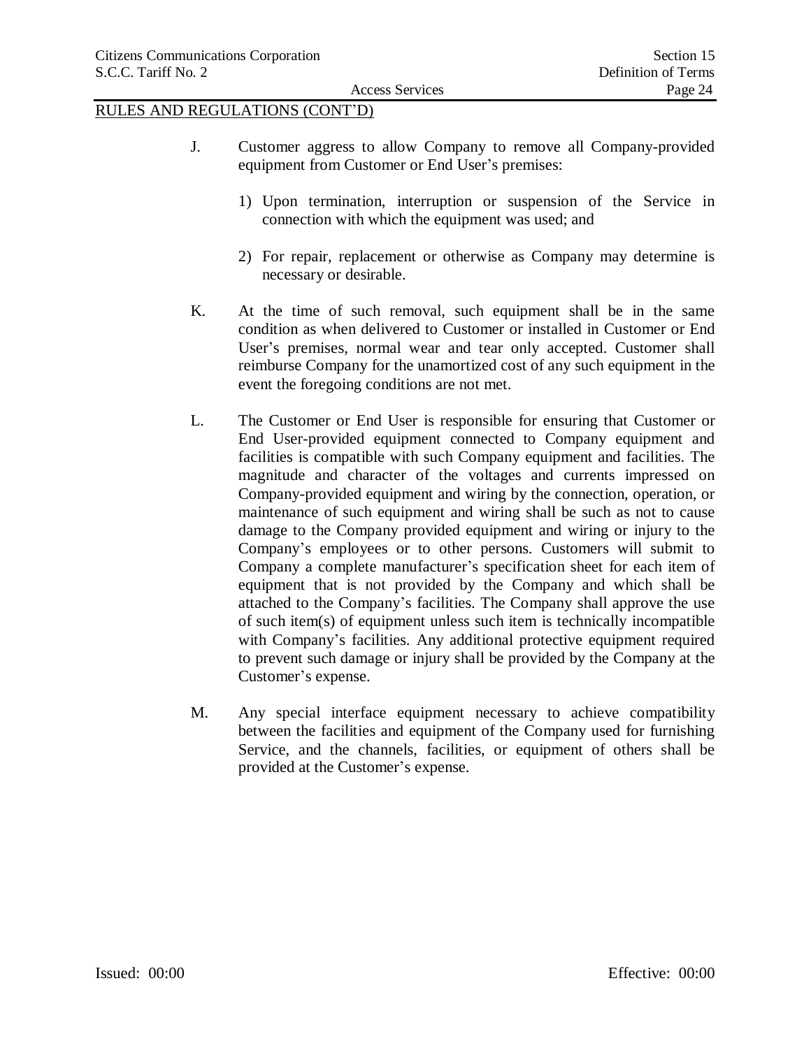RULES AND REGULATIONS (CONT'D)

J. Customer aggress to allow Company to remove all Company-provided equipment from Customer or End User's premises:

   1) Upon termination, interruption or suspension of the Service in connection with which the equipment was used; and

   2) For repair, replacement or otherwise as Company may determine is necessary or desirable.

K. At the time of such removal, such equipment shall be in the same condition as when delivered to Customer or installed in Customer or End User's premises, normal wear and tear only accepted. Customer shall reimburse Company for the unamortized cost of any such equipment in the event the foregoing conditions are not met.

L. The Customer or End User is responsible for ensuring that Customer or End User-provided equipment connected to Company equipment and facilities is compatible with such Company equipment and facilities. The magnitude and character of the voltages and currents impressed on Company-provided equipment and wiring by the connection, operation, or maintenance of such equipment and wiring shall be such as not to cause damage to the Company provided equipment and wiring or injury to the Company's employees or to other persons. Customers will submit to Company a complete manufacturer's specification sheet for each item of equipment that is not provided by the Company and which shall be attached to the Company's facilities. The Company shall approve the use of such item(s) of equipment unless such item is technically incompatible with Company's facilities. Any additional protective equipment required to prevent such damage or injury shall be provided by the Company at the Customer's expense.

M. Any special interface equipment necessary to achieve compatibility between the facilities and equipment of the Company used for furnishing Service, and the channels, facilities, or equipment of others shall be provided at the Customer's expense.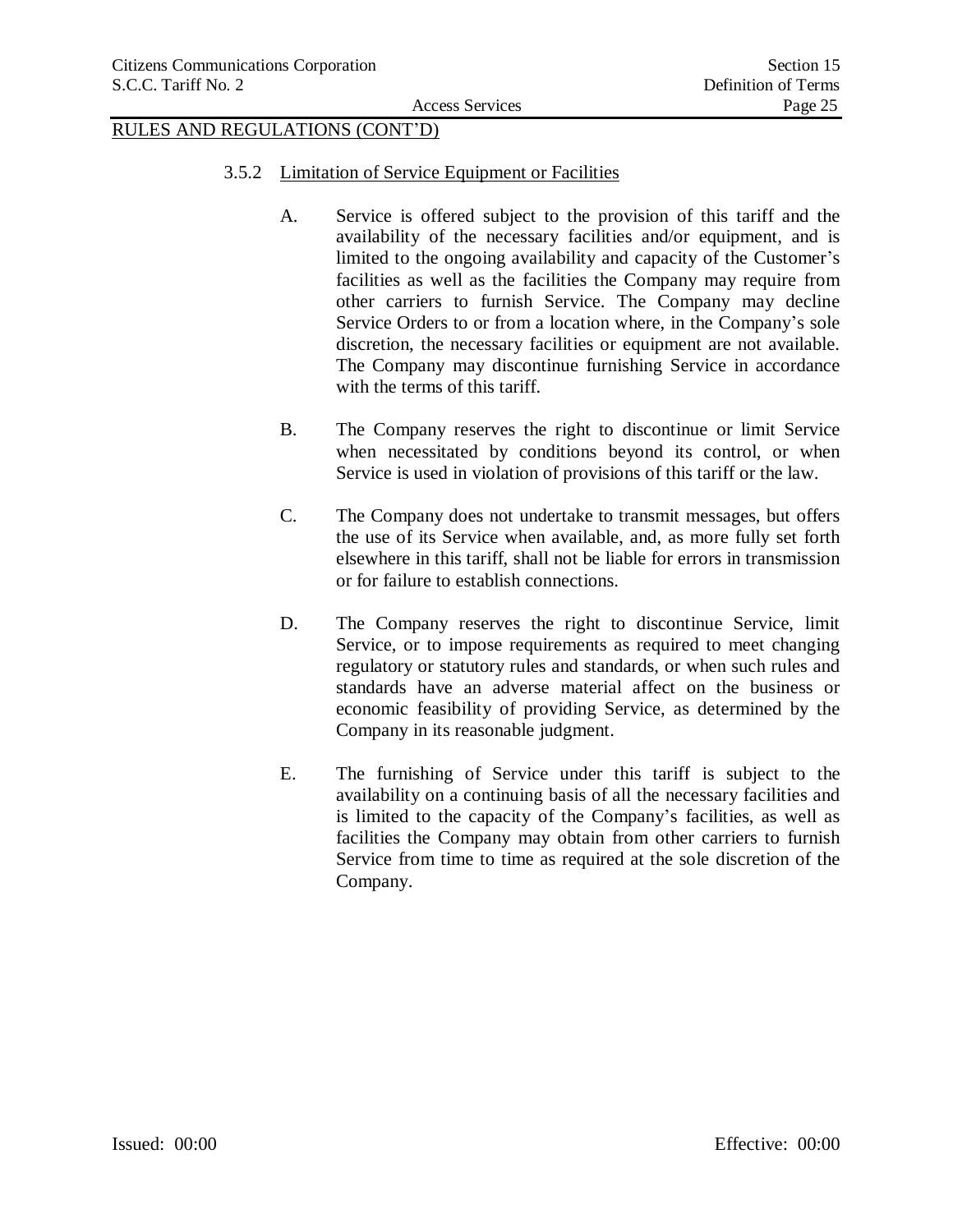RULES AND REGULATIONS (CONT'D)

### 3.5.2 Limitation of Service Equipment or Facilities

A. Service is offered subject to the provision of this tariff and the availability of the necessary facilities and/or equipment, and is limited to the ongoing availability and capacity of the Customer's facilities as well as the facilities the Company may require from other carriers to furnish Service. The Company may decline Service Orders to or from a location where, in the Company's sole discretion, the necessary facilities or equipment are not available. The Company may discontinue furnishing Service in accordance with the terms of this tariff.

B. The Company reserves the right to discontinue or limit Service when necessitated by conditions beyond its control, or when Service is used in violation of provisions of this tariff or the law.

C. The Company does not undertake to transmit messages, but offers the use of its Service when available, and, as more fully set forth elsewhere in this tariff, shall not be liable for errors in transmission or for failure to establish connections.

D. The Company reserves the right to discontinue Service, limit Service, or to impose requirements as required to meet changing regulatory or statutory rules and standards, or when such rules and standards have an adverse material affect on the business or economic feasibility of providing Service, as determined by the Company in its reasonable judgment.

E. The furnishing of Service under this tariff is subject to the availability on a continuing basis of all the necessary facilities and is limited to the capacity of the Company's facilities, as well as facilities the Company may obtain from other carriers to furnish Service from time to time as required at the sole discretion of the Company.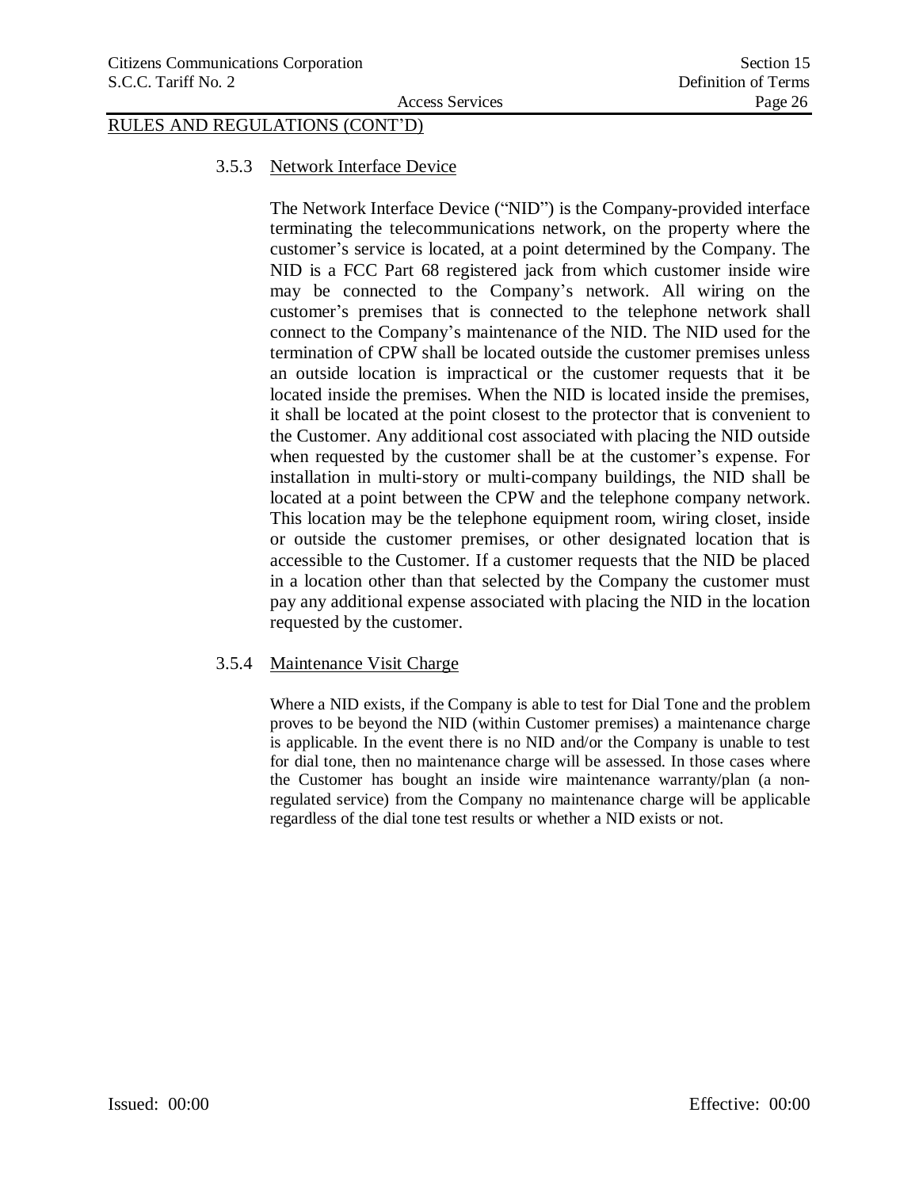RULES AND REGULATIONS (CONT'D)

### 3.5.3 Network Interface Device

The Network Interface Device ("NID") is the Company-provided interface terminating the telecommunications network, on the property where the customer's service is located, at a point determined by the Company. The NID is a FCC Part 68 registered jack from which customer inside wire may be connected to the Company's network. All wiring on the customer's premises that is connected to the telephone network shall connect to the Company's maintenance of the NID. The NID used for the termination of CPW shall be located outside the customer premises unless an outside location is impractical or the customer requests that it be located inside the premises. When the NID is located inside the premises, it shall be located at the point closest to the protector that is convenient to the Customer. Any additional cost associated with placing the NID outside when requested by the customer shall be at the customer's expense. For installation in multi-story or multi-company buildings, the NID shall be located at a point between the CPW and the telephone company network. This location may be the telephone equipment room, wiring closet, inside or outside the customer premises, or other designated location that is accessible to the Customer. If a customer requests that the NID be placed in a location other than that selected by the Company the customer must pay any additional expense associated with placing the NID in the location requested by the customer.

### 3.5.4 Maintenance Visit Charge

Where a NID exists, if the Company is able to test for Dial Tone and the problem proves to be beyond the NID (within Customer premises) a maintenance charge is applicable. In the event there is no NID and/or the Company is unable to test for dial tone, then no maintenance charge will be assessed. In those cases where the Customer has bought an inside wire maintenance warranty/plan (a non-regulated service) from the Company no maintenance charge will be applicable regardless of the dial tone test results or whether a NID exists or not.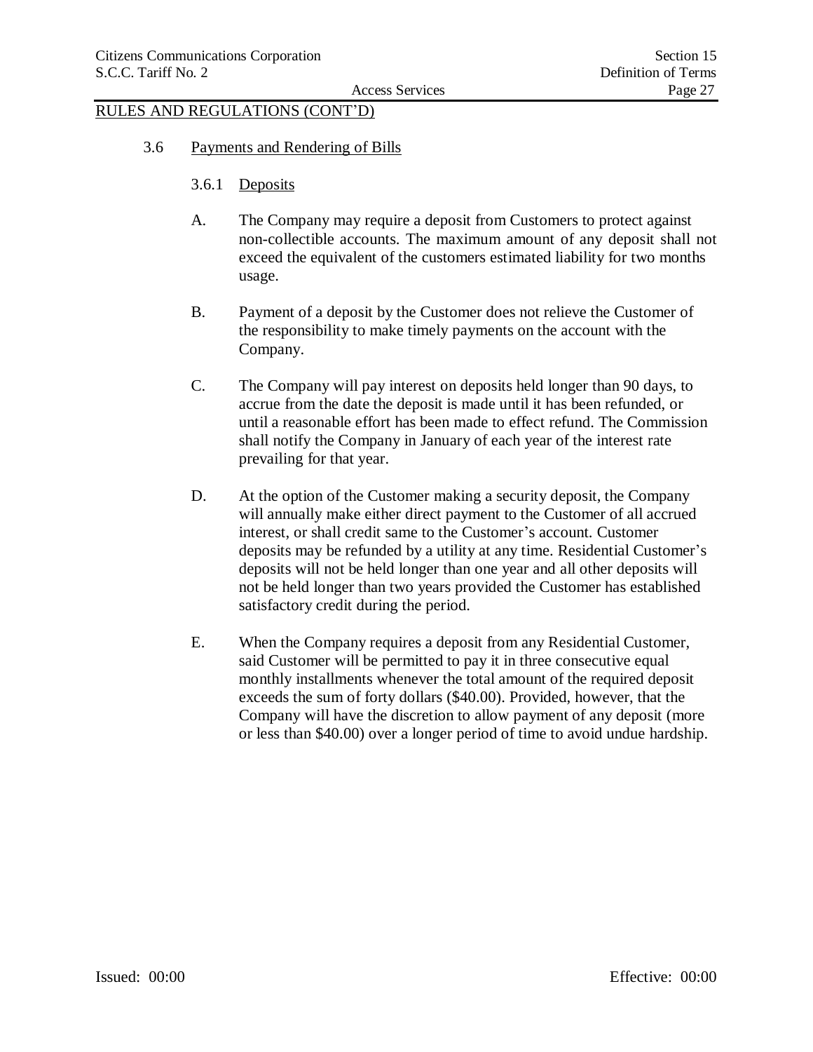RULES AND REGULATIONS (CONT'D)

3.6 Payments and Rendering of Bills

3.6.1 Deposits

A. The Company may require a deposit from Customers to protect against non-collectible accounts. The maximum amount of any deposit shall not exceed the equivalent of the customers estimated liability for two months usage.

B. Payment of a deposit by the Customer does not relieve the Customer of the responsibility to make timely payments on the account with the Company.

C. The Company will pay interest on deposits held longer than 90 days, to accrue from the date the deposit is made until it has been refunded, or until a reasonable effort has been made to effect refund. The Commission shall notify the Company in January of each year of the interest rate prevailing for that year.

D. At the option of the Customer making a security deposit, the Company will annually make either direct payment to the Customer of all accrued interest, or shall credit same to the Customer's account. Customer deposits may be refunded by a utility at any time. Residential Customer's deposits will not be held longer than one year and all other deposits will not be held longer than two years provided the Customer has established satisfactory credit during the period.

E. When the Company requires a deposit from any Residential Customer, said Customer will be permitted to pay it in three consecutive equal monthly installments whenever the total amount of the required deposit exceeds the sum of forty dollars ($40.00). Provided, however, that the Company will have the discretion to allow payment of any deposit (more or less than $40.00) over a longer period of time to avoid undue hardship.

Issued: 00:00 Effective: 00:00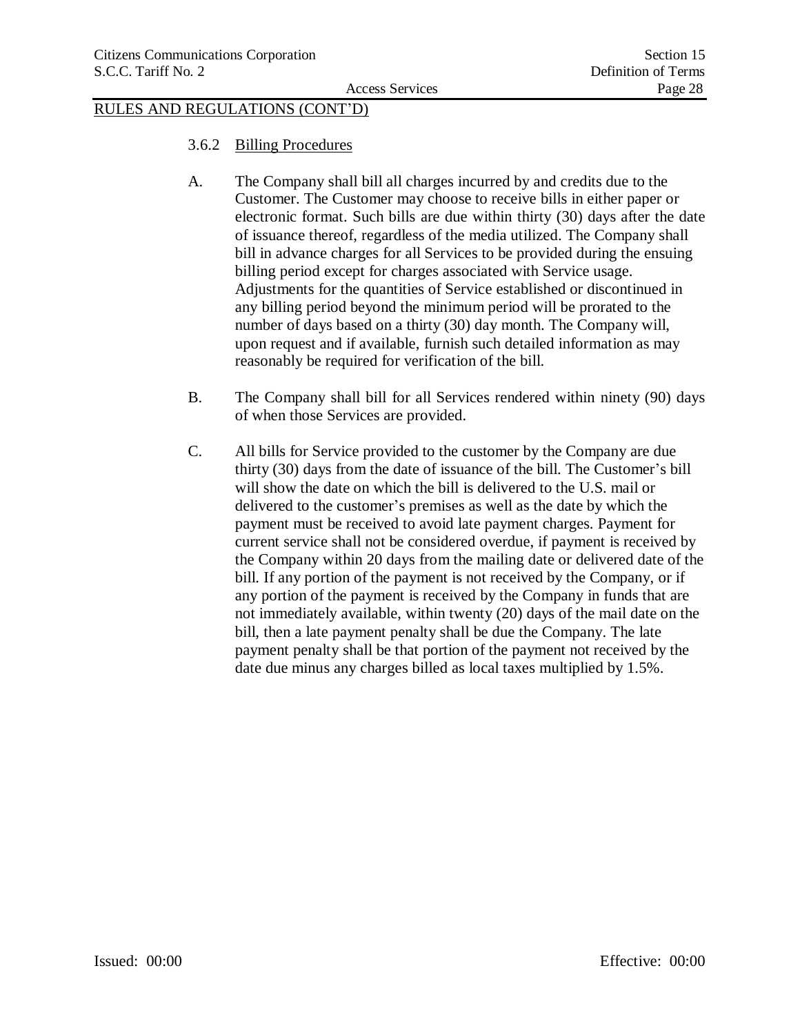RULES AND REGULATIONS (CONT'D)

3.6.2 Billing Procedures

A. The Company shall bill all charges incurred by and credits due to the Customer. The Customer may choose to receive bills in either paper or electronic format. Such bills are due within thirty (30) days after the date of issuance thereof, regardless of the media utilized. The Company shall bill in advance charges for all Services to be provided during the ensuing billing period except for charges associated with Service usage. Adjustments for the quantities of Service established or discontinued in any billing period beyond the minimum period will be prorated to the number of days based on a thirty (30) day month. The Company will, upon request and if available, furnish such detailed information as may reasonably be required for verification of the bill.

B. The Company shall bill for all Services rendered within ninety (90) days of when those Services are provided.

C. All bills for Service provided to the customer by the Company are due thirty (30) days from the date of issuance of the bill. The Customer's bill will show the date on which the bill is delivered to the U.S. mail or delivered to the customer's premises as well as the date by which the payment must be received to avoid late payment charges. Payment for current service shall not be considered overdue, if payment is received by the Company within 20 days from the mailing date or delivered date of the bill. If any portion of the payment is not received by the Company, or if any portion of the payment is received by the Company in funds that are not immediately available, within twenty (20) days of the mail date on the bill, then a late payment penalty shall be due the Company. The late payment penalty shall be that portion of the payment not received by the date due minus any charges billed as local taxes multiplied by 1.5%.

Issued: 00:00 Effective: 00:00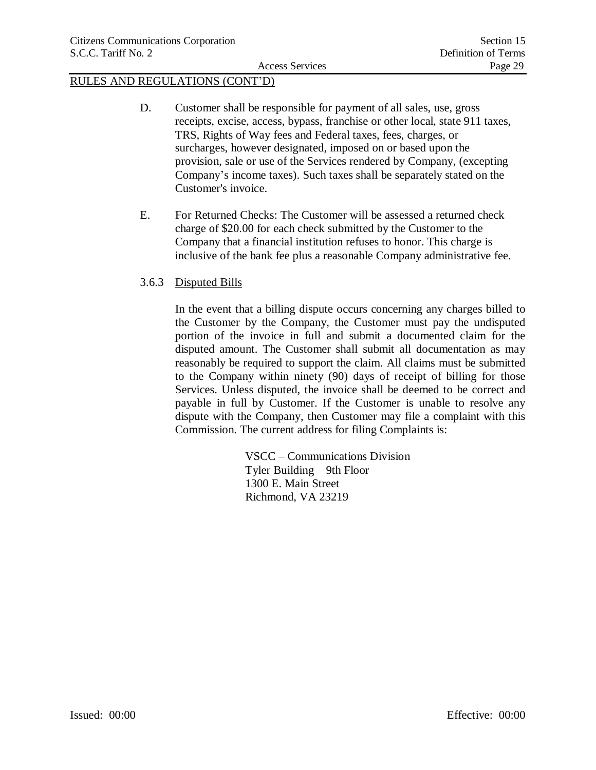RULES AND REGULATIONS (CONT'D)

D. Customer shall be responsible for payment of all sales, use, gross receipts, excise, access, bypass, franchise or other local, state 911 taxes, TRS, Rights of Way fees and Federal taxes, fees, charges, or surcharges, however designated, imposed on or based upon the provision, sale or use of the Services rendered by Company, (excepting Company's income taxes). Such taxes shall be separately stated on the Customer's invoice.

E. For Returned Checks: The Customer will be assessed a returned check charge of $20.00 for each check submitted by the Customer to the Company that a financial institution refuses to honor. This charge is inclusive of the bank fee plus a reasonable Company administrative fee.

3.6.3 Disputed Bills

In the event that a billing dispute occurs concerning any charges billed to the Customer by the Company, the Customer must pay the undisputed portion of the invoice in full and submit a documented claim for the disputed amount. The Customer shall submit all documentation as may reasonably be required to support the claim. All claims must be submitted to the Company within ninety (90) days of receipt of billing for those Services. Unless disputed, the invoice shall be deemed to be correct and payable in full by Customer. If the Customer is unable to resolve any dispute with the Company, then Customer may file a complaint with this Commission. The current address for filing Complaints is:

VSCC – Communications Division
Tyler Building – 9th Floor
1300 E. Main Street
Richmond, VA 23219

Issued: 00:00

Effective: 00:00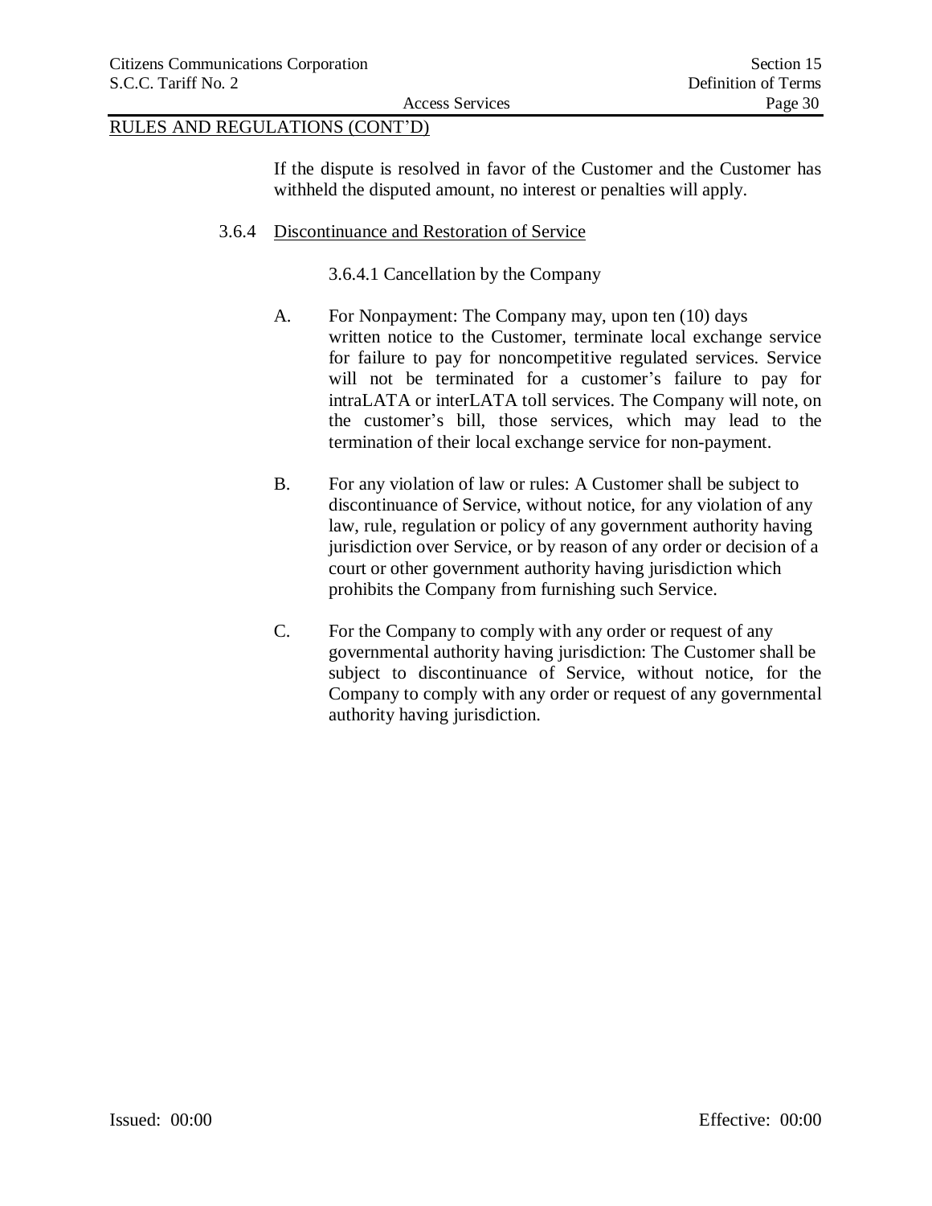RULES AND REGULATIONS (CONT'D)

If the dispute is resolved in favor of the Customer and the Customer has withheld the disputed amount, no interest or penalties will apply.

3.6.4 Discontinuance and Restoration of Service

3.6.4.1 Cancellation by the Company

A. For Nonpayment: The Company may, upon ten (10) days written notice to the Customer, terminate local exchange service for failure to pay for noncompetitive regulated services. Service will not be terminated for a customer's failure to pay for intraLATA or interLATA toll services. The Company will note, on the customer's bill, those services, which may lead to the termination of their local exchange service for non-payment.

B. For any violation of law or rules: A Customer shall be subject to discontinuance of Service, without notice, for any violation of any law, rule, regulation or policy of any government authority having jurisdiction over Service, or by reason of any order or decision of a court or other government authority having jurisdiction which prohibits the Company from furnishing such Service.

C. For the Company to comply with any order or request of any governmental authority having jurisdiction: The Customer shall be subject to discontinuance of Service, without notice, for the Company to comply with any order or request of any governmental authority having jurisdiction.

Issued: 00:00 Effective: 00:00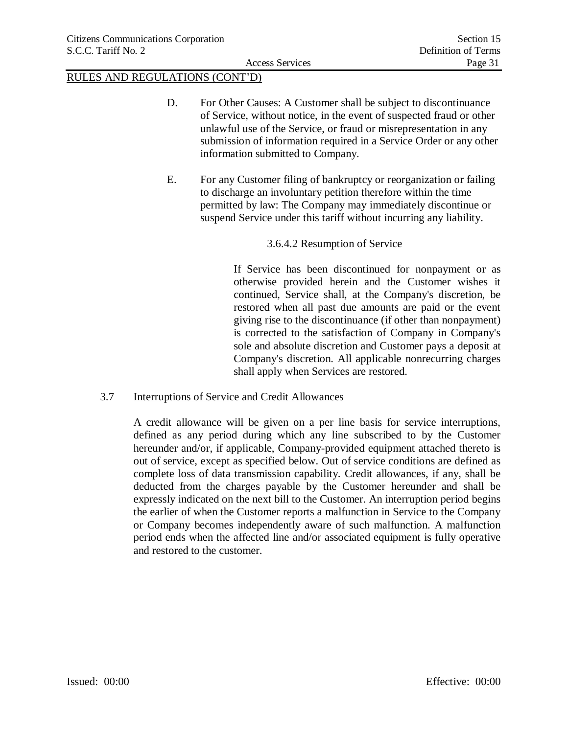RULES AND REGULATIONS (CONT'D)

D. For Other Causes: A Customer shall be subject to discontinuance of Service, without notice, in the event of suspected fraud or other unlawful use of the Service, or fraud or misrepresentation in any submission of information required in a Service Order or any other information submitted to Company.

E. For any Customer filing of bankruptcy or reorganization or failing to discharge an involuntary petition therefore within the time permitted by law: The Company may immediately discontinue or suspend Service under this tariff without incurring any liability.

3.6.4.2 Resumption of Service

If Service has been discontinued for nonpayment or as otherwise provided herein and the Customer wishes it continued, Service shall, at the Company's discretion, be restored when all past due amounts are paid or the event giving rise to the discontinuance (if other than nonpayment) is corrected to the satisfaction of Company in Company's sole and absolute discretion and Customer pays a deposit at Company's discretion. All applicable nonrecurring charges shall apply when Services are restored.

3.7 Interruptions of Service and Credit Allowances

A credit allowance will be given on a per line basis for service interruptions, defined as any period during which any line subscribed to by the Customer hereunder and/or, if applicable, Company-provided equipment attached thereto is out of service, except as specified below. Out of service conditions are defined as complete loss of data transmission capability. Credit allowances, if any, shall be deducted from the charges payable by the Customer hereunder and shall be expressly indicated on the next bill to the Customer. An interruption period begins the earlier of when the Customer reports a malfunction in Service to the Company or Company becomes independently aware of such malfunction. A malfunction period ends when the affected line and/or associated equipment is fully operative and restored to the customer.

Issued: 00:00 Effective: 00:00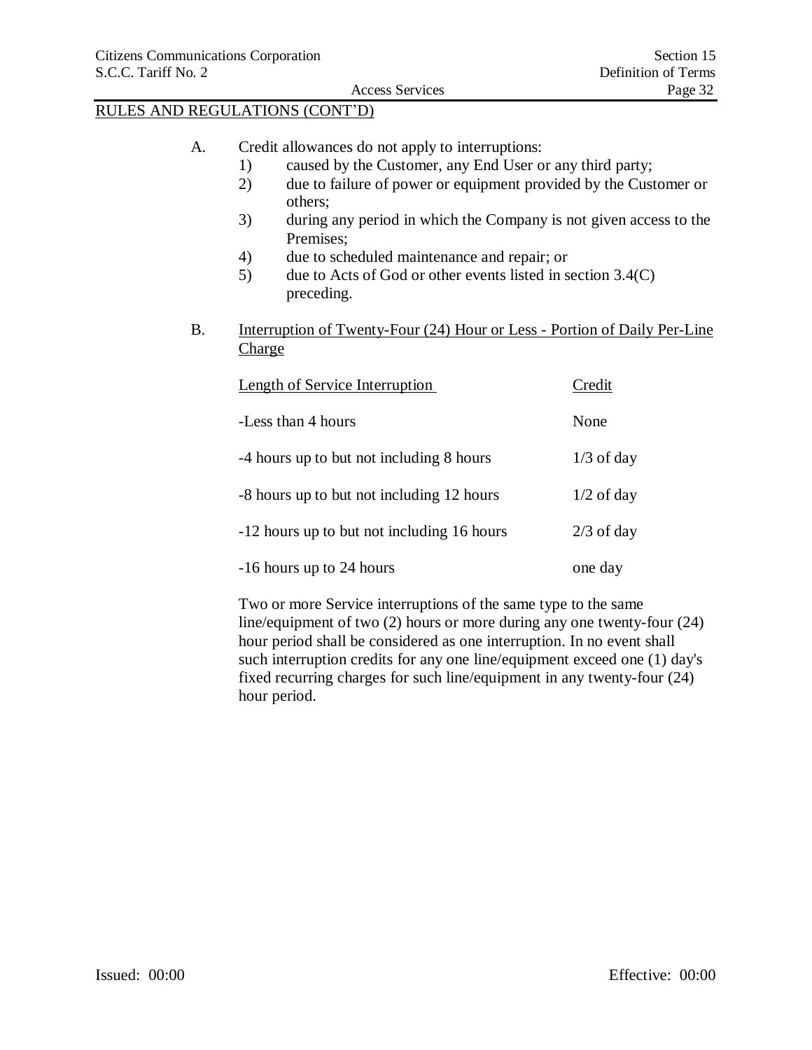RULES AND REGULATIONS (CONT'D)

A. Credit allowances do not apply to interruptions:
   1) caused by the Customer, any End User or any third party;
   2) due to failure of power or equipment provided by the Customer or others;
   3) during any period in which the Company is not given access to the Premises;
   4) due to scheduled maintenance and repair; or
   5) due to Acts of God or other events listed in section 3.4(C) preceding.

B. Interruption of Twenty-Four (24) Hour or Less - Portion of Daily Per-Line Charge

| Length of Service Interruption | Credit |
|---|---|
| -Less than 4 hours | None |
| -4 hours up to but not including 8 hours | 1/3 of day |
| -8 hours up to but not including 12 hours | 1/2 of day |
| -12 hours up to but not including 16 hours | 2/3 of day |
| -16 hours up to 24 hours | one day |

Two or more Service interruptions of the same type to the same line/equipment of two (2) hours or more during any one twenty-four (24) hour period shall be considered as one interruption. In no event shall such interruption credits for any one line/equipment exceed one (1) day's fixed recurring charges for such line/equipment in any twenty-four (24) hour period.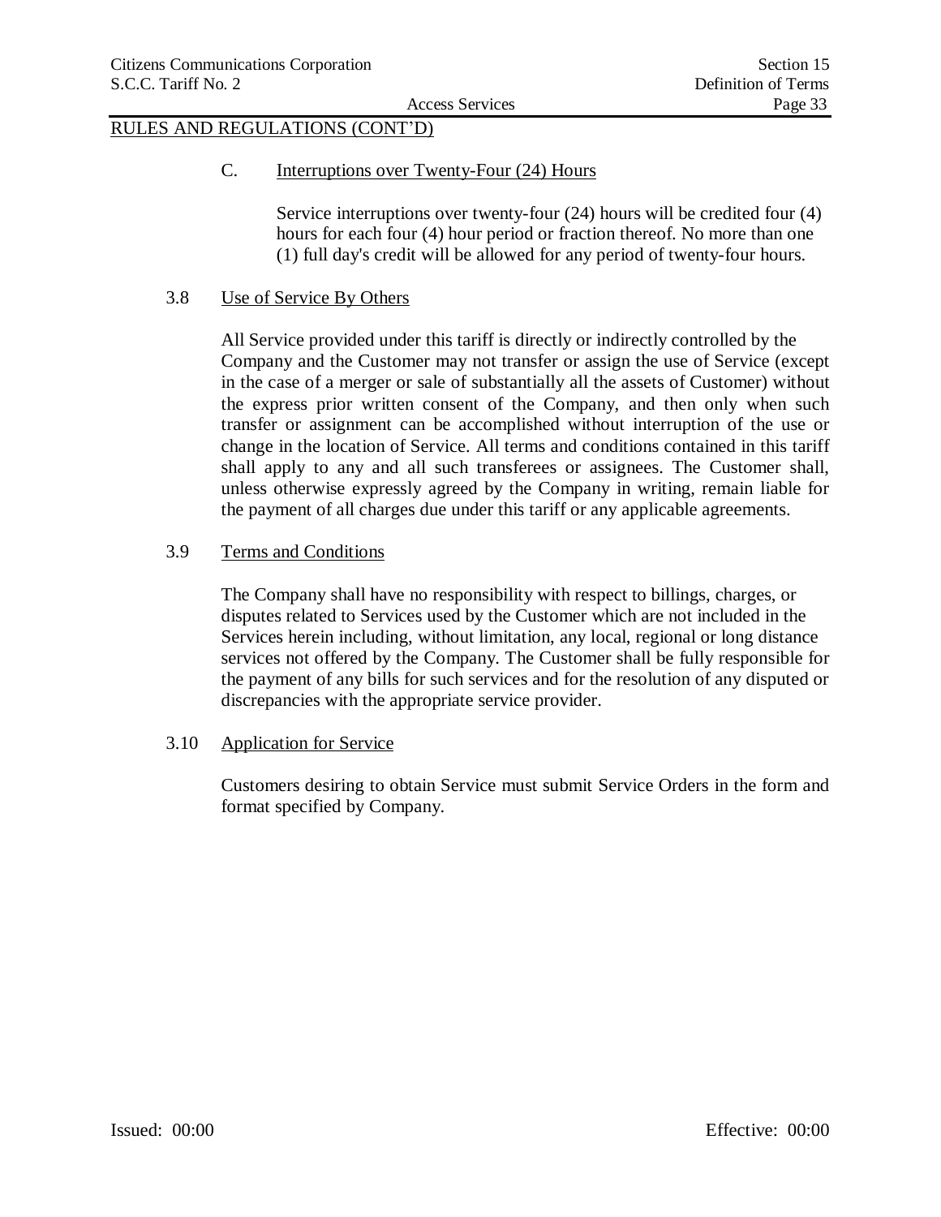RULES AND REGULATIONS (CONT'D)

C. Interruptions over Twenty-Four (24) Hours

Service interruptions over twenty-four (24) hours will be credited four (4) hours for each four (4) hour period or fraction thereof. No more than one (1) full day's credit will be allowed for any period of twenty-four hours.

## 3.8 Use of Service By Others

All Service provided under this tariff is directly or indirectly controlled by the Company and the Customer may not transfer or assign the use of Service (except in the case of a merger or sale of substantially all the assets of Customer) without the express prior written consent of the Company, and then only when such transfer or assignment can be accomplished without interruption of the use or change in the location of Service. All terms and conditions contained in this tariff shall apply to any and all such transferees or assignees. The Customer shall, unless otherwise expressly agreed by the Company in writing, remain liable for the payment of all charges due under this tariff or any applicable agreements.

## 3.9 Terms and Conditions

The Company shall have no responsibility with respect to billings, charges, or disputes related to Services used by the Customer which are not included in the Services herein including, without limitation, any local, regional or long distance services not offered by the Company. The Customer shall be fully responsible for the payment of any bills for such services and for the resolution of any disputed or discrepancies with the appropriate service provider.

## 3.10 Application for Service

Customers desiring to obtain Service must submit Service Orders in the form and format specified by Company.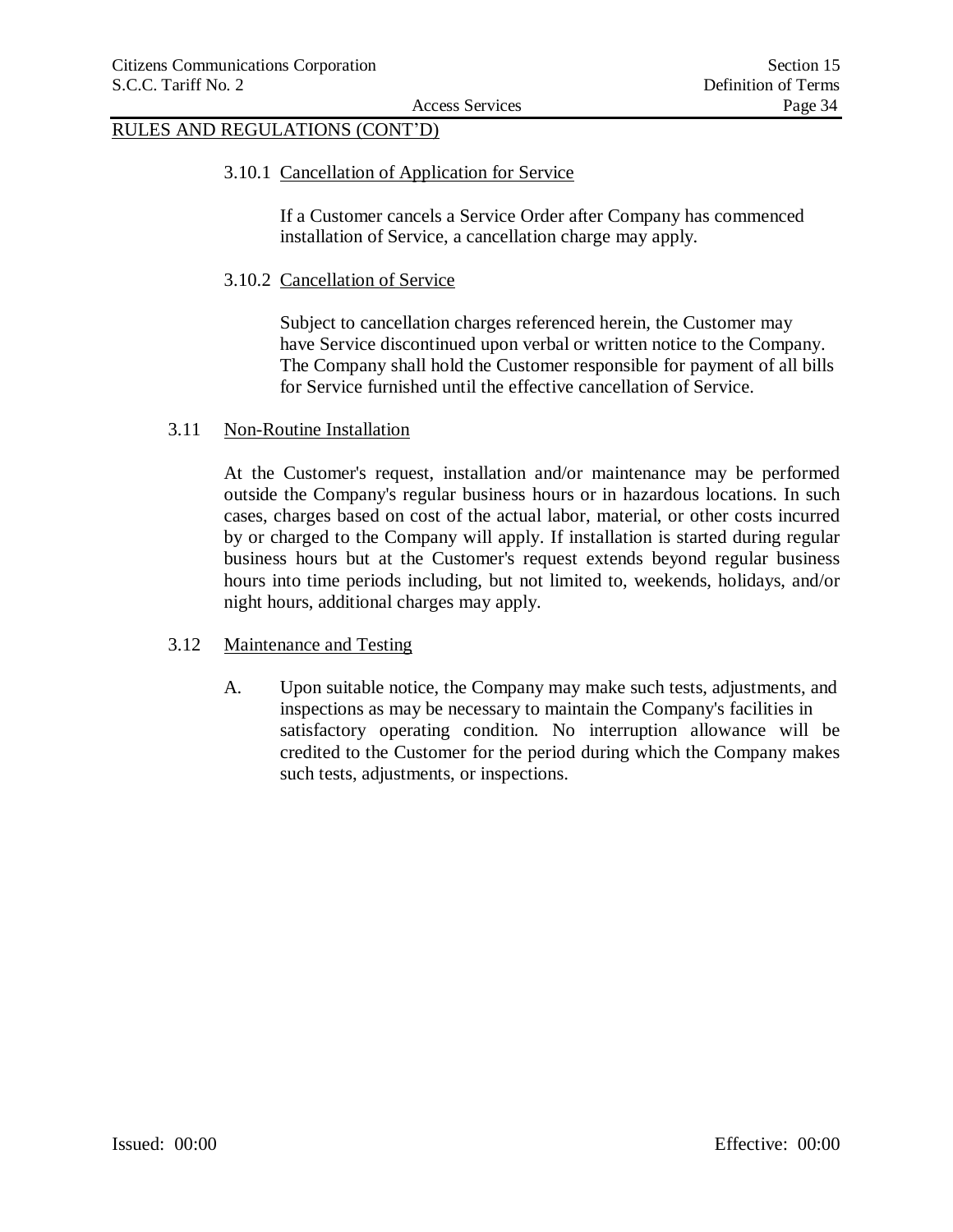RULES AND REGULATIONS (CONT'D)

3.10.1 Cancellation of Application for Service

If a Customer cancels a Service Order after Company has commenced installation of Service, a cancellation charge may apply.

3.10.2 Cancellation of Service

Subject to cancellation charges referenced herein, the Customer may have Service discontinued upon verbal or written notice to the Company. The Company shall hold the Customer responsible for payment of all bills for Service furnished until the effective cancellation of Service.

3.11 Non-Routine Installation

At the Customer's request, installation and/or maintenance may be performed outside the Company's regular business hours or in hazardous locations. In such cases, charges based on cost of the actual labor, material, or other costs incurred by or charged to the Company will apply. If installation is started during regular business hours but at the Customer's request extends beyond regular business hours into time periods including, but not limited to, weekends, holidays, and/or night hours, additional charges may apply.

3.12 Maintenance and Testing

A. Upon suitable notice, the Company may make such tests, adjustments, and inspections as may be necessary to maintain the Company's facilities in satisfactory operating condition. No interruption allowance will be credited to the Customer for the period during which the Company makes such tests, adjustments, or inspections.

Issued: 00:00 Effective: 00:00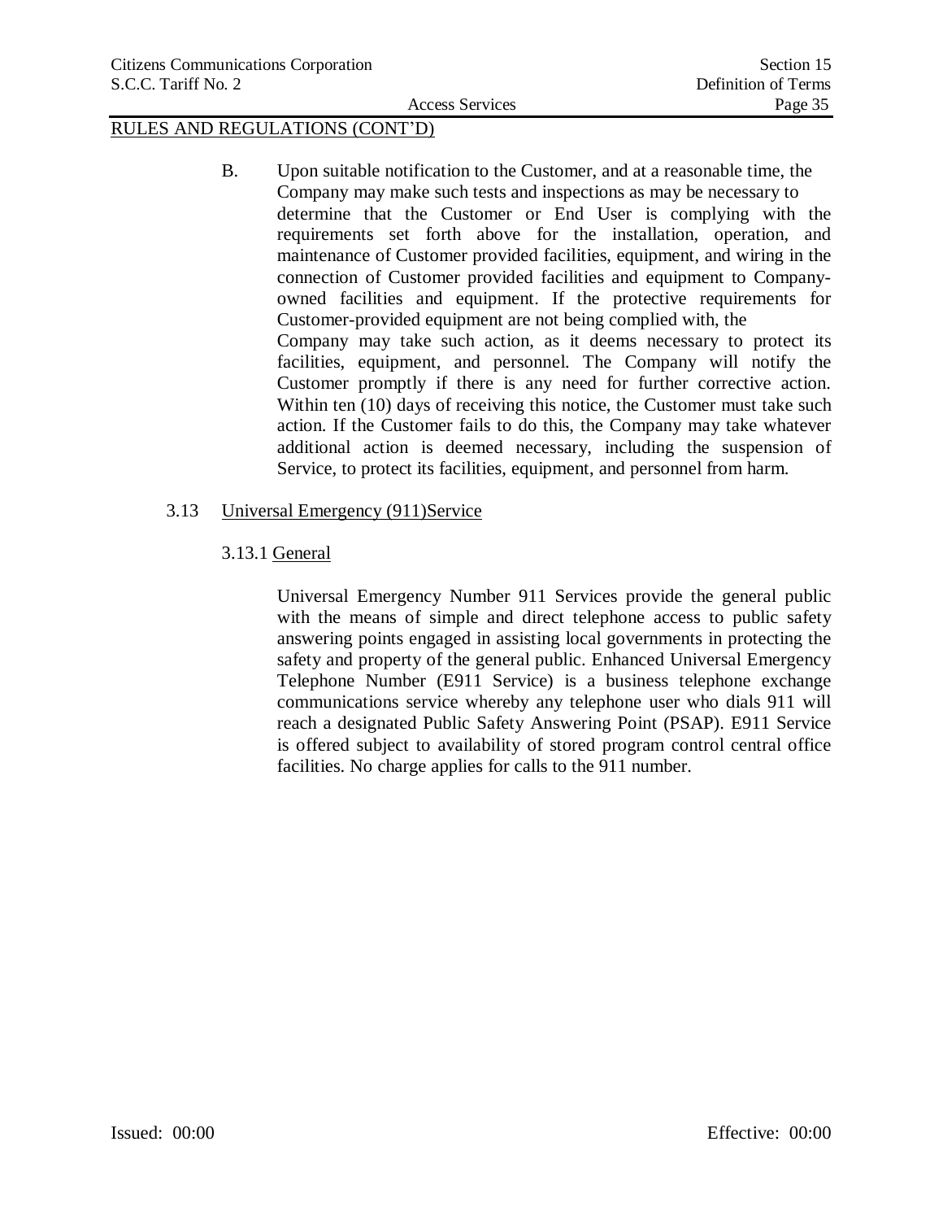RULES AND REGULATIONS (CONT'D)

B. Upon suitable notification to the Customer, and at a reasonable time, the Company may make such tests and inspections as may be necessary to determine that the Customer or End User is complying with the requirements set forth above for the installation, operation, and maintenance of Customer provided facilities, equipment, and wiring in the connection of Customer provided facilities and equipment to Company-owned facilities and equipment. If the protective requirements for Customer-provided equipment are not being complied with, the Company may take such action, as it deems necessary to protect its facilities, equipment, and personnel. The Company will notify the Customer promptly if there is any need for further corrective action. Within ten (10) days of receiving this notice, the Customer must take such action. If the Customer fails to do this, the Company may take whatever additional action is deemed necessary, including the suspension of Service, to protect its facilities, equipment, and personnel from harm.

## 3.13 Universal Emergency (911)Service

### 3.13.1 General

Universal Emergency Number 911 Services provide the general public with the means of simple and direct telephone access to public safety answering points engaged in assisting local governments in protecting the safety and property of the general public. Enhanced Universal Emergency Telephone Number (E911 Service) is a business telephone exchange communications service whereby any telephone user who dials 911 will reach a designated Public Safety Answering Point (PSAP). E911 Service is offered subject to availability of stored program control central office facilities. No charge applies for calls to the 911 number.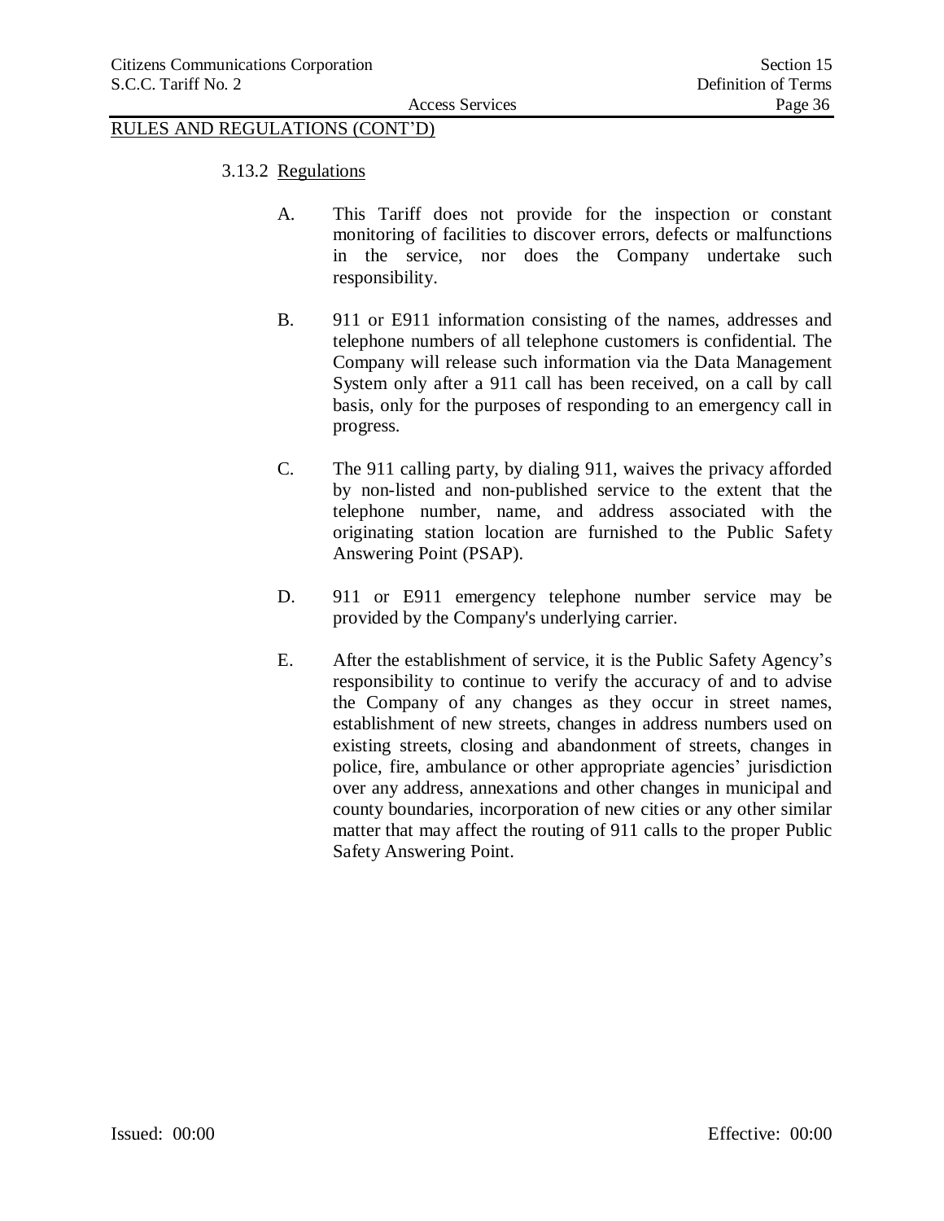RULES AND REGULATIONS (CONT'D)

3.13.2 Regulations

A. This Tariff does not provide for the inspection or constant monitoring of facilities to discover errors, defects or malfunctions in the service, nor does the Company undertake such responsibility.

B. 911 or E911 information consisting of the names, addresses and telephone numbers of all telephone customers is confidential. The Company will release such information via the Data Management System only after a 911 call has been received, on a call by call basis, only for the purposes of responding to an emergency call in progress.

C. The 911 calling party, by dialing 911, waives the privacy afforded by non-listed and non-published service to the extent that the telephone number, name, and address associated with the originating station location are furnished to the Public Safety Answering Point (PSAP).

D. 911 or E911 emergency telephone number service may be provided by the Company's underlying carrier.

E. After the establishment of service, it is the Public Safety Agency's responsibility to continue to verify the accuracy of and to advise the Company of any changes as they occur in street names, establishment of new streets, changes in address numbers used on existing streets, closing and abandonment of streets, changes in police, fire, ambulance or other appropriate agencies' jurisdiction over any address, annexations and other changes in municipal and county boundaries, incorporation of new cities or any other similar matter that may affect the routing of 911 calls to the proper Public Safety Answering Point.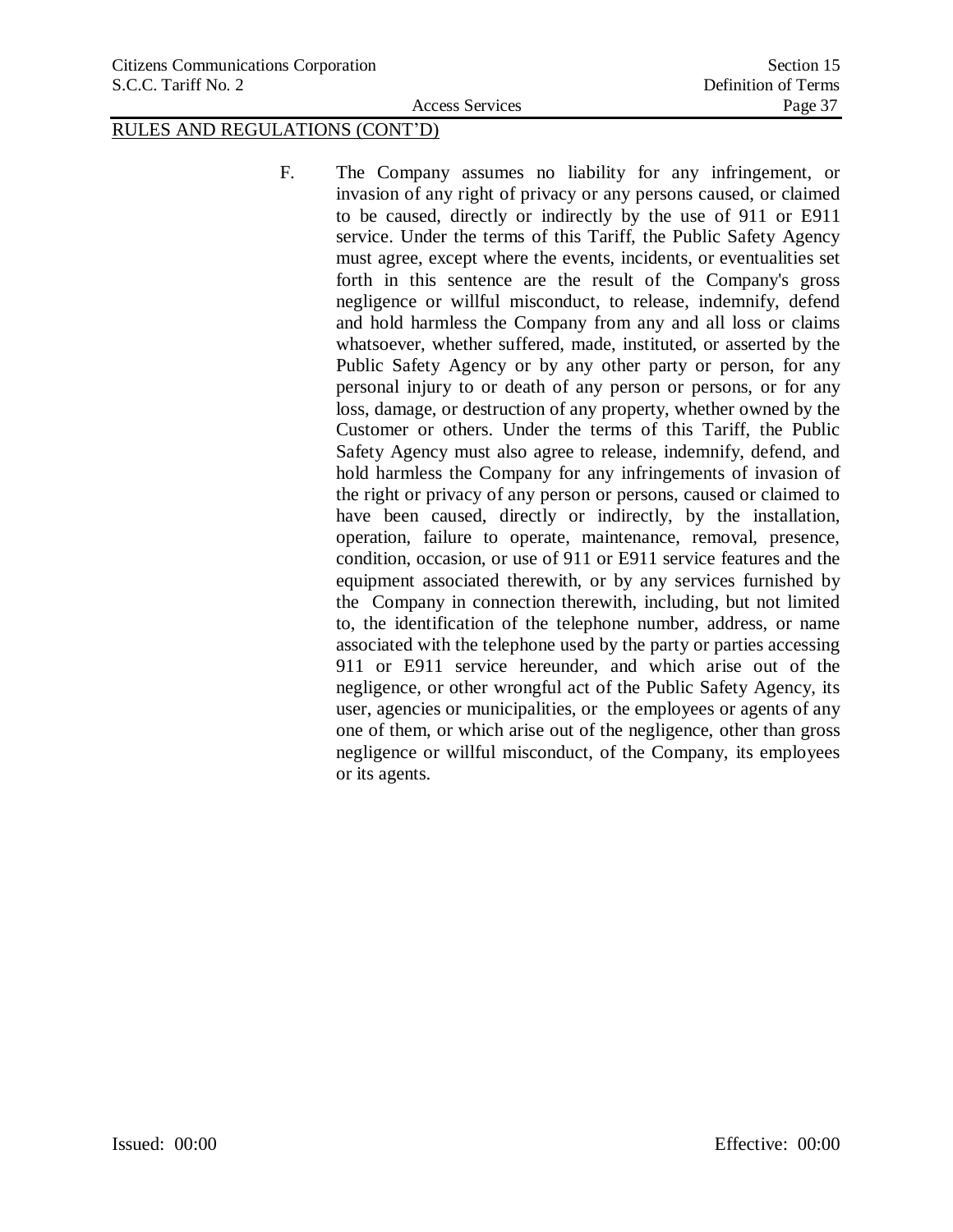RULES AND REGULATIONS (CONT'D)

F. The Company assumes no liability for any infringement, or invasion of any right of privacy or any persons caused, or claimed to be caused, directly or indirectly by the use of 911 or E911 service. Under the terms of this Tariff, the Public Safety Agency must agree, except where the events, incidents, or eventualities set forth in this sentence are the result of the Company's gross negligence or willful misconduct, to release, indemnify, defend and hold harmless the Company from any and all loss or claims whatsoever, whether suffered, made, instituted, or asserted by the Public Safety Agency or by any other party or person, for any personal injury to or death of any person or persons, or for any loss, damage, or destruction of any property, whether owned by the Customer or others. Under the terms of this Tariff, the Public Safety Agency must also agree to release, indemnify, defend, and hold harmless the Company for any infringements of invasion of the right or privacy of any person or persons, caused or claimed to have been caused, directly or indirectly, by the installation, operation, failure to operate, maintenance, removal, presence, condition, occasion, or use of 911 or E911 service features and the equipment associated therewith, or by any services furnished by the Company in connection therewith, including, but not limited to, the identification of the telephone number, address, or name associated with the telephone used by the party or parties accessing 911 or E911 service hereunder, and which arise out of the negligence, or other wrongful act of the Public Safety Agency, its user, agencies or municipalities, or the employees or agents of any one of them, or which arise out of the negligence, other than gross negligence or willful misconduct, of the Company, its employees or its agents.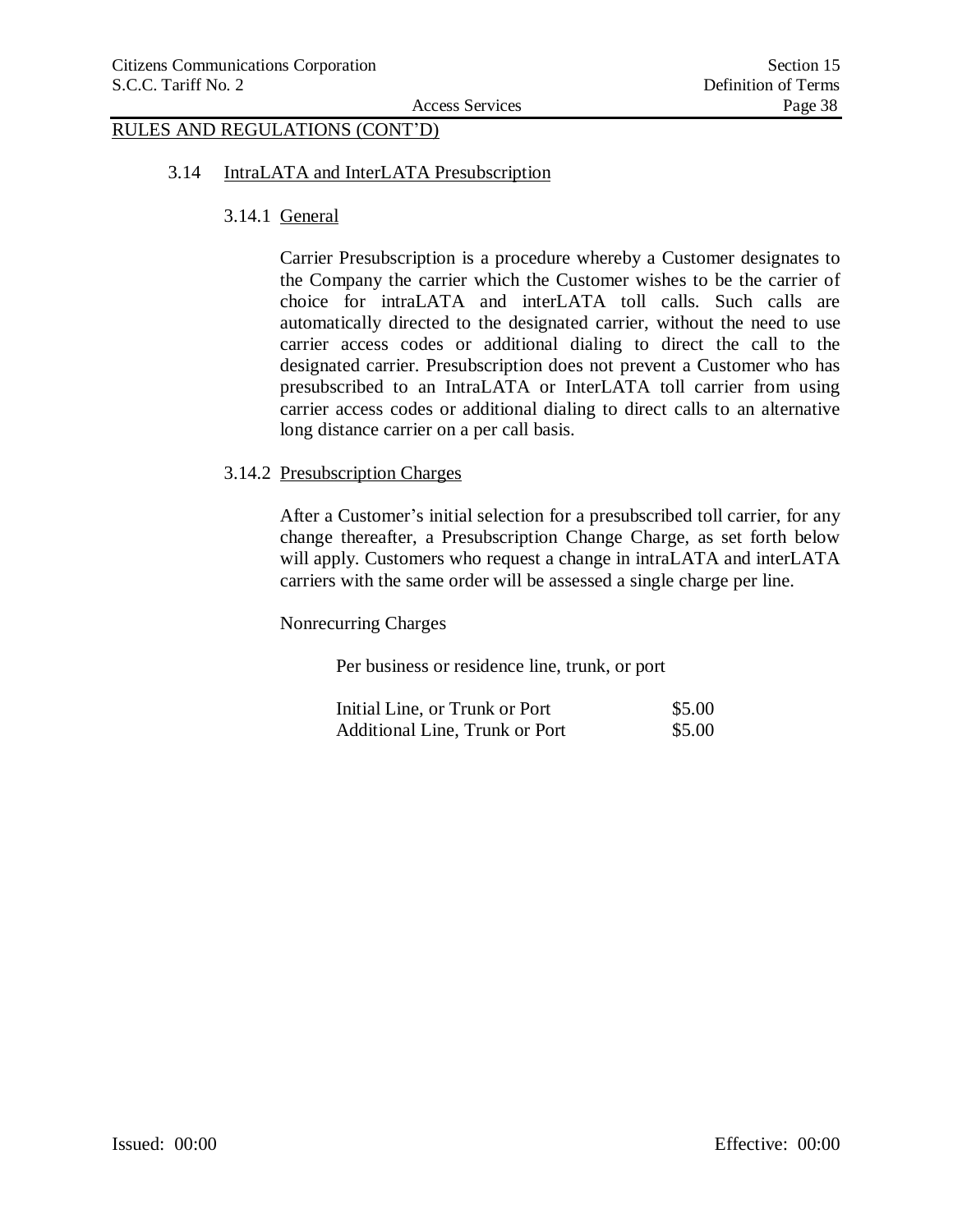## RULES AND REGULATIONS (CONT'D)

### 3.14 IntraLATA and InterLATA Presubscription

#### 3.14.1 General

Carrier Presubscription is a procedure whereby a Customer designates to the Company the carrier which the Customer wishes to be the carrier of choice for intraLATA and interLATA toll calls. Such calls are automatically directed to the designated carrier, without the need to use carrier access codes or additional dialing to direct the call to the designated carrier. Presubscription does not prevent a Customer who has presubscribed to an IntraLATA or InterLATA toll carrier from using carrier access codes or additional dialing to direct calls to an alternative long distance carrier on a per call basis.

#### 3.14.2 Presubscription Charges

After a Customer's initial selection for a presubscribed toll carrier, for any change thereafter, a Presubscription Change Charge, as set forth below will apply. Customers who request a change in intraLATA and interLATA carriers with the same order will be assessed a single charge per line.

Nonrecurring Charges

Per business or residence line, trunk, or port

| | |
|---|---|
| Initial Line, or Trunk or Port | $5.00 |
| Additional Line, Trunk or Port | $5.00 |

Issued: 00:00 Effective: 00:00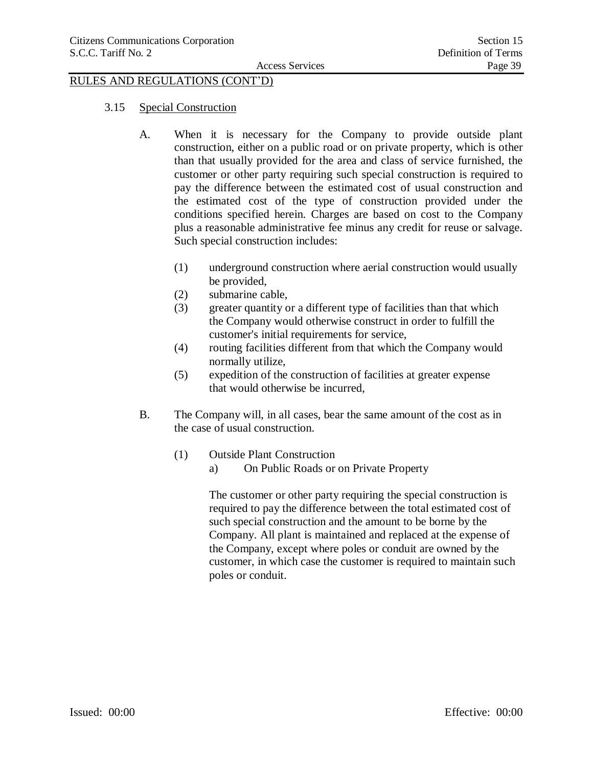RULES AND REGULATIONS (CONT'D)

### 3.15 Special Construction

A. When it is necessary for the Company to provide outside plant construction, either on a public road or on private property, which is other than that usually provided for the area and class of service furnished, the customer or other party requiring such special construction is required to pay the difference between the estimated cost of usual construction and the estimated cost of the type of construction provided under the conditions specified herein. Charges are based on cost to the Company plus a reasonable administrative fee minus any credit for reuse or salvage. Such special construction includes:

   (1) underground construction where aerial construction would usually be provided,

   (2) submarine cable,

   (3) greater quantity or a different type of facilities than that which the Company would otherwise construct in order to fulfill the customer's initial requirements for service,

   (4) routing facilities different from that which the Company would normally utilize,

   (5) expedition of the construction of facilities at greater expense that would otherwise be incurred,

B. The Company will, in all cases, bear the same amount of the cost as in the case of usual construction.

   (1) Outside Plant Construction

      a) On Public Roads or on Private Property

      The customer or other party requiring the special construction is required to pay the difference between the total estimated cost of such special construction and the amount to be borne by the Company. All plant is maintained and replaced at the expense of the Company, except where poles or conduit are owned by the customer, in which case the customer is required to maintain such poles or conduit.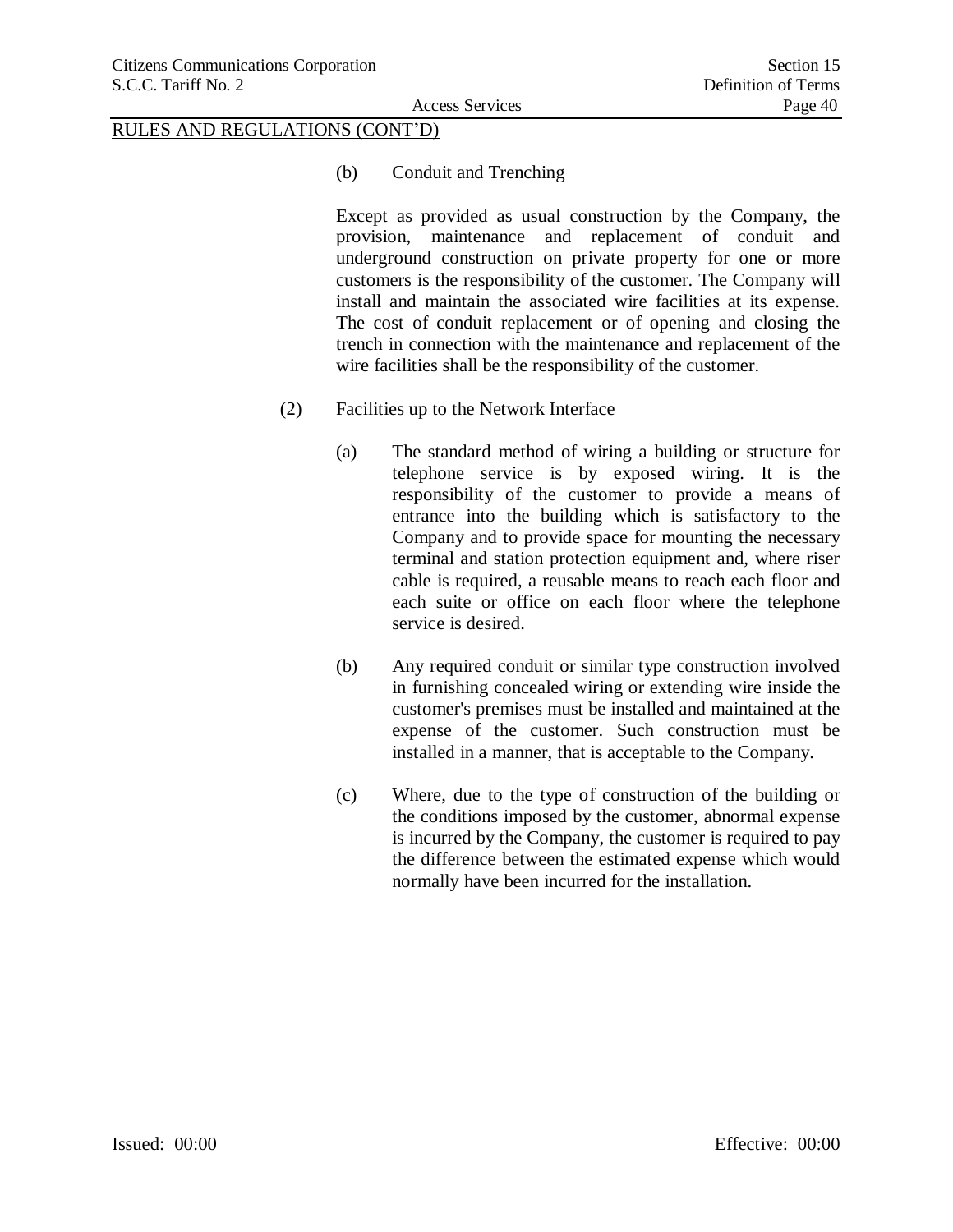RULES AND REGULATIONS (CONT'D)

(b) Conduit and Trenching

Except as provided as usual construction by the Company, the provision, maintenance and replacement of conduit and underground construction on private property for one or more customers is the responsibility of the customer. The Company will install and maintain the associated wire facilities at its expense. The cost of conduit replacement or of opening and closing the trench in connection with the maintenance and replacement of the wire facilities shall be the responsibility of the customer.

(2) Facilities up to the Network Interface

(a) The standard method of wiring a building or structure for telephone service is by exposed wiring. It is the responsibility of the customer to provide a means of entrance into the building which is satisfactory to the Company and to provide space for mounting the necessary terminal and station protection equipment and, where riser cable is required, a reusable means to reach each floor and each suite or office on each floor where the telephone service is desired.

(b) Any required conduit or similar type construction involved in furnishing concealed wiring or extending wire inside the customer's premises must be installed and maintained at the expense of the customer. Such construction must be installed in a manner, that is acceptable to the Company.

(c) Where, due to the type of construction of the building or the conditions imposed by the customer, abnormal expense is incurred by the Company, the customer is required to pay the difference between the estimated expense which would normally have been incurred for the installation.

Issued: 00:00 Effective: 00:00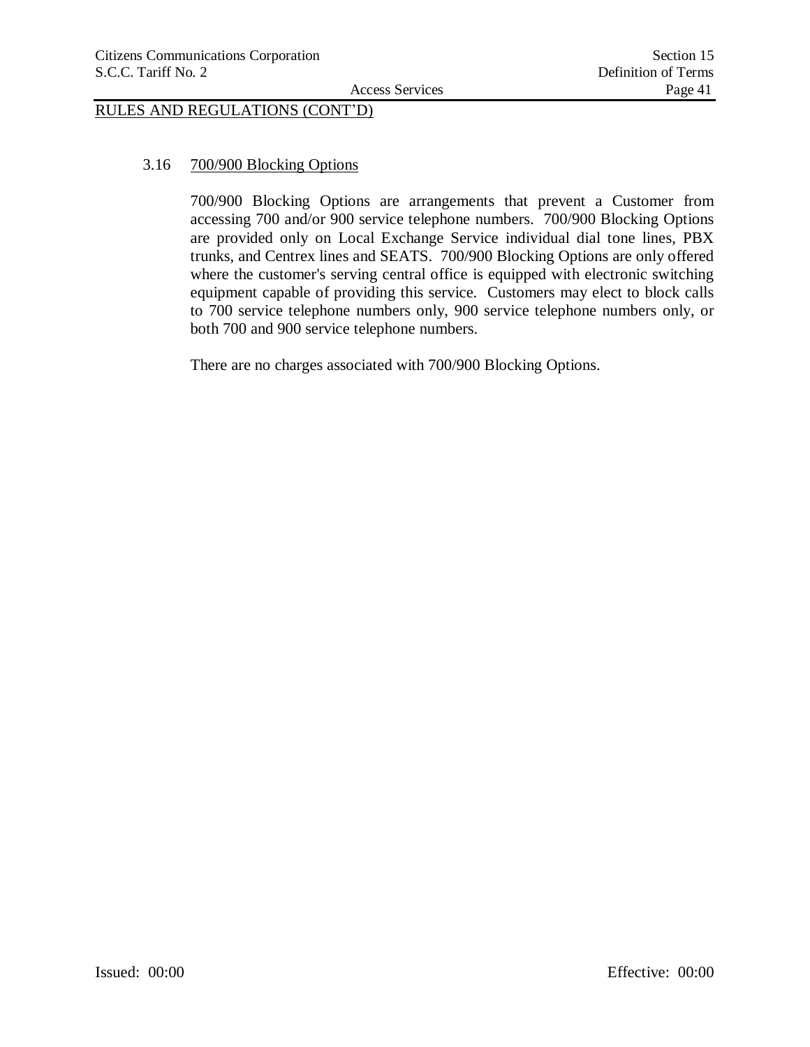RULES AND REGULATIONS (CONT'D)

3.16 700/900 Blocking Options

700/900 Blocking Options are arrangements that prevent a Customer from accessing 700 and/or 900 service telephone numbers. 700/900 Blocking Options are provided only on Local Exchange Service individual dial tone lines, PBX trunks, and Centrex lines and SEATS. 700/900 Blocking Options are only offered where the customer's serving central office is equipped with electronic switching equipment capable of providing this service. Customers may elect to block calls to 700 service telephone numbers only, 900 service telephone numbers only, or both 700 and 900 service telephone numbers.

There are no charges associated with 700/900 Blocking Options.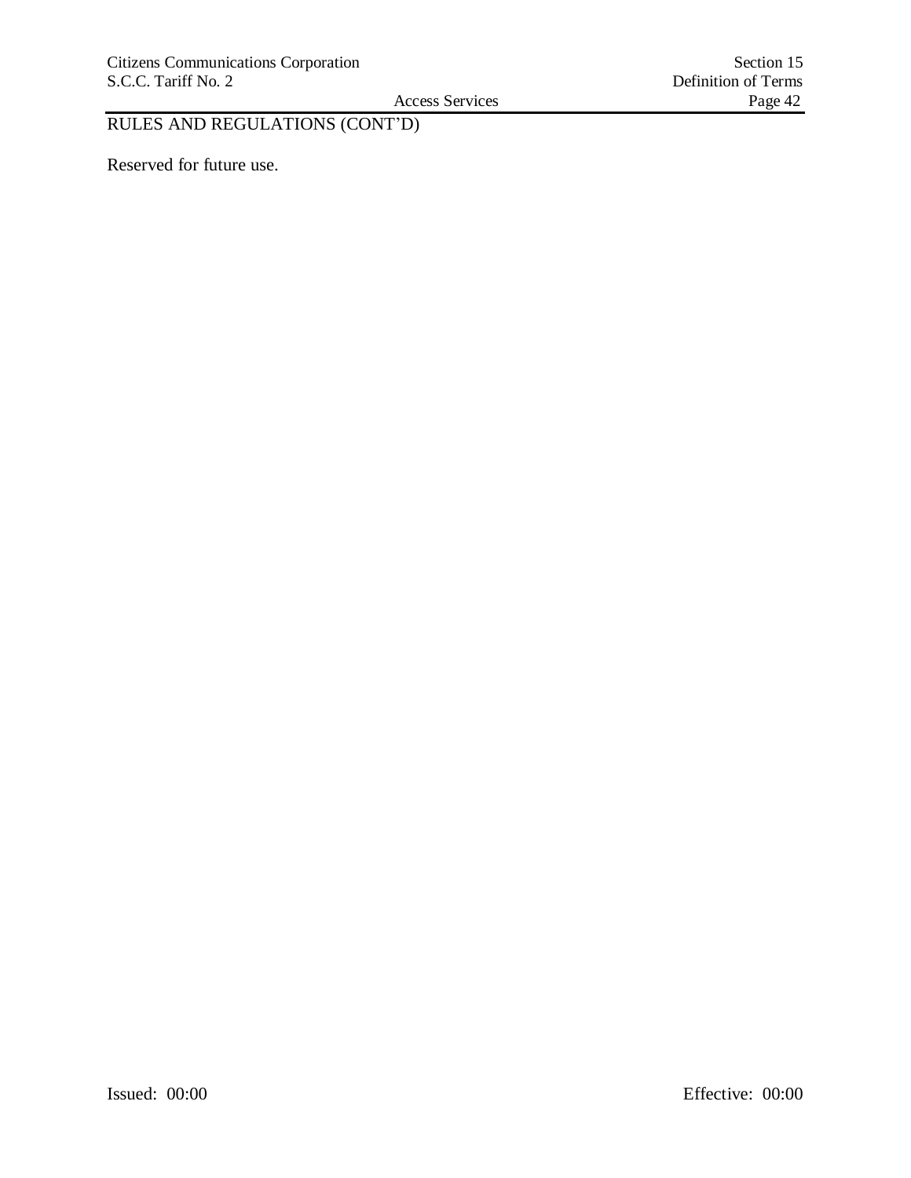RULES AND REGULATIONS (CONT'D)

Reserved for future use.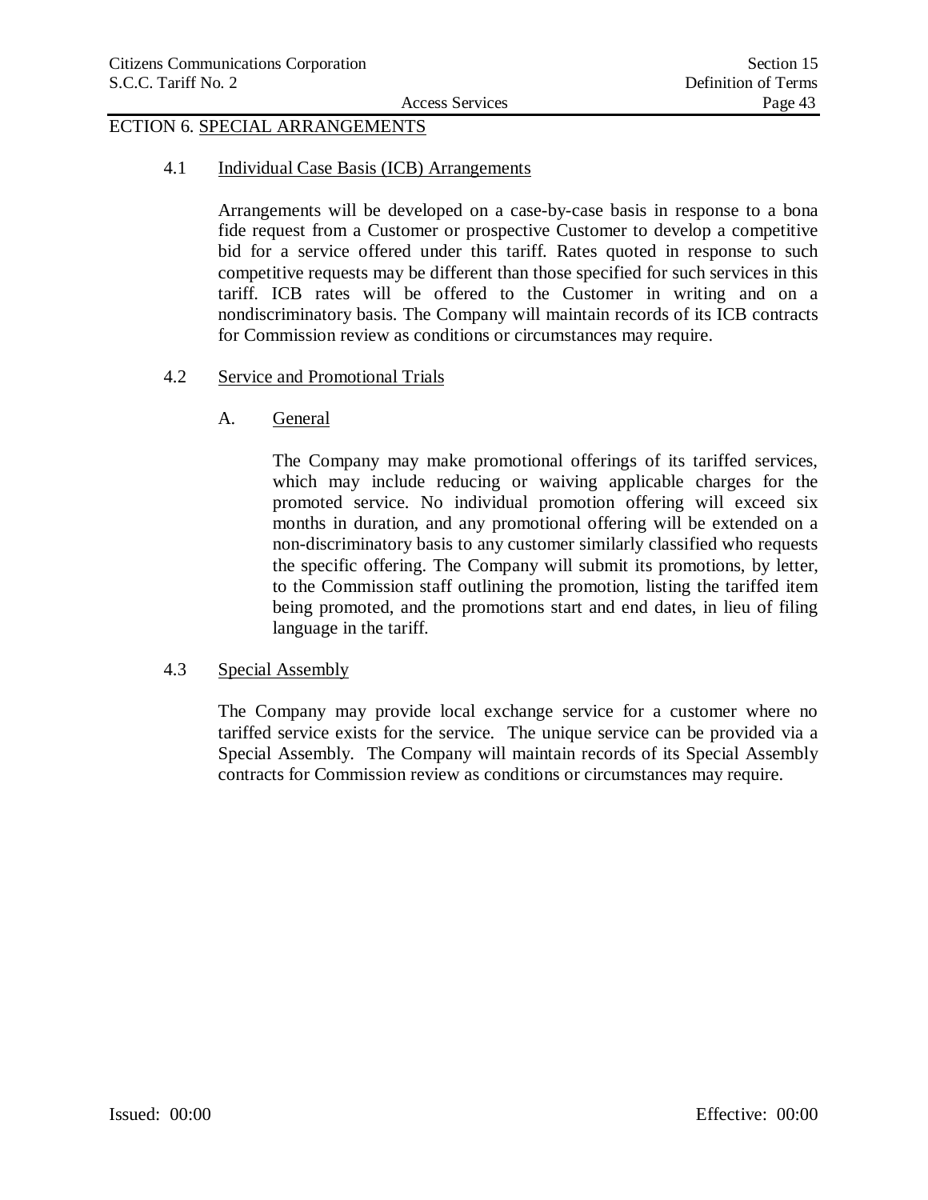ECTION 6. SPECIAL ARRANGEMENTS

4.1 Individual Case Basis (ICB) Arrangements

Arrangements will be developed on a case-by-case basis in response to a bona fide request from a Customer or prospective Customer to develop a competitive bid for a service offered under this tariff. Rates quoted in response to such competitive requests may be different than those specified for such services in this tariff. ICB rates will be offered to the Customer in writing and on a nondiscriminatory basis. The Company will maintain records of its ICB contracts for Commission review as conditions or circumstances may require.

4.2 Service and Promotional Trials

A. General

The Company may make promotional offerings of its tariffed services, which may include reducing or waiving applicable charges for the promoted service. No individual promotion offering will exceed six months in duration, and any promotional offering will be extended on a non-discriminatory basis to any customer similarly classified who requests the specific offering. The Company will submit its promotions, by letter, to the Commission staff outlining the promotion, listing the tariffed item being promoted, and the promotions start and end dates, in lieu of filing language in the tariff.

4.3 Special Assembly

The Company may provide local exchange service for a customer where no tariffed service exists for the service. The unique service can be provided via a Special Assembly. The Company will maintain records of its Special Assembly contracts for Commission review as conditions or circumstances may require.

Issued: 00:00 Effective: 00:00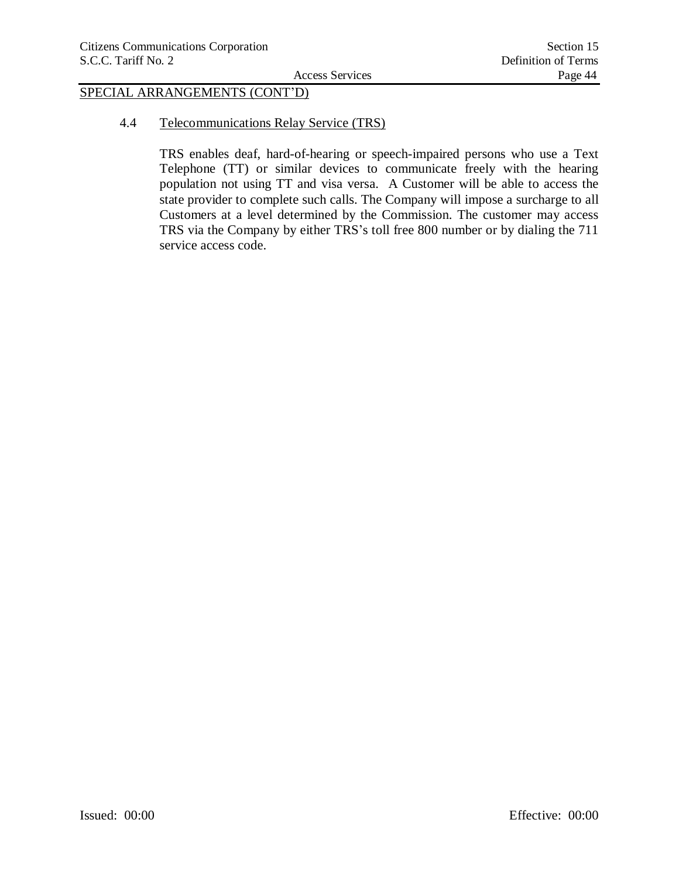SPECIAL ARRANGEMENTS (CONT'D)

4.4 Telecommunications Relay Service (TRS)

TRS enables deaf, hard-of-hearing or speech-impaired persons who use a Text Telephone (TT) or similar devices to communicate freely with the hearing population not using TT and visa versa. A Customer will be able to access the state provider to complete such calls. The Company will impose a surcharge to all Customers at a level determined by the Commission. The customer may access TRS via the Company by either TRS's toll free 800 number or by dialing the 711 service access code.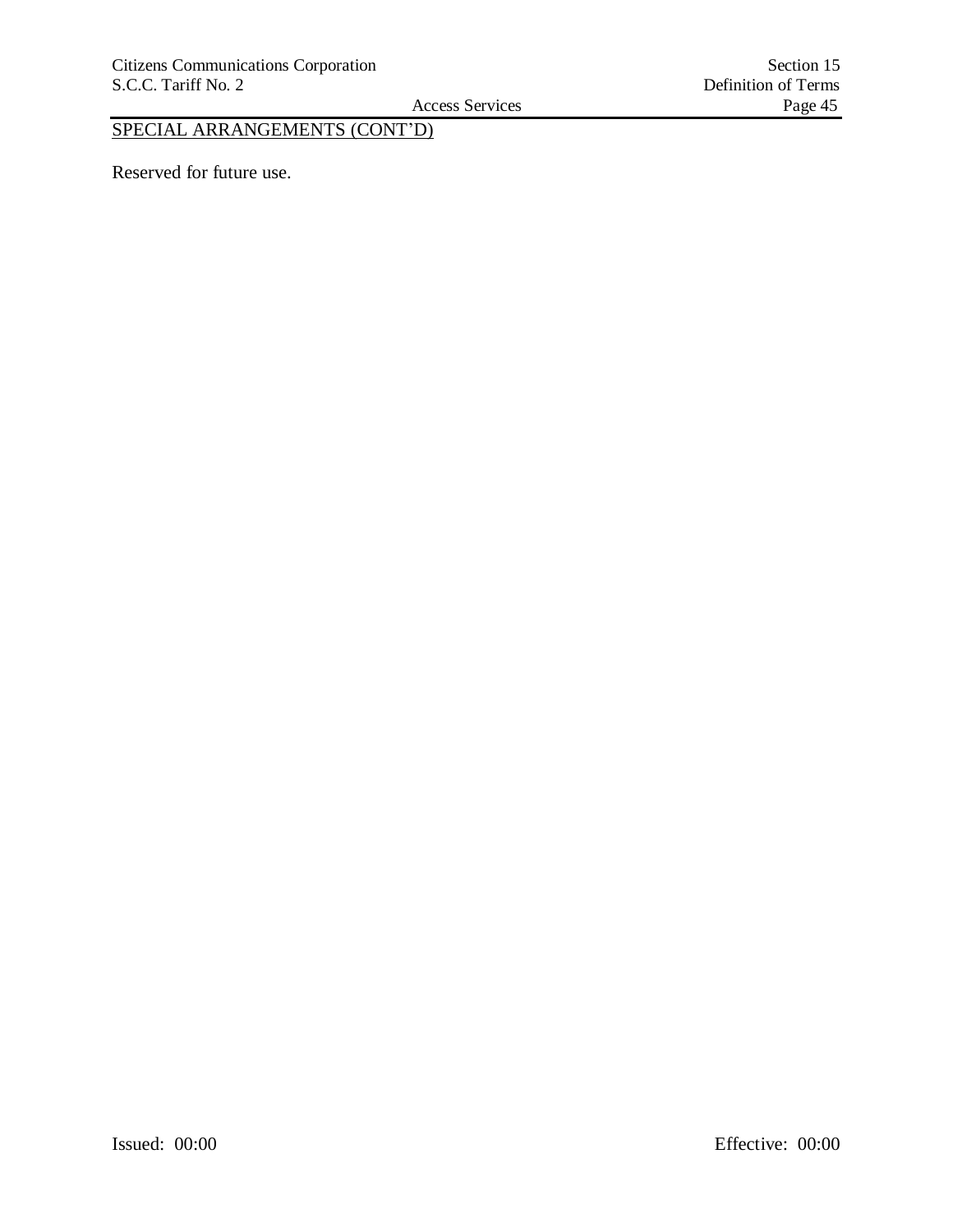SPECIAL ARRANGEMENTS (CONT'D)

Reserved for future use.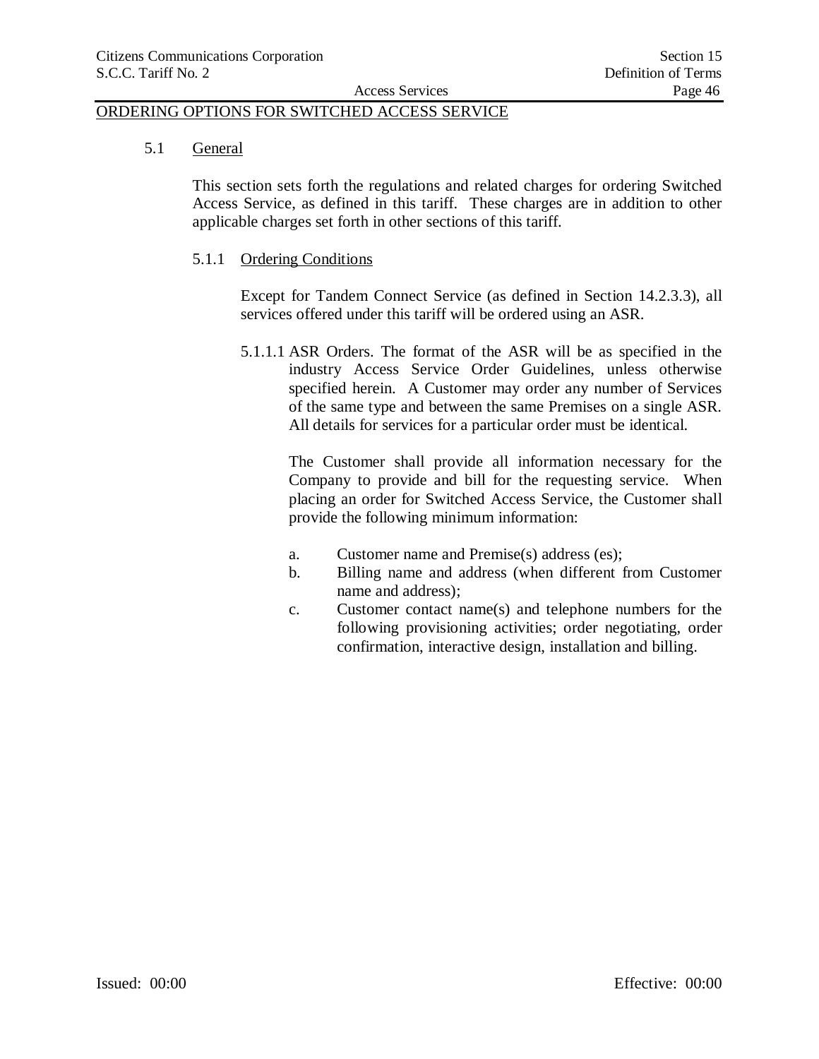## ORDERING OPTIONS FOR SWITCHED ACCESS SERVICE

### 5.1 General

This section sets forth the regulations and related charges for ordering Switched Access Service, as defined in this tariff. These charges are in addition to other applicable charges set forth in other sections of this tariff.

#### 5.1.1 Ordering Conditions

Except for Tandem Connect Service (as defined in Section 14.2.3.3), all services offered under this tariff will be ordered using an ASR.

5.1.1.1 ASR Orders. The format of the ASR will be as specified in the industry Access Service Order Guidelines, unless otherwise specified herein. A Customer may order any number of Services of the same type and between the same Premises on a single ASR. All details for services for a particular order must be identical.

The Customer shall provide all information necessary for the Company to provide and bill for the requesting service. When placing an order for Switched Access Service, the Customer shall provide the following minimum information:

a. Customer name and Premise(s) address (es);

b. Billing name and address (when different from Customer name and address);

c. Customer contact name(s) and telephone numbers for the following provisioning activities; order negotiating, order confirmation, interactive design, installation and billing.

Issued: 00:00 Effective: 00:00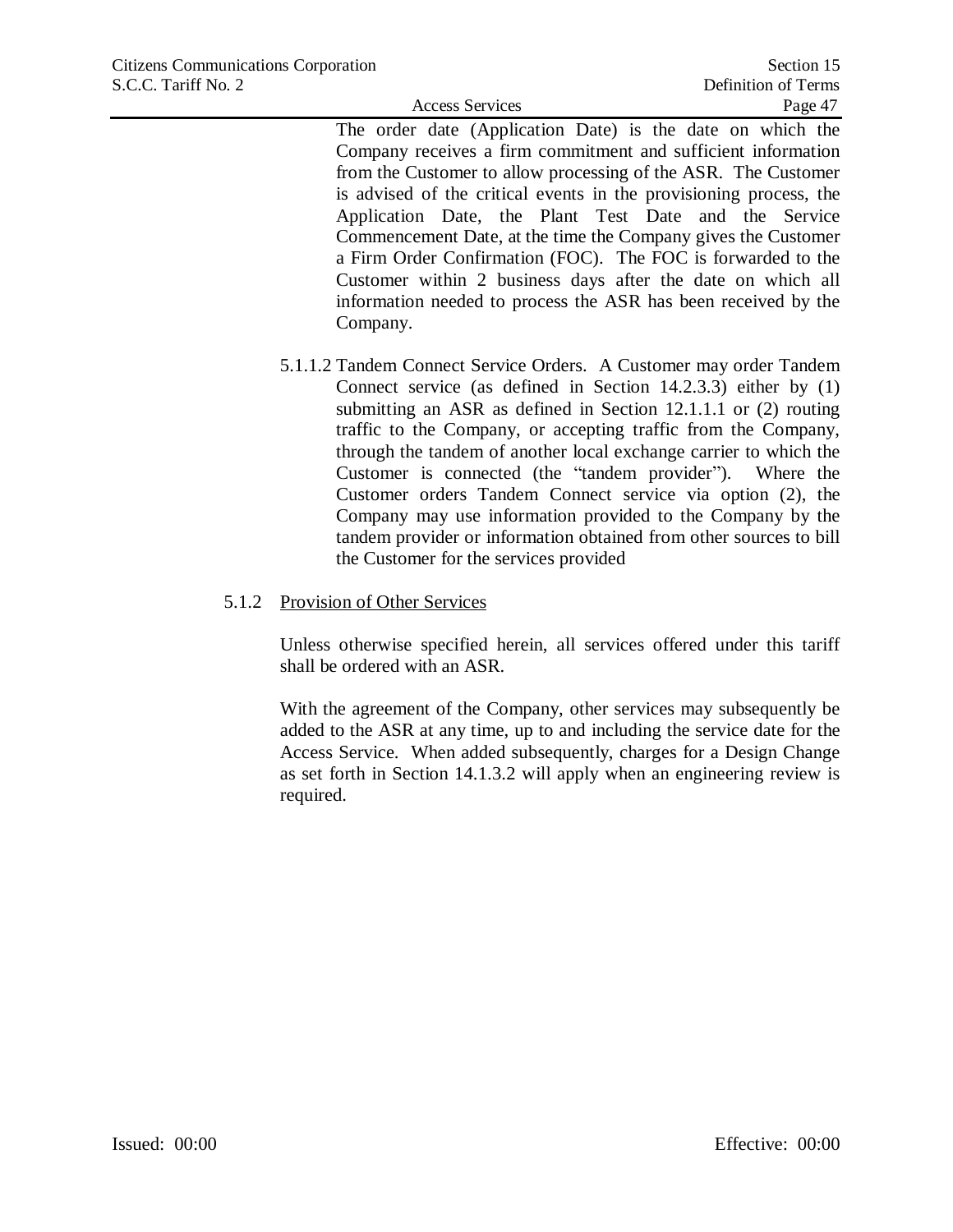The order date (Application Date) is the date on which the Company receives a firm commitment and sufficient information from the Customer to allow processing of the ASR. The Customer is advised of the critical events in the provisioning process, the Application Date, the Plant Test Date and the Service Commencement Date, at the time the Company gives the Customer a Firm Order Confirmation (FOC). The FOC is forwarded to the Customer within 2 business days after the date on which all information needed to process the ASR has been received by the Company.

5.1.1.2 Tandem Connect Service Orders. A Customer may order Tandem Connect service (as defined in Section 14.2.3.3) either by (1) submitting an ASR as defined in Section 12.1.1.1 or (2) routing traffic to the Company, or accepting traffic from the Company, through the tandem of another local exchange carrier to which the Customer is connected (the "tandem provider"). Where the Customer orders Tandem Connect service via option (2), the Company may use information provided to the Company by the tandem provider or information obtained from other sources to bill the Customer for the services provided

5.1.2 Provision of Other Services

Unless otherwise specified herein, all services offered under this tariff shall be ordered with an ASR.

With the agreement of the Company, other services may subsequently be added to the ASR at any time, up to and including the service date for the Access Service. When added subsequently, charges for a Design Change as set forth in Section 14.1.3.2 will apply when an engineering review is required.

Issued: 00:00 Effective: 00:00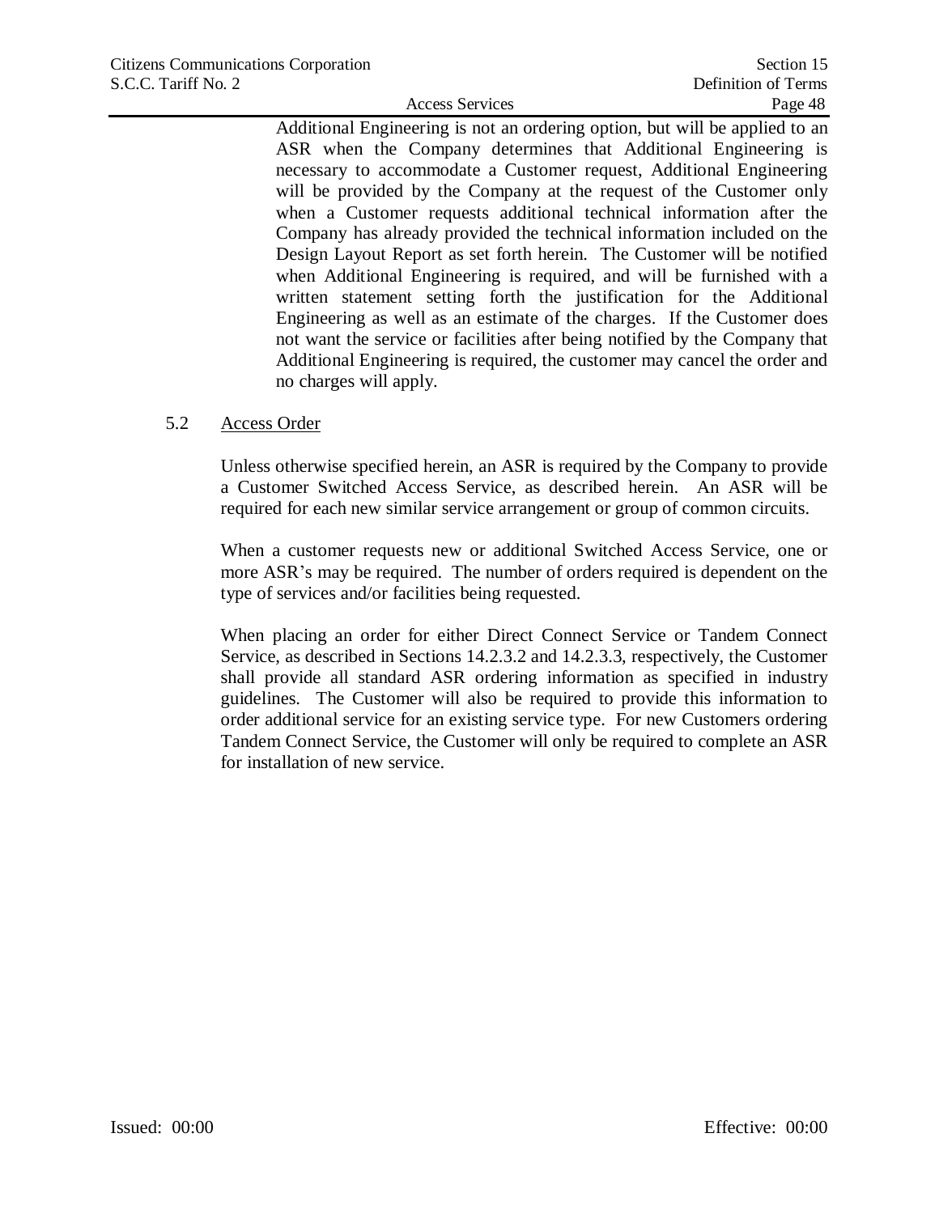Additional Engineering is not an ordering option, but will be applied to an ASR when the Company determines that Additional Engineering is necessary to accommodate a Customer request, Additional Engineering will be provided by the Company at the request of the Customer only when a Customer requests additional technical information after the Company has already provided the technical information included on the Design Layout Report as set forth herein. The Customer will be notified when Additional Engineering is required, and will be furnished with a written statement setting forth the justification for the Additional Engineering as well as an estimate of the charges. If the Customer does not want the service or facilities after being notified by the Company that Additional Engineering is required, the customer may cancel the order and no charges will apply.

5.2 Access Order

Unless otherwise specified herein, an ASR is required by the Company to provide a Customer Switched Access Service, as described herein. An ASR will be required for each new similar service arrangement or group of common circuits.

When a customer requests new or additional Switched Access Service, one or more ASR's may be required. The number of orders required is dependent on the type of services and/or facilities being requested.

When placing an order for either Direct Connect Service or Tandem Connect Service, as described in Sections 14.2.3.2 and 14.2.3.3, respectively, the Customer shall provide all standard ASR ordering information as specified in industry guidelines. The Customer will also be required to provide this information to order additional service for an existing service type. For new Customers ordering Tandem Connect Service, the Customer will only be required to complete an ASR for installation of new service.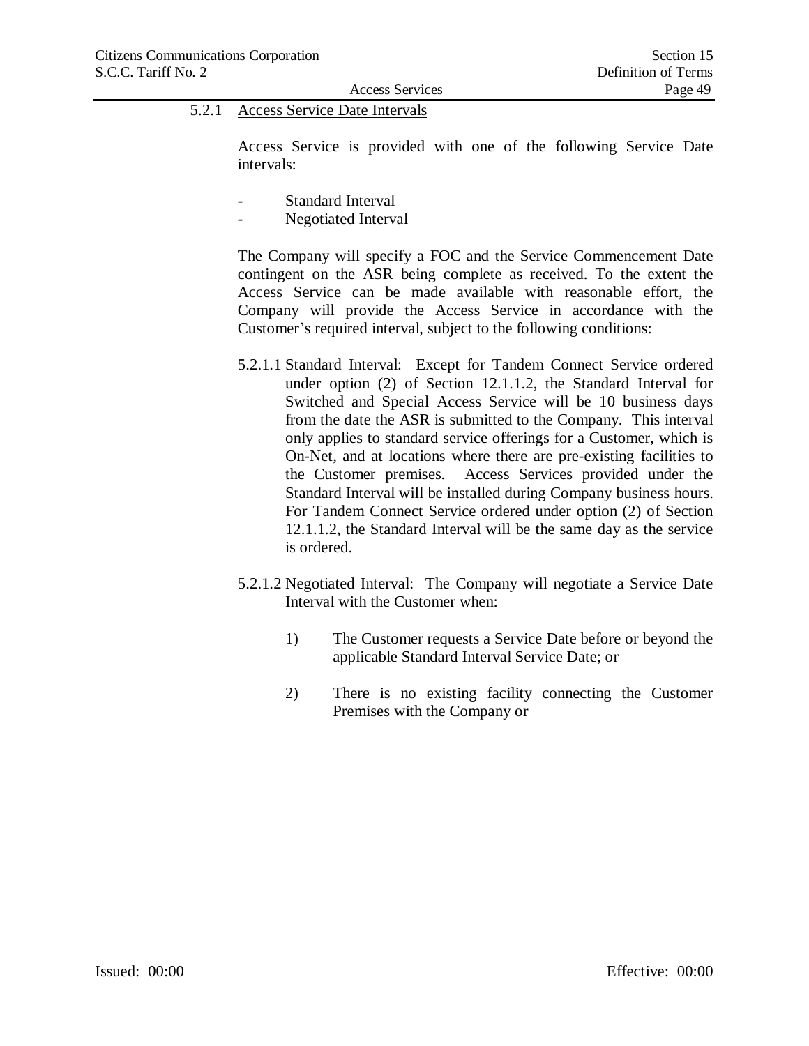### 5.2.1 Access Service Date Intervals

Access Service is provided with one of the following Service Date intervals:

- Standard Interval
- Negotiated Interval

The Company will specify a FOC and the Service Commencement Date contingent on the ASR being complete as received. To the extent the Access Service can be made available with reasonable effort, the Company will provide the Access Service in accordance with the Customer's required interval, subject to the following conditions:

5.2.1.1 Standard Interval: Except for Tandem Connect Service ordered under option (2) of Section 12.1.1.2, the Standard Interval for Switched and Special Access Service will be 10 business days from the date the ASR is submitted to the Company. This interval only applies to standard service offerings for a Customer, which is On-Net, and at locations where there are pre-existing facilities to the Customer premises. Access Services provided under the Standard Interval will be installed during Company business hours. For Tandem Connect Service ordered under option (2) of Section 12.1.1.2, the Standard Interval will be the same day as the service is ordered.

5.2.1.2 Negotiated Interval: The Company will negotiate a Service Date Interval with the Customer when:

1) The Customer requests a Service Date before or beyond the applicable Standard Interval Service Date; or

2) There is no existing facility connecting the Customer Premises with the Company or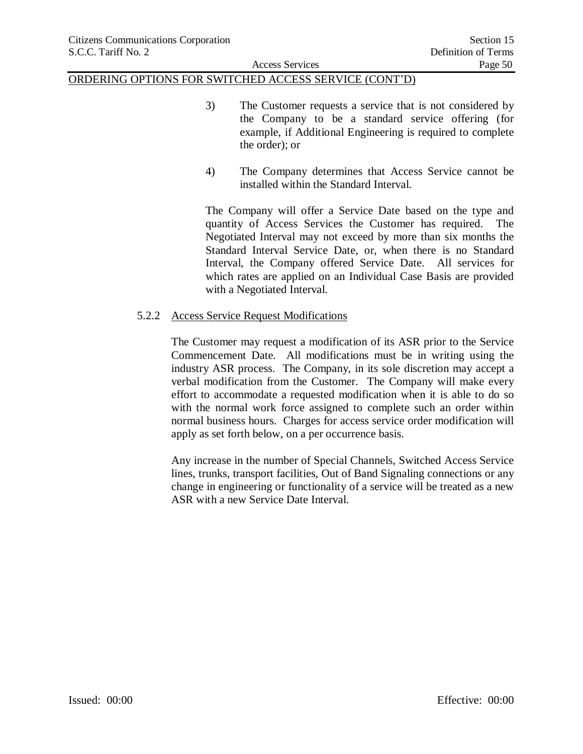ORDERING OPTIONS FOR SWITCHED ACCESS SERVICE (CONT'D)

3) The Customer requests a service that is not considered by the Company to be a standard service offering (for example, if Additional Engineering is required to complete the order); or

4) The Company determines that Access Service cannot be installed within the Standard Interval.

The Company will offer a Service Date based on the type and quantity of Access Services the Customer has required. The Negotiated Interval may not exceed by more than six months the Standard Interval Service Date, or, when there is no Standard Interval, the Company offered Service Date. All services for which rates are applied on an Individual Case Basis are provided with a Negotiated Interval.

5.2.2 Access Service Request Modifications

The Customer may request a modification of its ASR prior to the Service Commencement Date. All modifications must be in writing using the industry ASR process. The Company, in its sole discretion may accept a verbal modification from the Customer. The Company will make every effort to accommodate a requested modification when it is able to do so with the normal work force assigned to complete such an order within normal business hours. Charges for access service order modification will apply as set forth below, on a per occurrence basis.

Any increase in the number of Special Channels, Switched Access Service lines, trunks, transport facilities, Out of Band Signaling connections or any change in engineering or functionality of a service will be treated as a new ASR with a new Service Date Interval.

Issued: 00:00 Effective: 00:00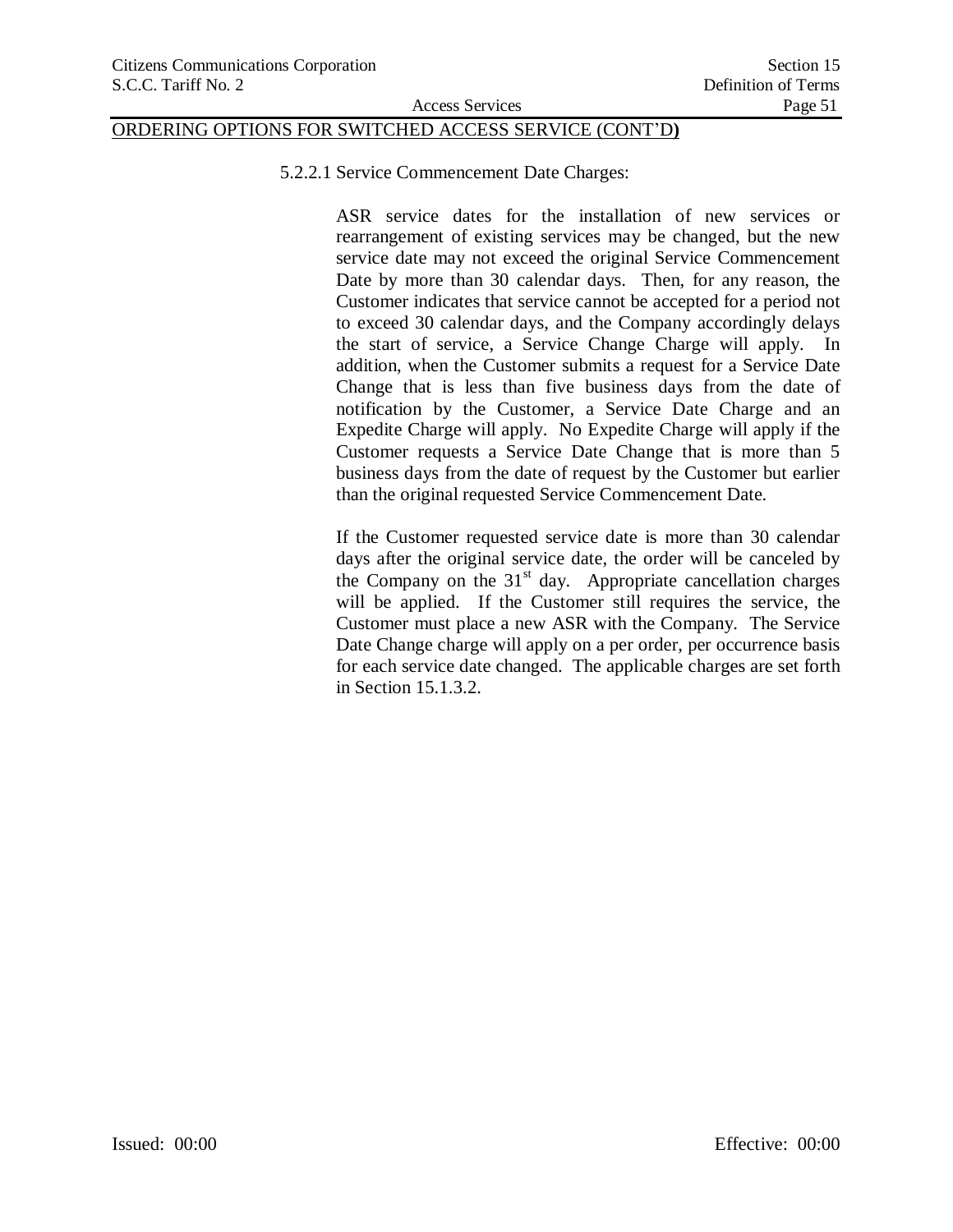ORDERING OPTIONS FOR SWITCHED ACCESS SERVICE (CONT'D)

5.2.2.1 Service Commencement Date Charges:

ASR service dates for the installation of new services or rearrangement of existing services may be changed, but the new service date may not exceed the original Service Commencement Date by more than 30 calendar days. Then, for any reason, the Customer indicates that service cannot be accepted for a period not to exceed 30 calendar days, and the Company accordingly delays the start of service, a Service Change Charge will apply. In addition, when the Customer submits a request for a Service Date Change that is less than five business days from the date of notification by the Customer, a Service Date Charge and an Expedite Charge will apply. No Expedite Charge will apply if the Customer requests a Service Date Change that is more than 5 business days from the date of request by the Customer but earlier than the original requested Service Commencement Date.

If the Customer requested service date is more than 30 calendar days after the original service date, the order will be canceled by the Company on the 31st day. Appropriate cancellation charges will be applied. If the Customer still requires the service, the Customer must place a new ASR with the Company. The Service Date Change charge will apply on a per order, per occurrence basis for each service date changed. The applicable charges are set forth in Section 15.1.3.2.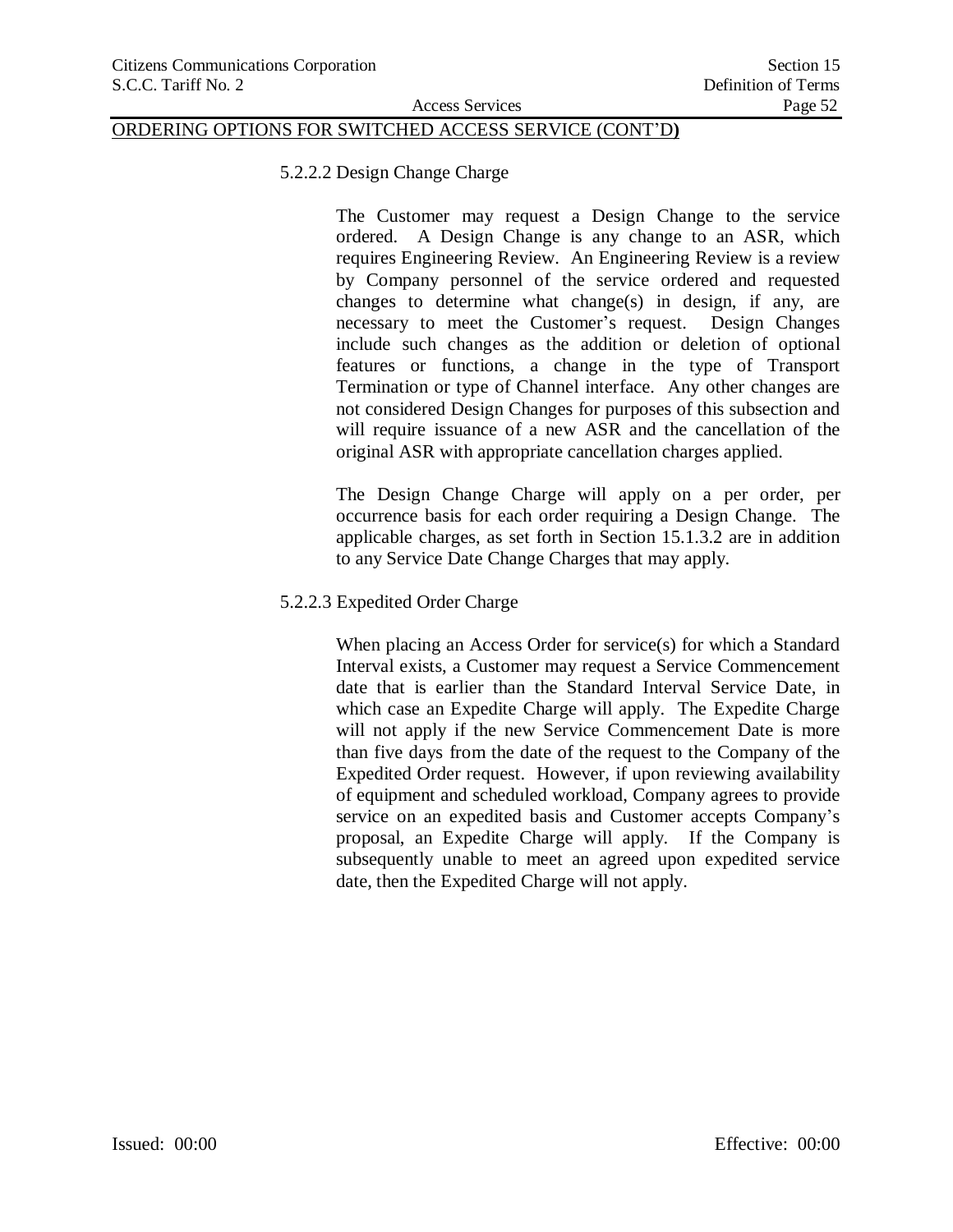ORDERING OPTIONS FOR SWITCHED ACCESS SERVICE (CONT'D)

5.2.2.2 Design Change Charge

The Customer may request a Design Change to the service ordered. A Design Change is any change to an ASR, which requires Engineering Review. An Engineering Review is a review by Company personnel of the service ordered and requested changes to determine what change(s) in design, if any, are necessary to meet the Customer's request. Design Changes include such changes as the addition or deletion of optional features or functions, a change in the type of Transport Termination or type of Channel interface. Any other changes are not considered Design Changes for purposes of this subsection and will require issuance of a new ASR and the cancellation of the original ASR with appropriate cancellation charges applied.

The Design Change Charge will apply on a per order, per occurrence basis for each order requiring a Design Change. The applicable charges, as set forth in Section 15.1.3.2 are in addition to any Service Date Change Charges that may apply.

5.2.2.3 Expedited Order Charge

When placing an Access Order for service(s) for which a Standard Interval exists, a Customer may request a Service Commencement date that is earlier than the Standard Interval Service Date, in which case an Expedite Charge will apply. The Expedite Charge will not apply if the new Service Commencement Date is more than five days from the date of the request to the Company of the Expedited Order request. However, if upon reviewing availability of equipment and scheduled workload, Company agrees to provide service on an expedited basis and Customer accepts Company's proposal, an Expedite Charge will apply. If the Company is subsequently unable to meet an agreed upon expedited service date, then the Expedited Charge will not apply.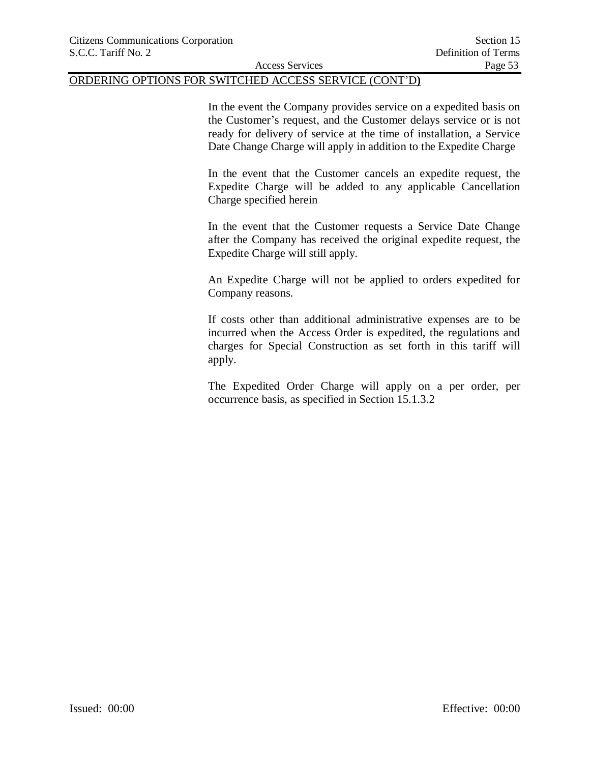ORDERING OPTIONS FOR SWITCHED ACCESS SERVICE (CONT'D)

In the event the Company provides service on a expedited basis on the Customer's request, and the Customer delays service or is not ready for delivery of service at the time of installation, a Service Date Change Charge will apply in addition to the Expedite Charge

In the event that the Customer cancels an expedite request, the Expedite Charge will be added to any applicable Cancellation Charge specified herein

In the event that the Customer requests a Service Date Change after the Company has received the original expedite request, the Expedite Charge will still apply.

An Expedite Charge will not be applied to orders expedited for Company reasons.

If costs other than additional administrative expenses are to be incurred when the Access Order is expedited, the regulations and charges for Special Construction as set forth in this tariff will apply.

The Expedited Order Charge will apply on a per order, per occurrence basis, as specified in Section 15.1.3.2

Issued: 00:00 Effective: 00:00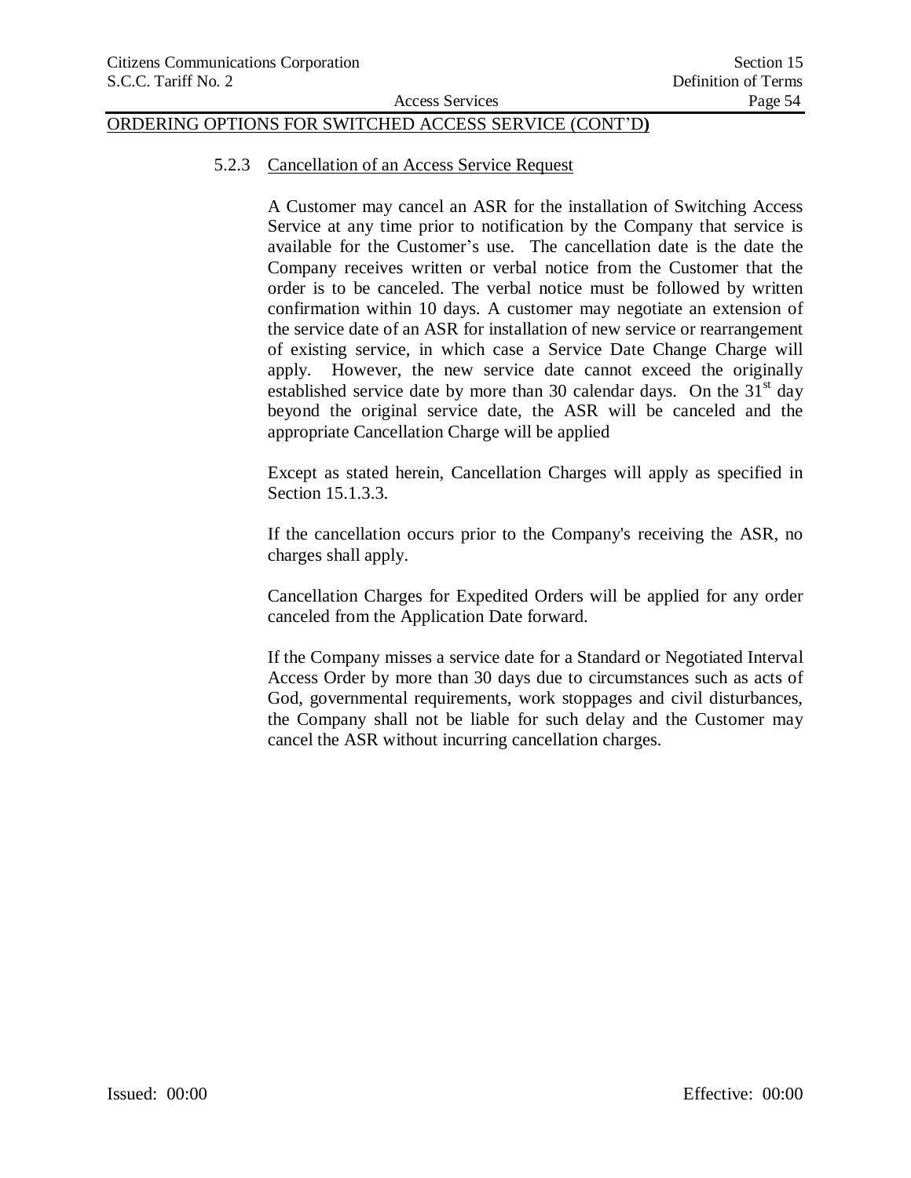ORDERING OPTIONS FOR SWITCHED ACCESS SERVICE (CONT'D)

5.2.3 Cancellation of an Access Service Request

A Customer may cancel an ASR for the installation of Switching Access Service at any time prior to notification by the Company that service is available for the Customer's use. The cancellation date is the date the Company receives written or verbal notice from the Customer that the order is to be canceled. The verbal notice must be followed by written confirmation within 10 days. A customer may negotiate an extension of the service date of an ASR for installation of new service or rearrangement of existing service, in which case a Service Date Change Charge will apply. However, the new service date cannot exceed the originally established service date by more than 30 calendar days. On the 31st day beyond the original service date, the ASR will be canceled and the appropriate Cancellation Charge will be applied

Except as stated herein, Cancellation Charges will apply as specified in Section 15.1.3.3.

If the cancellation occurs prior to the Company's receiving the ASR, no charges shall apply.

Cancellation Charges for Expedited Orders will be applied for any order canceled from the Application Date forward.

If the Company misses a service date for a Standard or Negotiated Interval Access Order by more than 30 days due to circumstances such as acts of God, governmental requirements, work stoppages and civil disturbances, the Company shall not be liable for such delay and the Customer may cancel the ASR without incurring cancellation charges.

Issued: 00:00 Effective: 00:00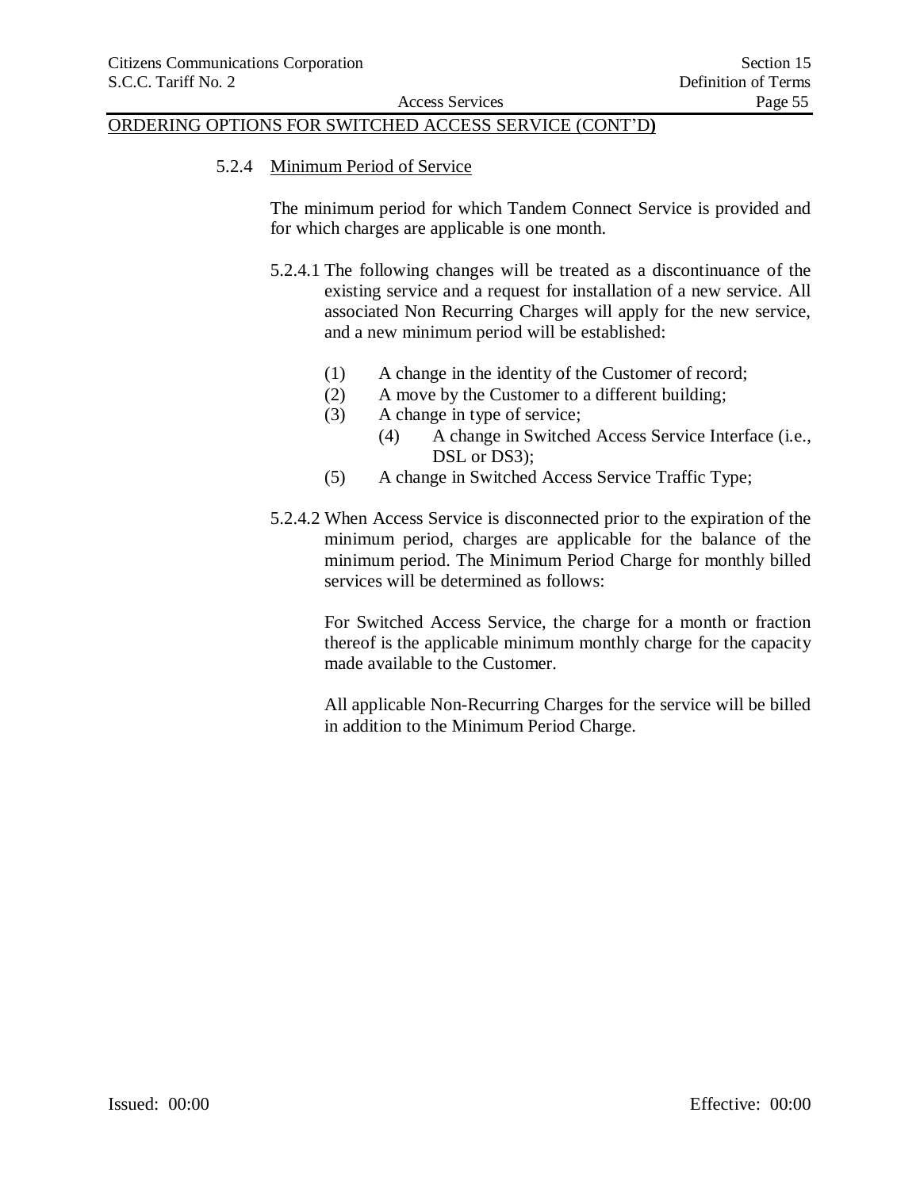ORDERING OPTIONS FOR SWITCHED ACCESS SERVICE (CONT'D)

5.2.4 Minimum Period of Service

The minimum period for which Tandem Connect Service is provided and for which charges are applicable is one month.

5.2.4.1 The following changes will be treated as a discontinuance of the existing service and a request for installation of a new service. All associated Non Recurring Charges will apply for the new service, and a new minimum period will be established:

(1) A change in the identity of the Customer of record;
(2) A move by the Customer to a different building;
(3) A change in type of service;
(4) A change in Switched Access Service Interface (i.e., DSL or DS3);
(5) A change in Switched Access Service Traffic Type;

5.2.4.2 When Access Service is disconnected prior to the expiration of the minimum period, charges are applicable for the balance of the minimum period. The Minimum Period Charge for monthly billed services will be determined as follows:

For Switched Access Service, the charge for a month or fraction thereof is the applicable minimum monthly charge for the capacity made available to the Customer.

All applicable Non-Recurring Charges for the service will be billed in addition to the Minimum Period Charge.

Issued: 00:00 Effective: 00:00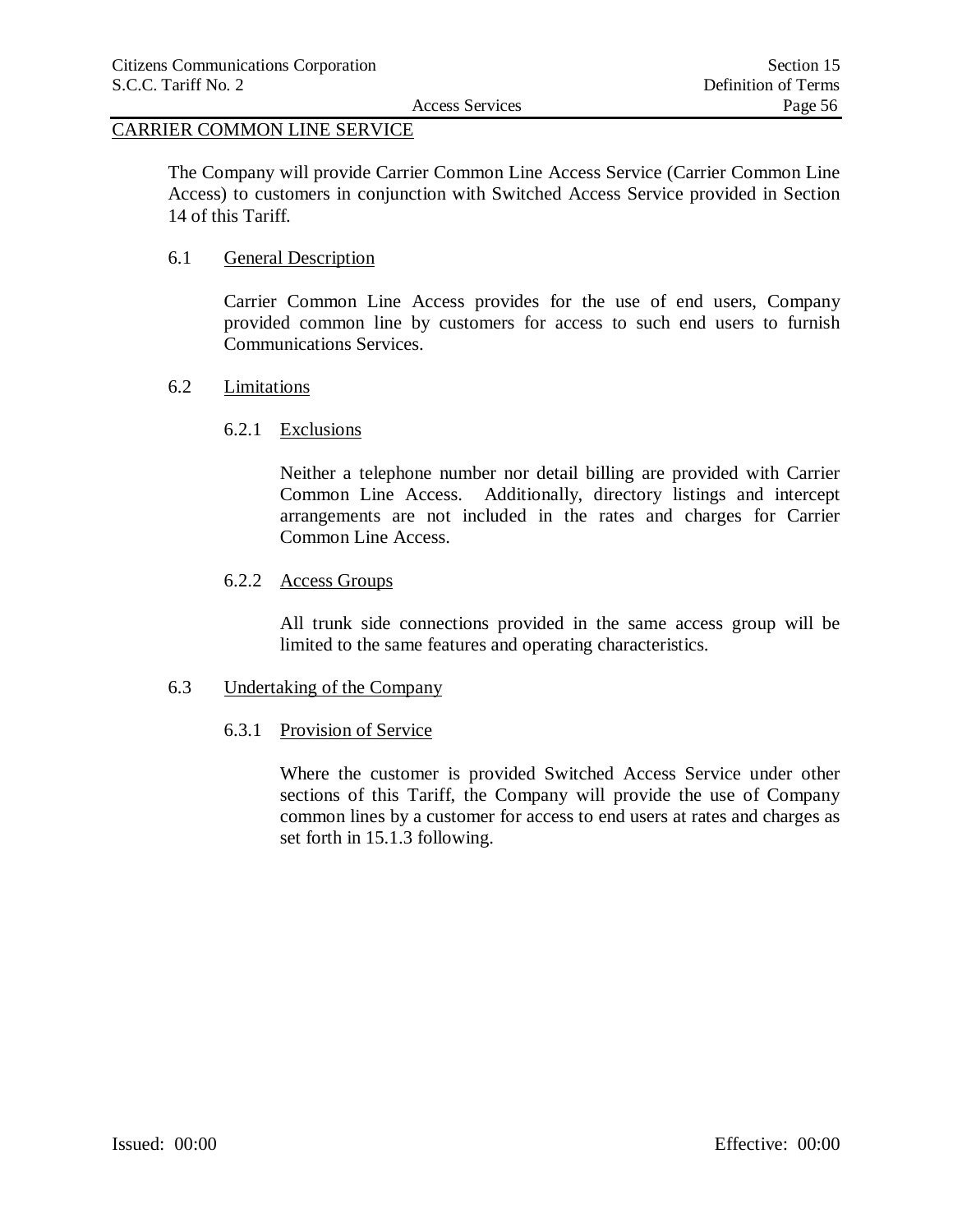## CARRIER COMMON LINE SERVICE

The Company will provide Carrier Common Line Access Service (Carrier Common Line Access) to customers in conjunction with Switched Access Service provided in Section 14 of this Tariff.

### 6.1 General Description

Carrier Common Line Access provides for the use of end users, Company provided common line by customers for access to such end users to furnish Communications Services.

### 6.2 Limitations

#### 6.2.1 Exclusions

Neither a telephone number nor detail billing are provided with Carrier Common Line Access. Additionally, directory listings and intercept arrangements are not included in the rates and charges for Carrier Common Line Access.

#### 6.2.2 Access Groups

All trunk side connections provided in the same access group will be limited to the same features and operating characteristics.

### 6.3 Undertaking of the Company

#### 6.3.1 Provision of Service

Where the customer is provided Switched Access Service under other sections of this Tariff, the Company will provide the use of Company common lines by a customer for access to end users at rates and charges as set forth in 15.1.3 following.

Issued: 00:00 Effective: 00:00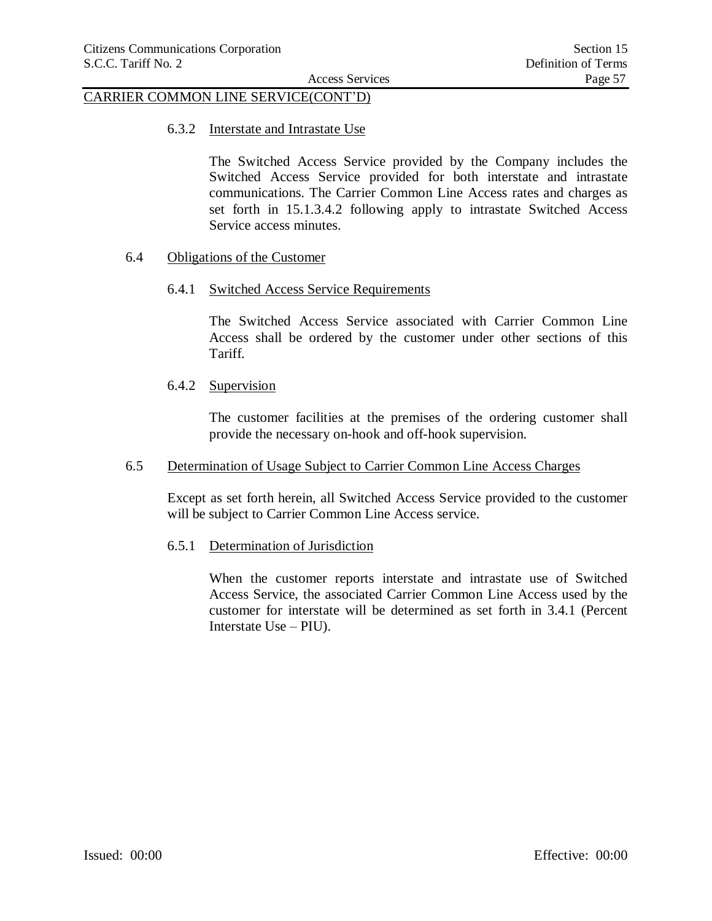CARRIER COMMON LINE SERVICE(CONT'D)

6.3.2 Interstate and Intrastate Use

The Switched Access Service provided by the Company includes the Switched Access Service provided for both interstate and intrastate communications. The Carrier Common Line Access rates and charges as set forth in 15.1.3.4.2 following apply to intrastate Switched Access Service access minutes.

6.4 Obligations of the Customer

6.4.1 Switched Access Service Requirements

The Switched Access Service associated with Carrier Common Line Access shall be ordered by the customer under other sections of this Tariff.

6.4.2 Supervision

The customer facilities at the premises of the ordering customer shall provide the necessary on-hook and off-hook supervision.

6.5 Determination of Usage Subject to Carrier Common Line Access Charges

Except as set forth herein, all Switched Access Service provided to the customer will be subject to Carrier Common Line Access service.

6.5.1 Determination of Jurisdiction

When the customer reports interstate and intrastate use of Switched Access Service, the associated Carrier Common Line Access used by the customer for interstate will be determined as set forth in 3.4.1 (Percent Interstate Use – PIU).

Issued: 00:00 Effective: 00:00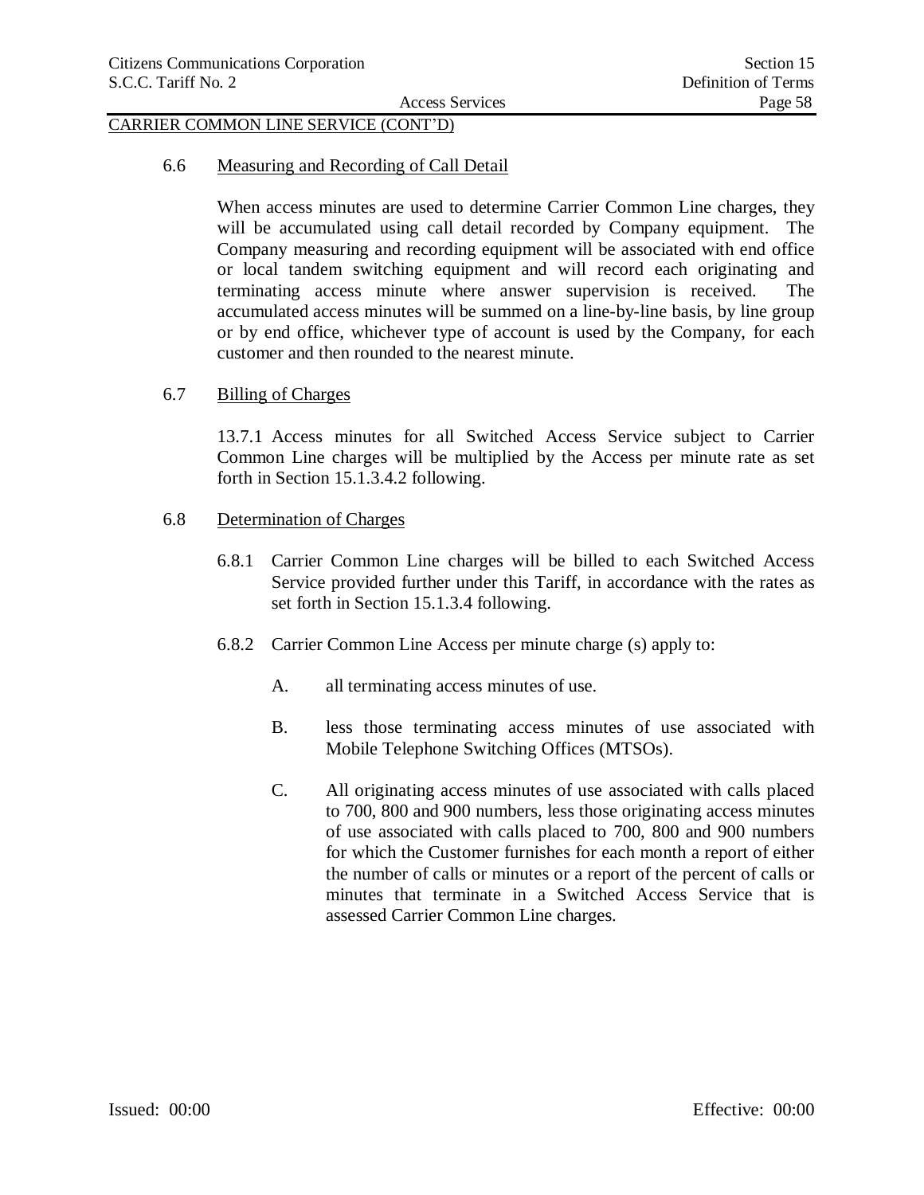CARRIER COMMON LINE SERVICE (CONT'D)

6.6 Measuring and Recording of Call Detail

When access minutes are used to determine Carrier Common Line charges, they will be accumulated using call detail recorded by Company equipment. The Company measuring and recording equipment will be associated with end office or local tandem switching equipment and will record each originating and terminating access minute where answer supervision is received. The accumulated access minutes will be summed on a line-by-line basis, by line group or by end office, whichever type of account is used by the Company, for each customer and then rounded to the nearest minute.

6.7 Billing of Charges

13.7.1 Access minutes for all Switched Access Service subject to Carrier Common Line charges will be multiplied by the Access per minute rate as set forth in Section 15.1.3.4.2 following.

6.8 Determination of Charges

6.8.1 Carrier Common Line charges will be billed to each Switched Access Service provided further under this Tariff, in accordance with the rates as set forth in Section 15.1.3.4 following.

6.8.2 Carrier Common Line Access per minute charge (s) apply to:

A. all terminating access minutes of use.

B. less those terminating access minutes of use associated with Mobile Telephone Switching Offices (MTSOs).

C. All originating access minutes of use associated with calls placed to 700, 800 and 900 numbers, less those originating access minutes of use associated with calls placed to 700, 800 and 900 numbers for which the Customer furnishes for each month a report of either the number of calls or minutes or a report of the percent of calls or minutes that terminate in a Switched Access Service that is assessed Carrier Common Line charges.

Issued: 00:00 Effective: 00:00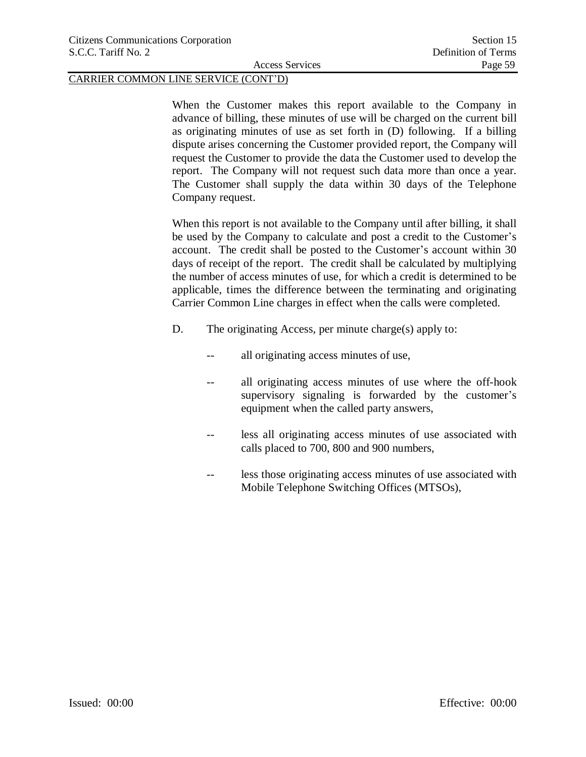CARRIER COMMON LINE SERVICE (CONT'D)

When the Customer makes this report available to the Company in advance of billing, these minutes of use will be charged on the current bill as originating minutes of use as set forth in (D) following. If a billing dispute arises concerning the Customer provided report, the Company will request the Customer to provide the data the Customer used to develop the report. The Company will not request such data more than once a year. The Customer shall supply the data within 30 days of the Telephone Company request.

When this report is not available to the Company until after billing, it shall be used by the Company to calculate and post a credit to the Customer's account. The credit shall be posted to the Customer's account within 30 days of receipt of the report. The credit shall be calculated by multiplying the number of access minutes of use, for which a credit is determined to be applicable, times the difference between the terminating and originating Carrier Common Line charges in effect when the calls were completed.

D. The originating Access, per minute charge(s) apply to:

-- all originating access minutes of use,

-- all originating access minutes of use where the off-hook supervisory signaling is forwarded by the customer's equipment when the called party answers,

-- less all originating access minutes of use associated with calls placed to 700, 800 and 900 numbers,

-- less those originating access minutes of use associated with Mobile Telephone Switching Offices (MTSOs),

Issued: 00:00 Effective: 00:00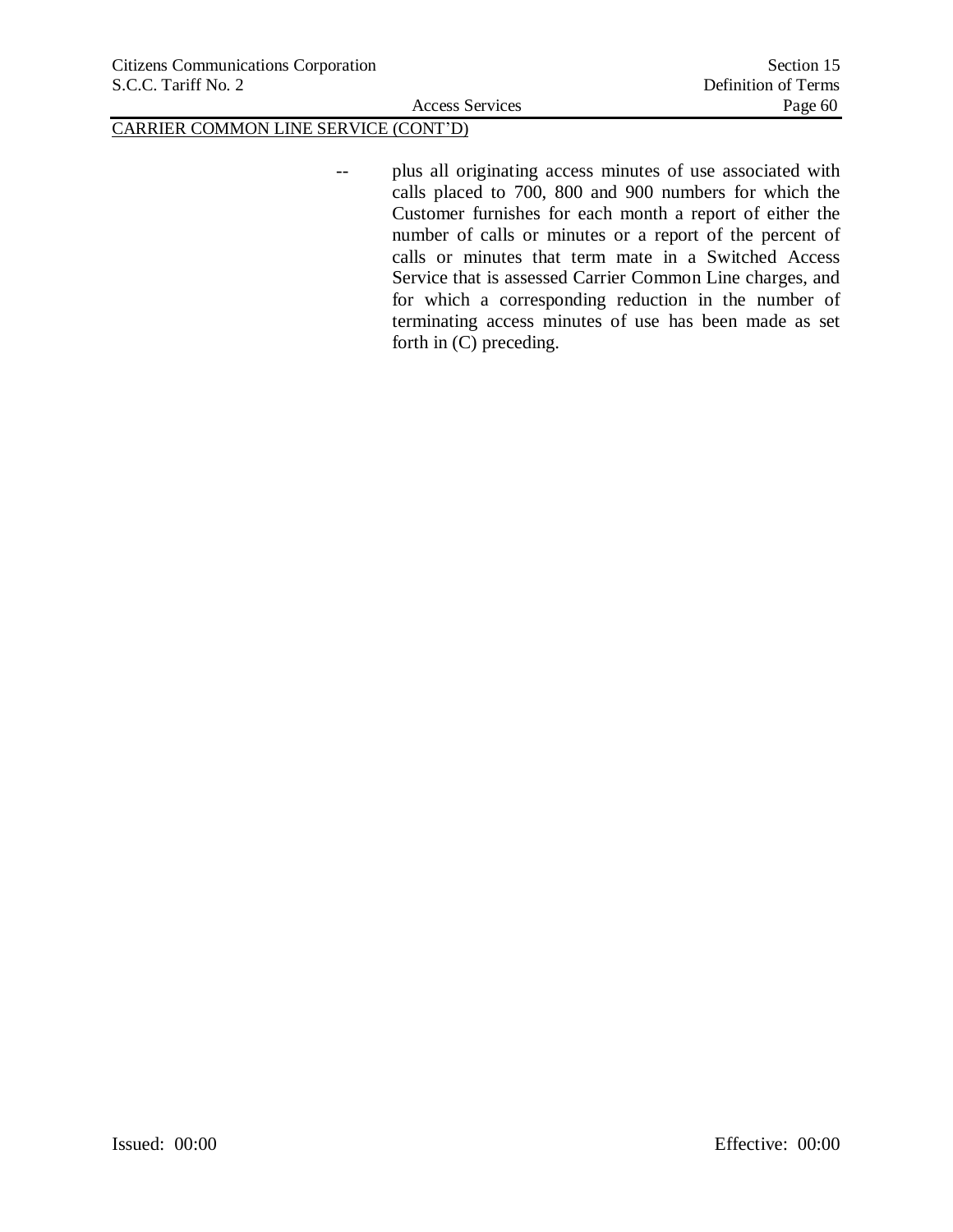CARRIER COMMON LINE SERVICE (CONT'D)

-- plus all originating access minutes of use associated with calls placed to 700, 800 and 900 numbers for which the Customer furnishes for each month a report of either the number of calls or minutes or a report of the percent of calls or minutes that term mate in a Switched Access Service that is assessed Carrier Common Line charges, and for which a corresponding reduction in the number of terminating access minutes of use has been made as set forth in (C) preceding.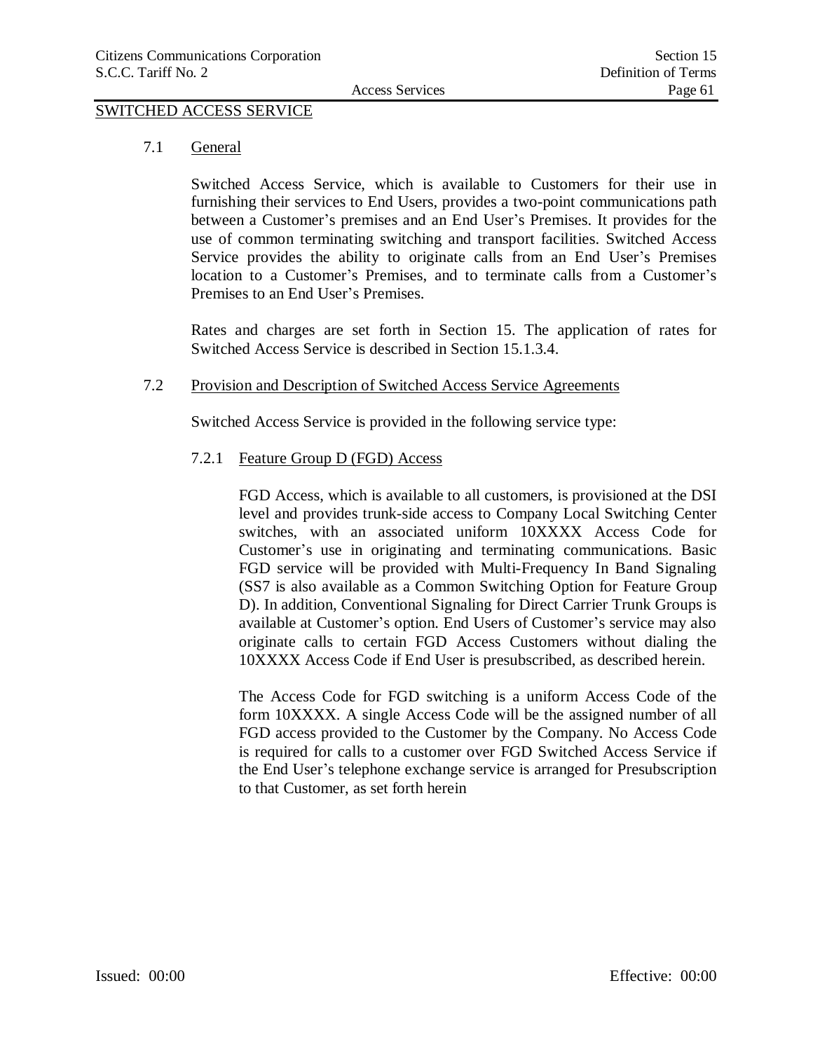## SWITCHED ACCESS SERVICE

### 7.1 General

Switched Access Service, which is available to Customers for their use in furnishing their services to End Users, provides a two-point communications path between a Customer's premises and an End User's Premises. It provides for the use of common terminating switching and transport facilities. Switched Access Service provides the ability to originate calls from an End User's Premises location to a Customer's Premises, and to terminate calls from a Customer's Premises to an End User's Premises.

Rates and charges are set forth in Section 15. The application of rates for Switched Access Service is described in Section 15.1.3.4.

### 7.2 Provision and Description of Switched Access Service Agreements

Switched Access Service is provided in the following service type:

#### 7.2.1 Feature Group D (FGD) Access

FGD Access, which is available to all customers, is provisioned at the DSI level and provides trunk-side access to Company Local Switching Center switches, with an associated uniform 10XXXX Access Code for Customer's use in originating and terminating communications. Basic FGD service will be provided with Multi-Frequency In Band Signaling (SS7 is also available as a Common Switching Option for Feature Group D). In addition, Conventional Signaling for Direct Carrier Trunk Groups is available at Customer's option. End Users of Customer's service may also originate calls to certain FGD Access Customers without dialing the 10XXXX Access Code if End User is presubscribed, as described herein.

The Access Code for FGD switching is a uniform Access Code of the form 10XXXX. A single Access Code will be the assigned number of all FGD access provided to the Customer by the Company. No Access Code is required for calls to a customer over FGD Switched Access Service if the End User's telephone exchange service is arranged for Presubscription to that Customer, as set forth herein

Issued: 00:00 Effective: 00:00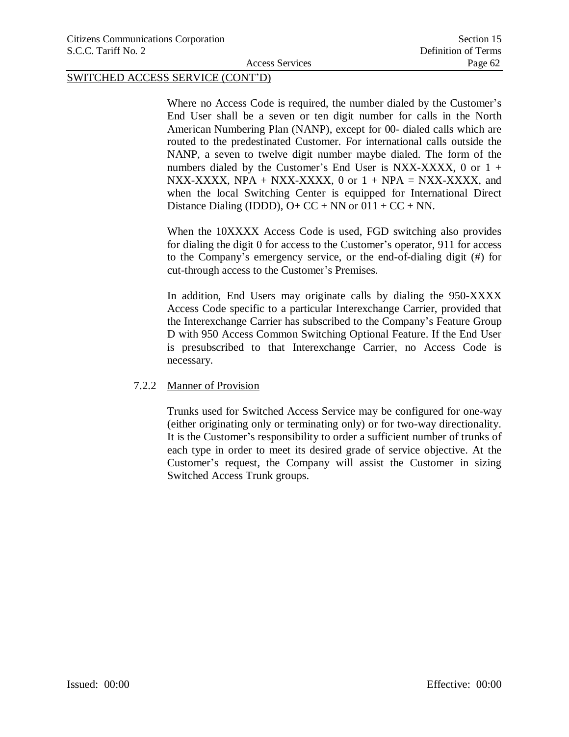SWITCHED ACCESS SERVICE (CONT'D)

Where no Access Code is required, the number dialed by the Customer's End User shall be a seven or ten digit number for calls in the North American Numbering Plan (NANP), except for 00- dialed calls which are routed to the predestinated Customer. For international calls outside the NANP, a seven to twelve digit number maybe dialed. The form of the numbers dialed by the Customer's End User is NXX-XXXX, 0 or 1 + NXX-XXXX, NPA + NXX-XXXX, 0 or 1 + NPA = NXX-XXXX, and when the local Switching Center is equipped for International Direct Distance Dialing (IDDD), O+ CC + NN or 011 + CC + NN.

When the 10XXXX Access Code is used, FGD switching also provides for dialing the digit 0 for access to the Customer's operator, 911 for access to the Company's emergency service, or the end-of-dialing digit (#) for cut-through access to the Customer's Premises.

In addition, End Users may originate calls by dialing the 950-XXXX Access Code specific to a particular Interexchange Carrier, provided that the Interexchange Carrier has subscribed to the Company's Feature Group D with 950 Access Common Switching Optional Feature. If the End User is presubscribed to that Interexchange Carrier, no Access Code is necessary.

7.2.2 Manner of Provision

Trunks used for Switched Access Service may be configured for one-way (either originating only or terminating only) or for two-way directionality. It is the Customer's responsibility to order a sufficient number of trunks of each type in order to meet its desired grade of service objective. At the Customer's request, the Company will assist the Customer in sizing Switched Access Trunk groups.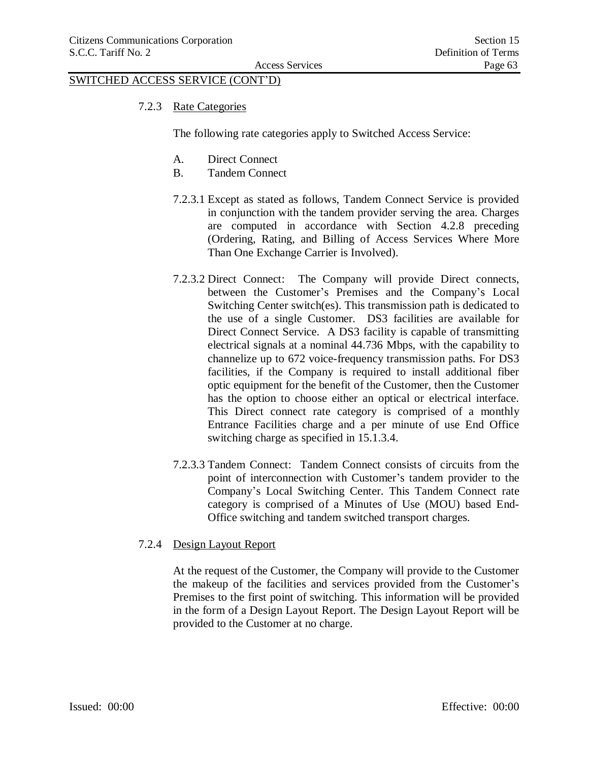SWITCHED ACCESS SERVICE (CONT'D)

7.2.3 Rate Categories

The following rate categories apply to Switched Access Service:

A. Direct Connect
B. Tandem Connect

7.2.3.1 Except as stated as follows, Tandem Connect Service is provided in conjunction with the tandem provider serving the area. Charges are computed in accordance with Section 4.2.8 preceding (Ordering, Rating, and Billing of Access Services Where More Than One Exchange Carrier is Involved).

7.2.3.2 Direct Connect: The Company will provide Direct connects, between the Customer's Premises and the Company's Local Switching Center switch(es). This transmission path is dedicated to the use of a single Customer. DS3 facilities are available for Direct Connect Service. A DS3 facility is capable of transmitting electrical signals at a nominal 44.736 Mbps, with the capability to channelize up to 672 voice-frequency transmission paths. For DS3 facilities, if the Company is required to install additional fiber optic equipment for the benefit of the Customer, then the Customer has the option to choose either an optical or electrical interface. This Direct connect rate category is comprised of a monthly Entrance Facilities charge and a per minute of use End Office switching charge as specified in 15.1.3.4.

7.2.3.3 Tandem Connect: Tandem Connect consists of circuits from the point of interconnection with Customer's tandem provider to the Company's Local Switching Center. This Tandem Connect rate category is comprised of a Minutes of Use (MOU) based End-Office switching and tandem switched transport charges.

7.2.4 Design Layout Report

At the request of the Customer, the Company will provide to the Customer the makeup of the facilities and services provided from the Customer's Premises to the first point of switching. This information will be provided in the form of a Design Layout Report. The Design Layout Report will be provided to the Customer at no charge.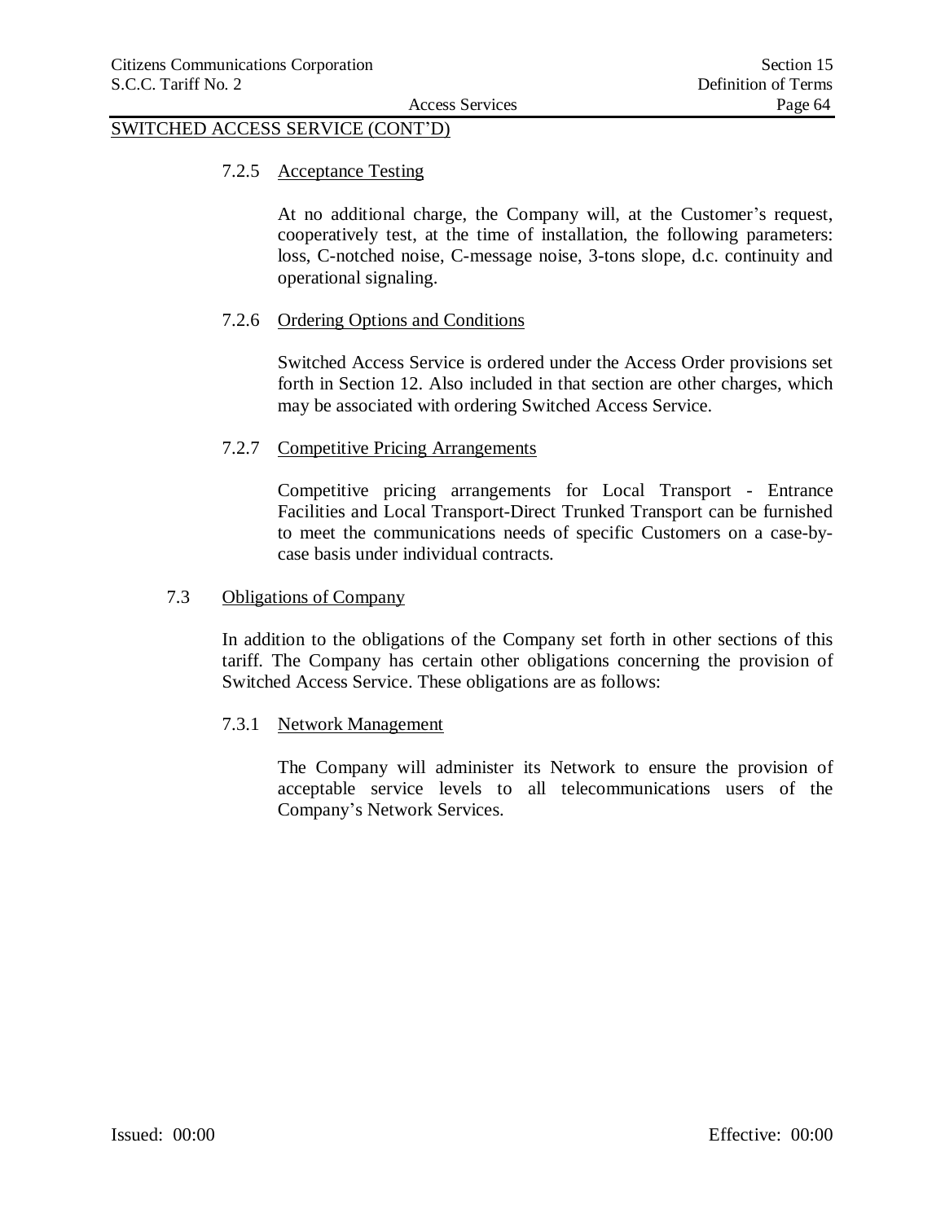SWITCHED ACCESS SERVICE (CONT'D)

#### 7.2.5 Acceptance Testing

At no additional charge, the Company will, at the Customer's request, cooperatively test, at the time of installation, the following parameters: loss, C-notched noise, C-message noise, 3-tons slope, d.c. continuity and operational signaling.

#### 7.2.6 Ordering Options and Conditions

Switched Access Service is ordered under the Access Order provisions set forth in Section 12. Also included in that section are other charges, which may be associated with ordering Switched Access Service.

#### 7.2.7 Competitive Pricing Arrangements

Competitive pricing arrangements for Local Transport - Entrance Facilities and Local Transport-Direct Trunked Transport can be furnished to meet the communications needs of specific Customers on a case-by-case basis under individual contracts.

### 7.3 Obligations of Company

In addition to the obligations of the Company set forth in other sections of this tariff. The Company has certain other obligations concerning the provision of Switched Access Service. These obligations are as follows:

#### 7.3.1 Network Management

The Company will administer its Network to ensure the provision of acceptable service levels to all telecommunications users of the Company's Network Services.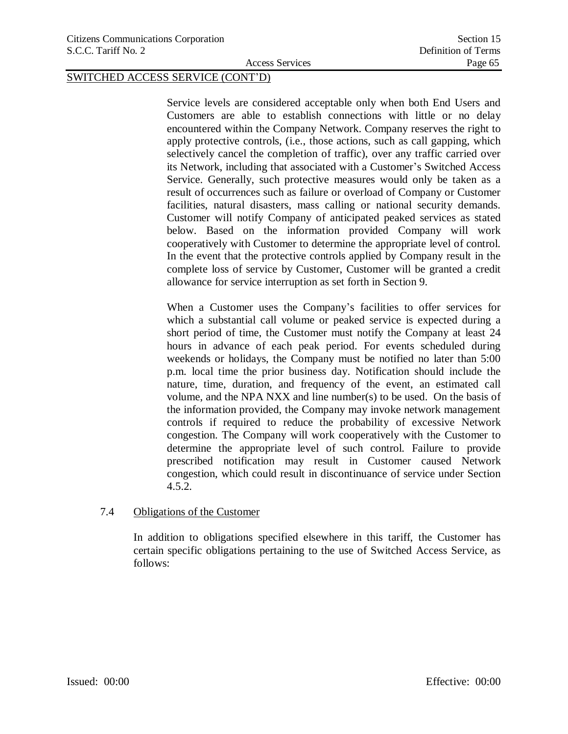SWITCHED ACCESS SERVICE (CONT'D)

Service levels are considered acceptable only when both End Users and Customers are able to establish connections with little or no delay encountered within the Company Network. Company reserves the right to apply protective controls, (i.e., those actions, such as call gapping, which selectively cancel the completion of traffic), over any traffic carried over its Network, including that associated with a Customer's Switched Access Service. Generally, such protective measures would only be taken as a result of occurrences such as failure or overload of Company or Customer facilities, natural disasters, mass calling or national security demands. Customer will notify Company of anticipated peaked services as stated below. Based on the information provided Company will work cooperatively with Customer to determine the appropriate level of control. In the event that the protective controls applied by Company result in the complete loss of service by Customer, Customer will be granted a credit allowance for service interruption as set forth in Section 9.

When a Customer uses the Company's facilities to offer services for which a substantial call volume or peaked service is expected during a short period of time, the Customer must notify the Company at least 24 hours in advance of each peak period. For events scheduled during weekends or holidays, the Company must be notified no later than 5:00 p.m. local time the prior business day. Notification should include the nature, time, duration, and frequency of the event, an estimated call volume, and the NPA NXX and line number(s) to be used. On the basis of the information provided, the Company may invoke network management controls if required to reduce the probability of excessive Network congestion. The Company will work cooperatively with the Customer to determine the appropriate level of such control. Failure to provide prescribed notification may result in Customer caused Network congestion, which could result in discontinuance of service under Section 4.5.2.

## 7.4 Obligations of the Customer

In addition to obligations specified elsewhere in this tariff, the Customer has certain specific obligations pertaining to the use of Switched Access Service, as follows: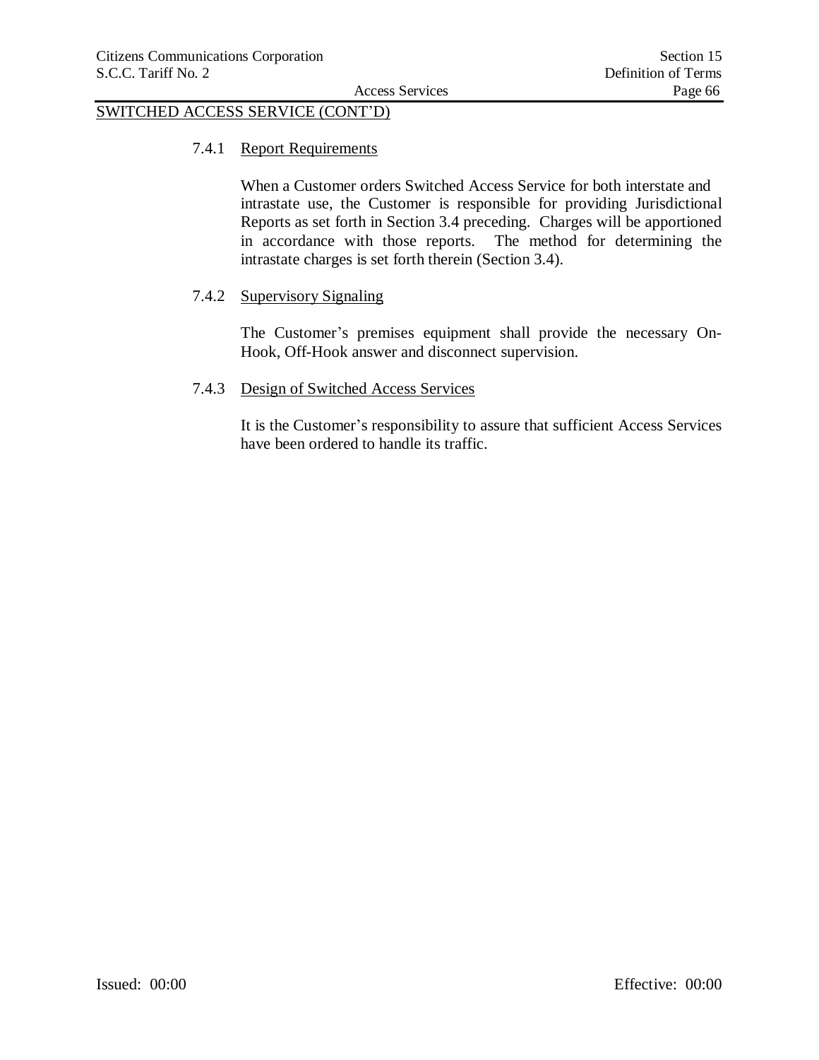SWITCHED ACCESS SERVICE (CONT'D)

7.4.1 Report Requirements

When a Customer orders Switched Access Service for both interstate and intrastate use, the Customer is responsible for providing Jurisdictional Reports as set forth in Section 3.4 preceding. Charges will be apportioned in accordance with those reports. The method for determining the intrastate charges is set forth therein (Section 3.4).

7.4.2 Supervisory Signaling

The Customer's premises equipment shall provide the necessary On-Hook, Off-Hook answer and disconnect supervision.

7.4.3 Design of Switched Access Services

It is the Customer's responsibility to assure that sufficient Access Services have been ordered to handle its traffic.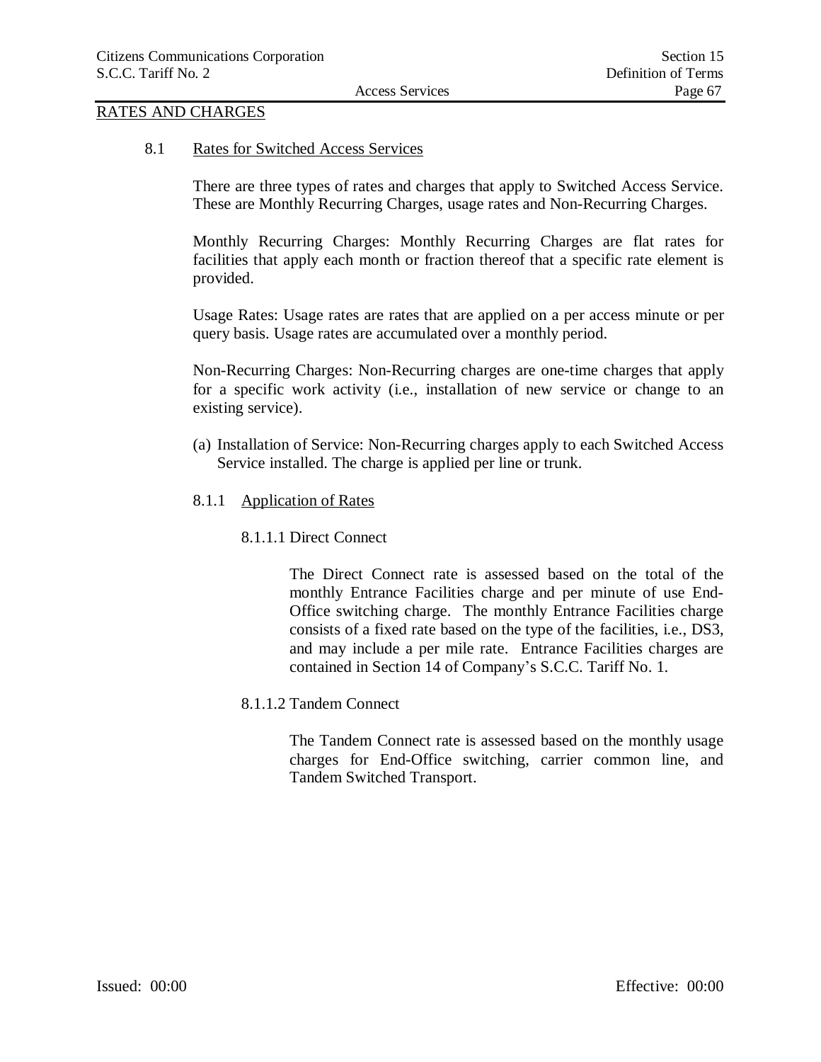## RATES AND CHARGES

### 8.1 Rates for Switched Access Services

There are three types of rates and charges that apply to Switched Access Service. These are Monthly Recurring Charges, usage rates and Non-Recurring Charges.

Monthly Recurring Charges: Monthly Recurring Charges are flat rates for facilities that apply each month or fraction thereof that a specific rate element is provided.

Usage Rates: Usage rates are rates that are applied on a per access minute or per query basis. Usage rates are accumulated over a monthly period.

Non-Recurring Charges: Non-Recurring charges are one-time charges that apply for a specific work activity (i.e., installation of new service or change to an existing service).

(a) Installation of Service: Non-Recurring charges apply to each Switched Access Service installed. The charge is applied per line or trunk.

#### 8.1.1 Application of Rates

##### 8.1.1.1 Direct Connect

The Direct Connect rate is assessed based on the total of the monthly Entrance Facilities charge and per minute of use End-Office switching charge. The monthly Entrance Facilities charge consists of a fixed rate based on the type of the facilities, i.e., DS3, and may include a per mile rate. Entrance Facilities charges are contained in Section 14 of Company's S.C.C. Tariff No. 1.

##### 8.1.1.2 Tandem Connect

The Tandem Connect rate is assessed based on the monthly usage charges for End-Office switching, carrier common line, and Tandem Switched Transport.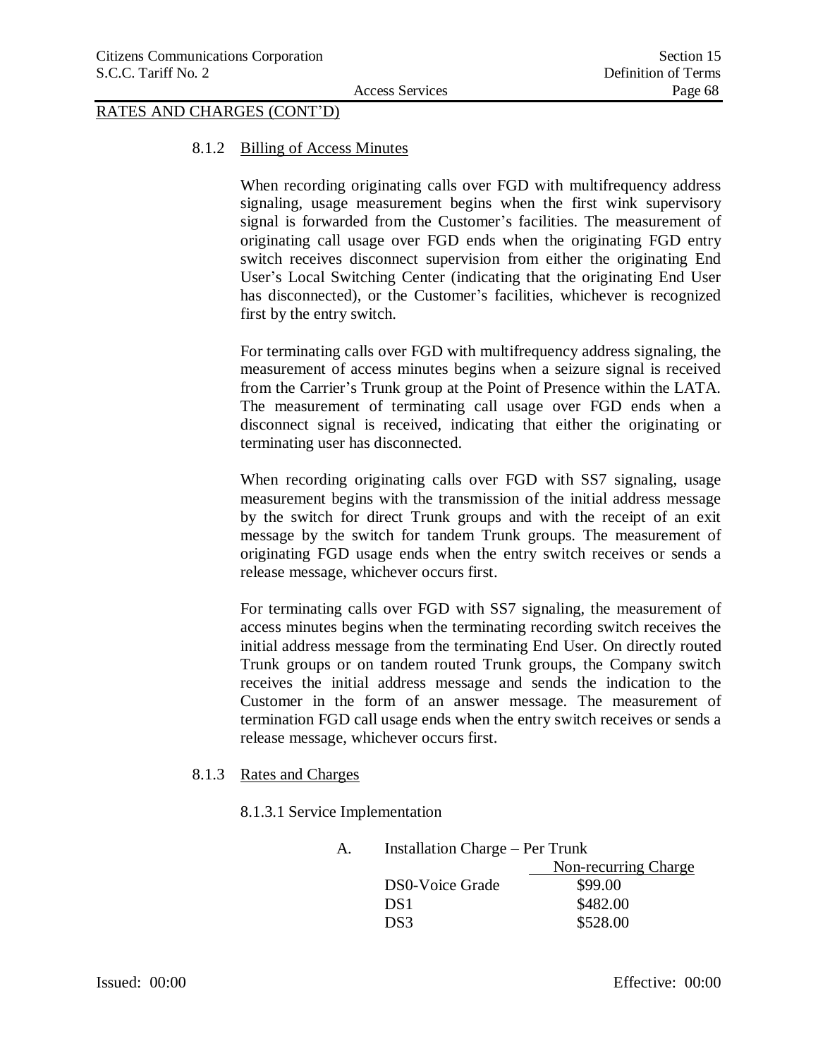RATES AND CHARGES (CONT'D)

### 8.1.2 Billing of Access Minutes

When recording originating calls over FGD with multifrequency address signaling, usage measurement begins when the first wink supervisory signal is forwarded from the Customer's facilities. The measurement of originating call usage over FGD ends when the originating FGD entry switch receives disconnect supervision from either the originating End User's Local Switching Center (indicating that the originating End User has disconnected), or the Customer's facilities, whichever is recognized first by the entry switch.

For terminating calls over FGD with multifrequency address signaling, the measurement of access minutes begins when a seizure signal is received from the Carrier's Trunk group at the Point of Presence within the LATA. The measurement of terminating call usage over FGD ends when a disconnect signal is received, indicating that either the originating or terminating user has disconnected.

When recording originating calls over FGD with SS7 signaling, usage measurement begins with the transmission of the initial address message by the switch for direct Trunk groups and with the receipt of an exit message by the switch for tandem Trunk groups. The measurement of originating FGD usage ends when the entry switch receives or sends a release message, whichever occurs first.

For terminating calls over FGD with SS7 signaling, the measurement of access minutes begins when the terminating recording switch receives the initial address message from the terminating End User. On directly routed Trunk groups or on tandem routed Trunk groups, the Company switch receives the initial address message and sends the indication to the Customer in the form of an answer message. The measurement of termination FGD call usage ends when the entry switch receives or sends a release message, whichever occurs first.

### 8.1.3 Rates and Charges

8.1.3.1 Service Implementation

A. Installation Charge – Per Trunk

| | Non-recurring Charge |
|---|---|
| DS0-Voice Grade | $99.00 |
| DS1 | $482.00 |
| DS3 | $528.00 |

Issued: 00:00 Effective: 00:00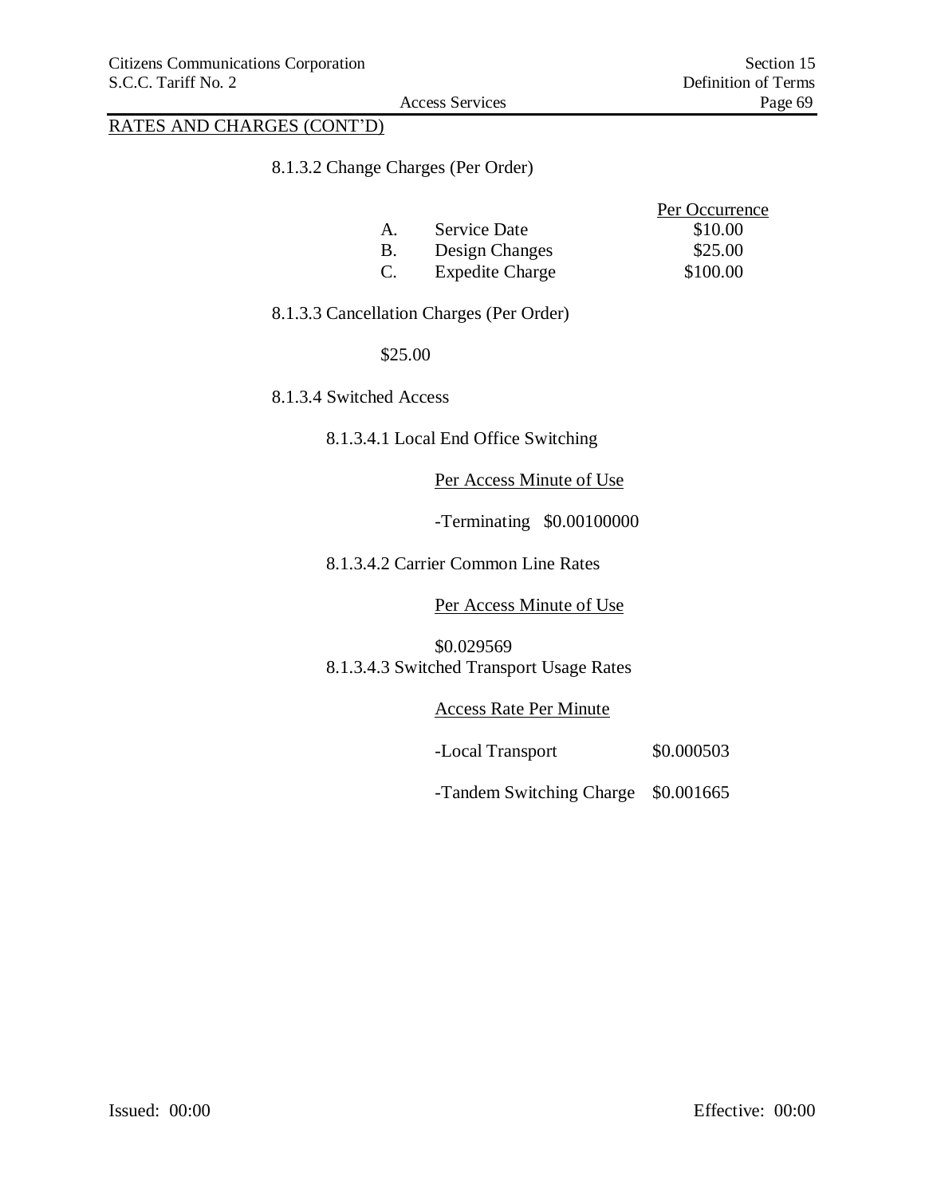RATES AND CHARGES (CONT'D)

8.1.3.2 Change Charges (Per Order)

| | | Per Occurrence |
|---|---|---|
| A. | Service Date | \$10.00 |
| B. | Design Changes | \$25.00 |
| C. | Expedite Charge | \$100.00 |

8.1.3.3 Cancellation Charges (Per Order)

\$25.00

8.1.3.4 Switched Access

8.1.3.4.1 Local End Office Switching

Per Access Minute of Use

-Terminating \$0.00100000

8.1.3.4.2 Carrier Common Line Rates

Per Access Minute of Use

\$0.029569

8.1.3.4.3 Switched Transport Usage Rates

Access Rate Per Minute

| | |
|---|---|
| -Local Transport | \$0.000503 |
| -Tandem Switching Charge | \$0.001665 |

Issued: 00:00 Effective: 00:00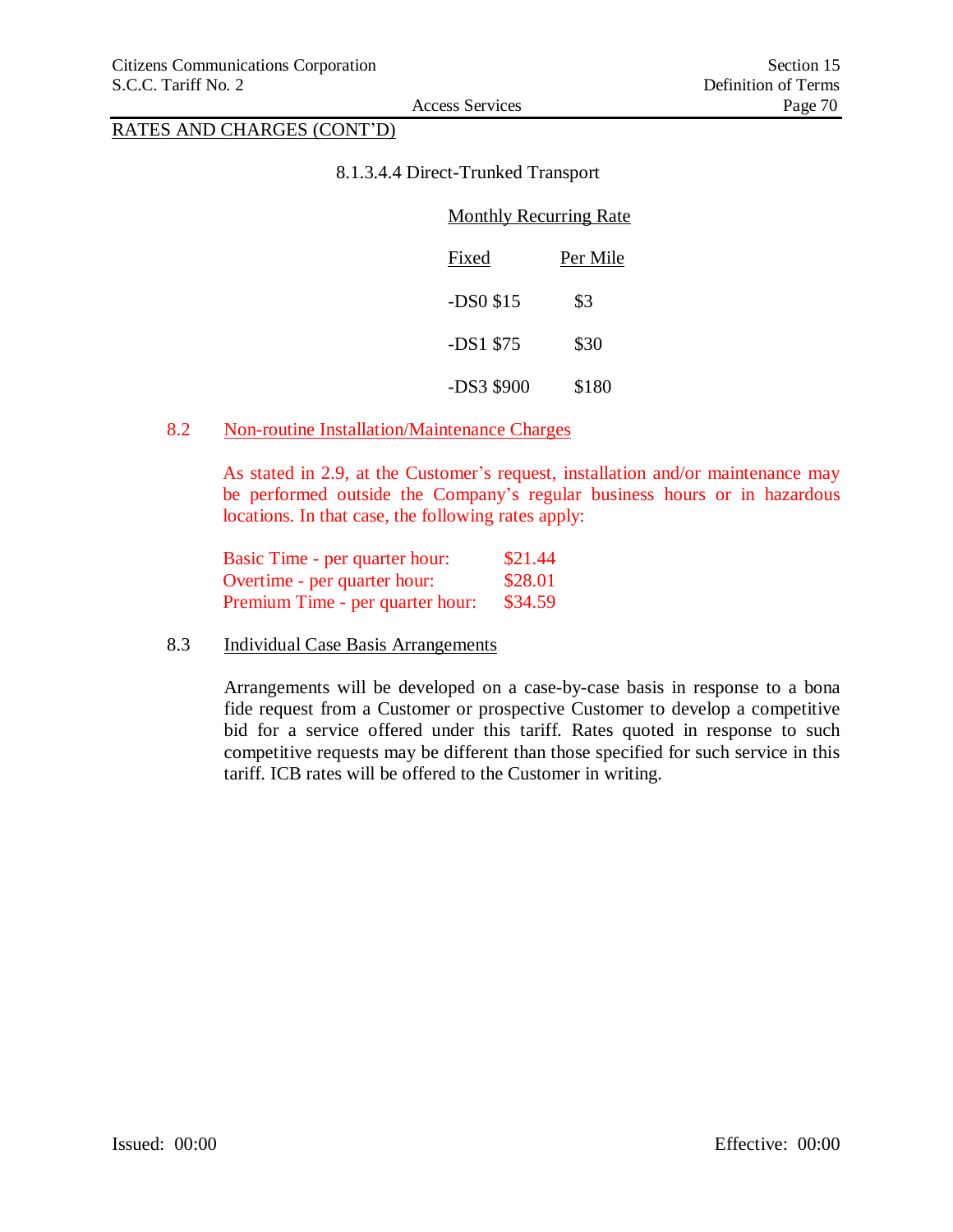RATES AND CHARGES (CONT'D)

8.1.3.4.4 Direct-Trunked Transport

| | Monthly Recurring Rate | |
|---|---|---|
| | Fixed | Per Mile |
| -DS0 | $15 | $3 |
| -DS1 | $75 | $30 |
| -DS3 | $900 | $180 |

## 8.2 Non-routine Installation/Maintenance Charges

As stated in 2.9, at the Customer's request, installation and/or maintenance may be performed outside the Company's regular business hours or in hazardous locations. In that case, the following rates apply:

| | |
|---|---|
| Basic Time - per quarter hour: | $21.44 |
| Overtime - per quarter hour: | $28.01 |
| Premium Time - per quarter hour: | $34.59 |

## 8.3 Individual Case Basis Arrangements

Arrangements will be developed on a case-by-case basis in response to a bona fide request from a Customer or prospective Customer to develop a competitive bid for a service offered under this tariff. Rates quoted in response to such competitive requests may be different than those specified for such service in this tariff. ICB rates will be offered to the Customer in writing.

Issued: 00:00 Effective: 00:00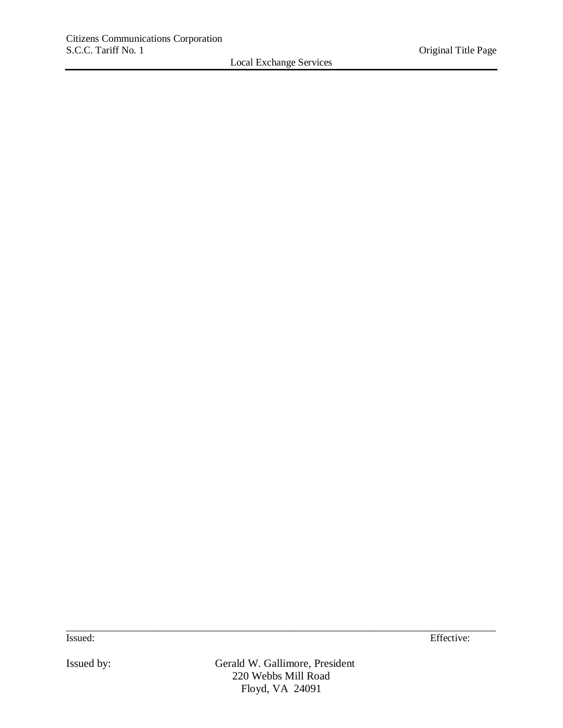Citizens Communications Corporation
S.C.C. Tariff No. 1

Original Title Page

Local Exchange Services

Issued:

Effective:

Issued by: Gerald W. Gallimore, President
220 Webbs Mill Road
Floyd, VA 24091